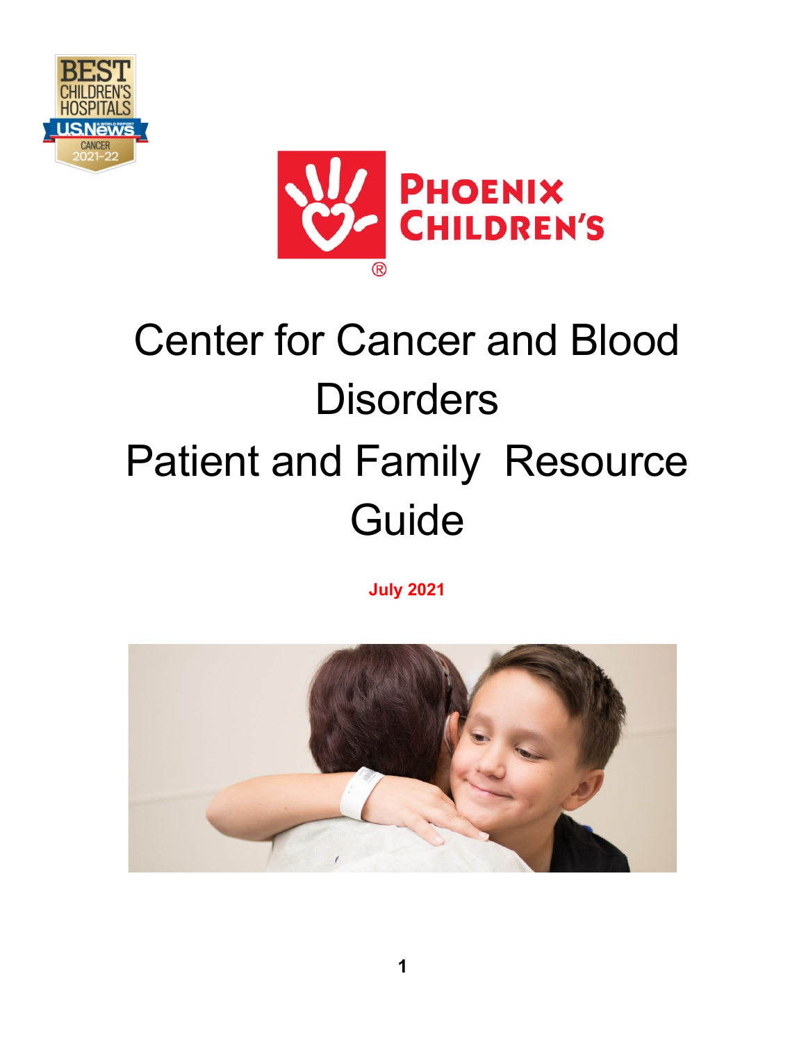BEST CHILDREN'S HOSPITALS U.S.News CANCER 2021-22

PHOENIX CHILDREN'S®

# Center for Cancer and Blood Disorders

# Patient and Family Resource Guide

**July 2021**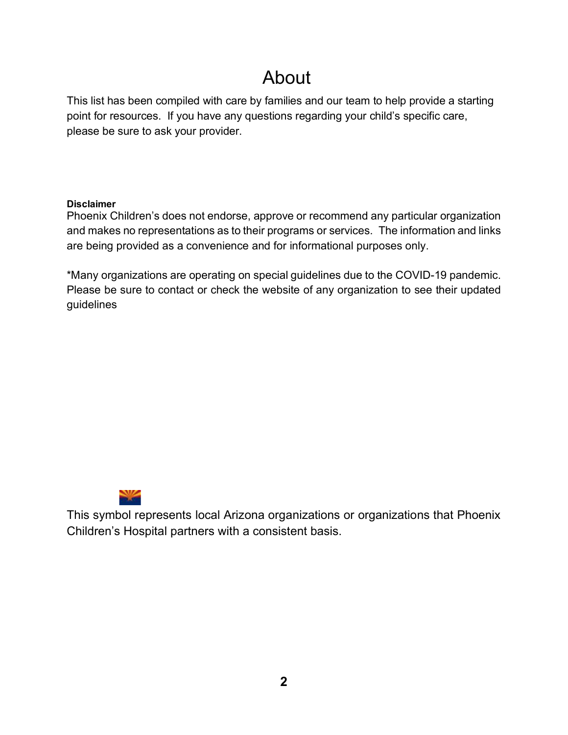# About

This list has been compiled with care by families and our team to help provide a starting point for resources. If you have any questions regarding your child's specific care, please be sure to ask your provider.

**Disclaimer**

Phoenix Children's does not endorse, approve or recommend any particular organization and makes no representations as to their programs or services. The information and links are being provided as a convenience and for informational purposes only.

*Many organizations are operating on special guidelines due to the COVID-19 pandemic. Please be sure to contact or check the website of any organization to see their updated guidelines

This symbol represents local Arizona organizations or organizations that Phoenix Children's Hospital partners with a consistent basis.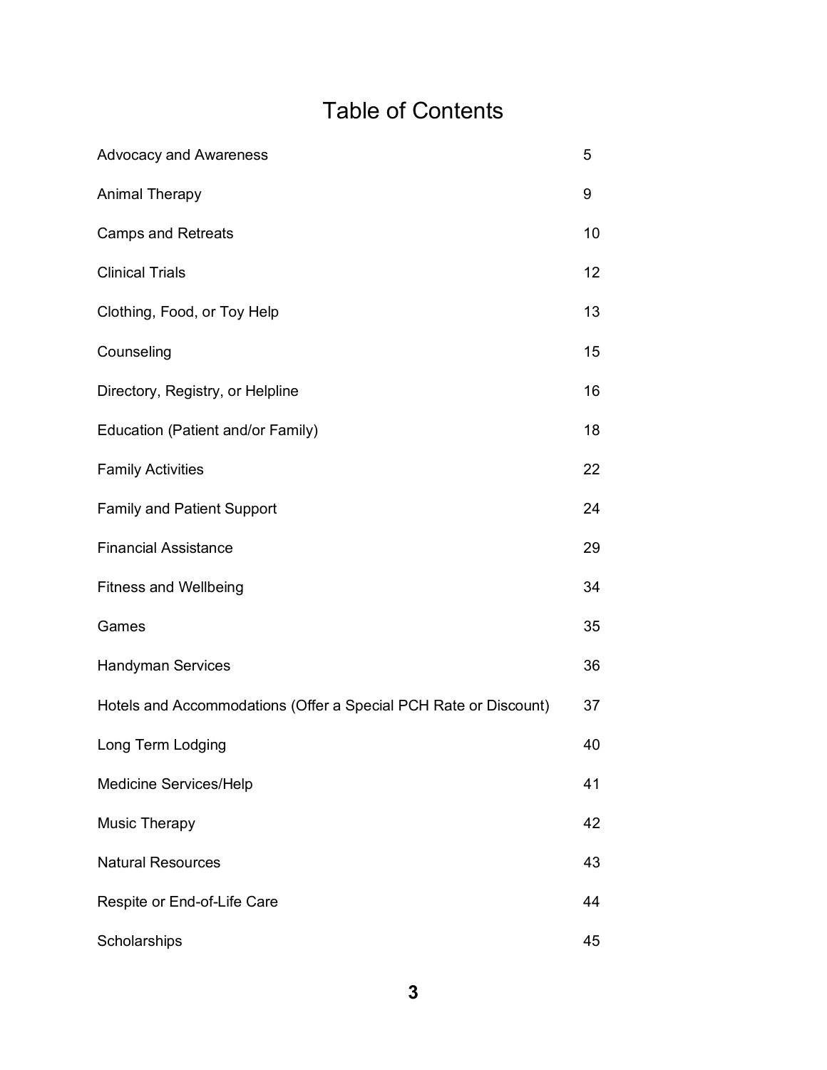# Table of Contents

| | |
|---|---|
| Advocacy and Awareness | 5 |
| Animal Therapy | 9 |
| Camps and Retreats | 10 |
| Clinical Trials | 12 |
| Clothing, Food, or Toy Help | 13 |
| Counseling | 15 |
| Directory, Registry, or Helpline | 16 |
| Education (Patient and/or Family) | 18 |
| Family Activities | 22 |
| Family and Patient Support | 24 |
| Financial Assistance | 29 |
| Fitness and Wellbeing | 34 |
| Games | 35 |
| Handyman Services | 36 |
| Hotels and Accommodations (Offer a Special PCH Rate or Discount) | 37 |
| Long Term Lodging | 40 |
| Medicine Services/Help | 41 |
| Music Therapy | 42 |
| Natural Resources | 43 |
| Respite or End-of-Life Care | 44 |
| Scholarships | 45 |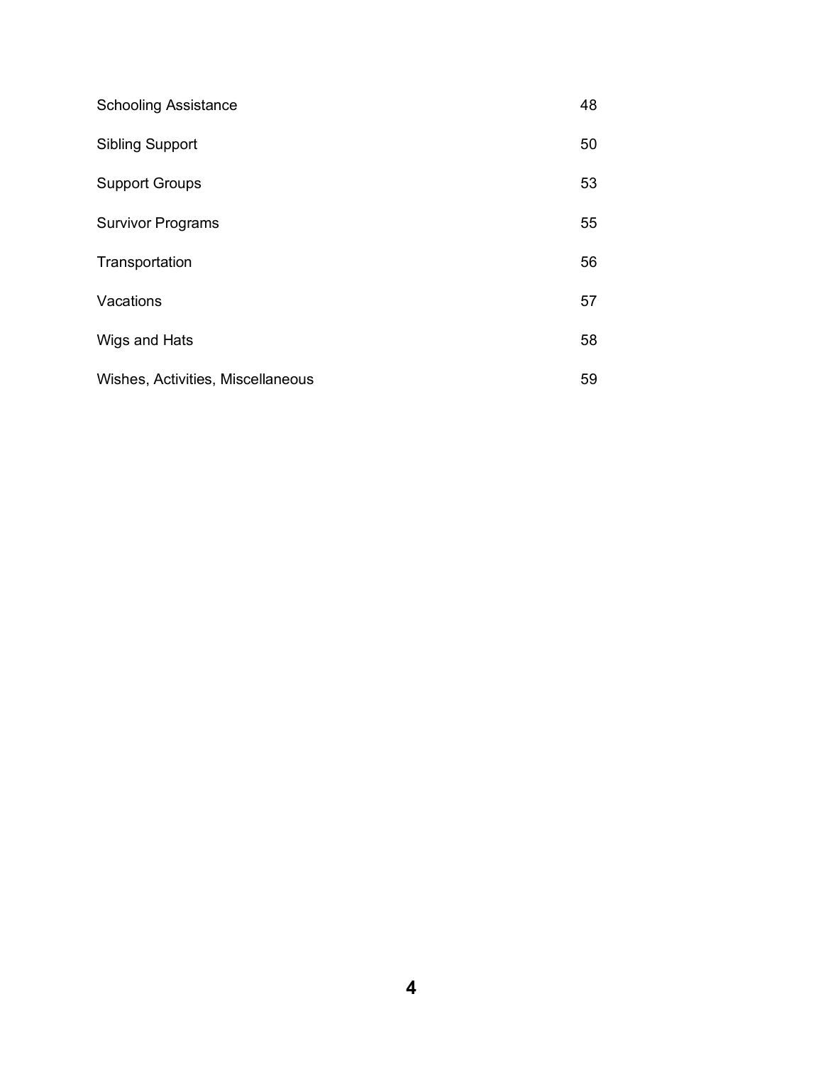| | |
| --- | --- |
| Schooling Assistance | 48 |
| Sibling Support | 50 |
| Support Groups | 53 |
| Survivor Programs | 55 |
| Transportation | 56 |
| Vacations | 57 |
| Wigs and Hats | 58 |
| Wishes, Activities, Miscellaneous | 59 |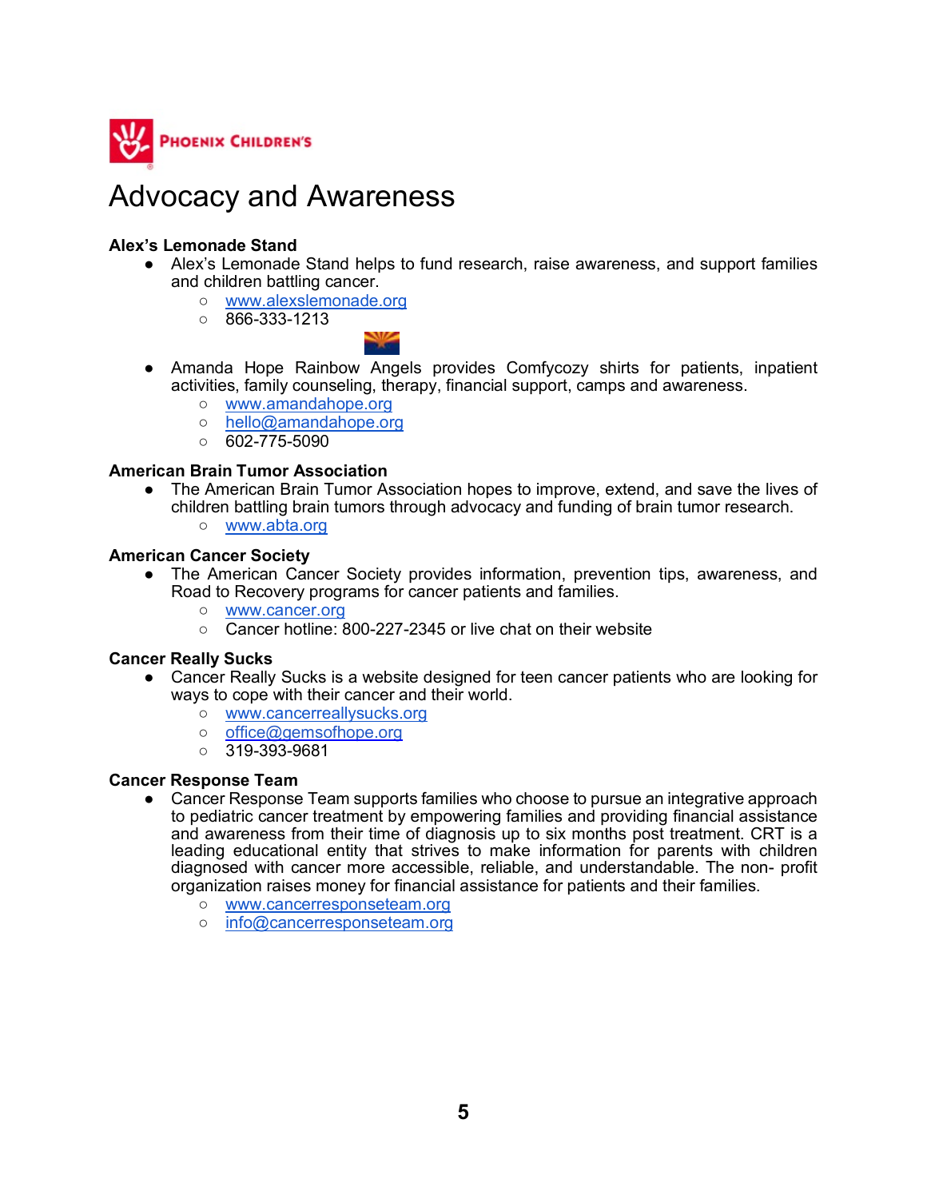# Advocacy and Awareness

**Alex's Lemonade Stand**

- Alex's Lemonade Stand helps to fund research, raise awareness, and support families and children battling cancer.
  - www.alexslemonade.org
  - 866-333-1213

- Amanda Hope Rainbow Angels provides Comfycozy shirts for patients, inpatient activities, family counseling, therapy, financial support, camps and awareness.
  - www.amandahope.org
  - hello@amandahope.org
  - 602-775-5090

**American Brain Tumor Association**

- The American Brain Tumor Association hopes to improve, extend, and save the lives of children battling brain tumors through advocacy and funding of brain tumor research.
  - www.abta.org

**American Cancer Society**

- The American Cancer Society provides information, prevention tips, awareness, and Road to Recovery programs for cancer patients and families.
  - www.cancer.org
  - Cancer hotline: 800-227-2345 or live chat on their website

**Cancer Really Sucks**

- Cancer Really Sucks is a website designed for teen cancer patients who are looking for ways to cope with their cancer and their world.
  - www.cancerreallysucks.org
  - office@gemsofhope.org
  - 319-393-9681

**Cancer Response Team**

- Cancer Response Team supports families who choose to pursue an integrative approach to pediatric cancer treatment by empowering families and providing financial assistance and awareness from their time of diagnosis up to six months post treatment. CRT is a leading educational entity that strives to make information for parents with children diagnosed with cancer more accessible, reliable, and understandable. The non- profit organization raises money for financial assistance for patients and their families.
  - www.cancerresponseteam.org
  - info@cancerresponseteam.org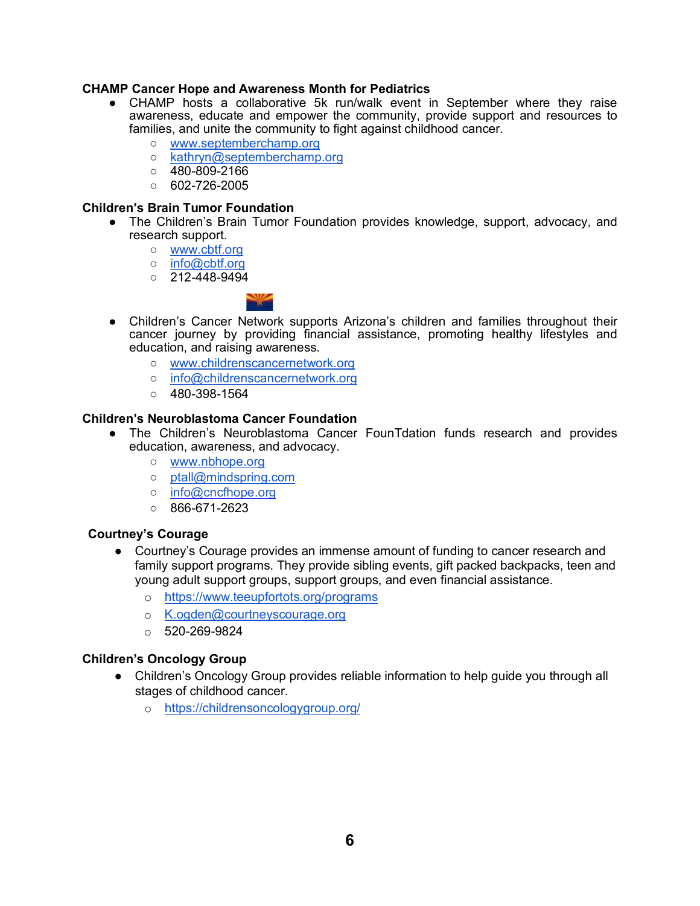**CHAMP Cancer Hope and Awareness Month for Pediatrics**

- CHAMP hosts a collaborative 5k run/walk event in September where they raise awareness, educate and empower the community, provide support and resources to families, and unite the community to fight against childhood cancer.
    - www.septemberchamp.org
    - kathryn@septemberchamp.org
    - 480-809-2166
    - 602-726-2005

**Children's Brain Tumor Foundation**

- The Children's Brain Tumor Foundation provides knowledge, support, advocacy, and research support.
    - www.cbtf.org
    - info@cbtf.org
    - 212-448-9494

- Children's Cancer Network supports Arizona's children and families throughout their cancer journey by providing financial assistance, promoting healthy lifestyles and education, and raising awareness.
    - www.childrenscancernetwork.org
    - info@childrenscancernetwork.org
    - 480-398-1564

**Children's Neuroblastoma Cancer Foundation**

- The Children's Neuroblastoma Cancer FounTdation funds research and provides education, awareness, and advocacy.
    - www.nbhope.org
    - ptall@mindspring.com
    - info@cncfhope.org
    - 866-671-2623

**Courtney's Courage**

- Courtney's Courage provides an immense amount of funding to cancer research and family support programs. They provide sibling events, gift packed backpacks, teen and young adult support groups, support groups, and even financial assistance.
    - https://www.teeupfortots.org/programs
    - K.ogden@courtneyscourage.org
    - 520-269-9824

**Children's Oncology Group**

- Children's Oncology Group provides reliable information to help guide you through all stages of childhood cancer.
    - https://childrensoncologygroup.org/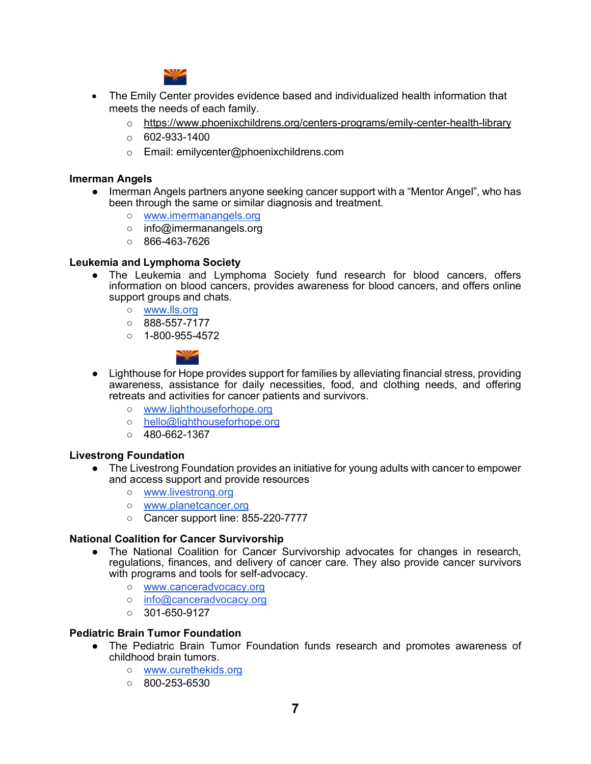- The Emily Center provides evidence based and individualized health information that meets the needs of each family.
    - https://www.phoenixchildrens.org/centers-programs/emily-center-health-library
    - 602-933-1400
    - Email: emilycenter@phoenixchildrens.com

**Imerman Angels**

- Imerman Angels partners anyone seeking cancer support with a "Mentor Angel", who has been through the same or similar diagnosis and treatment.
    - www.imermanangels.org
    - info@imermanangels.org
    - 866-463-7626

**Leukemia and Lymphoma Society**

- The Leukemia and Lymphoma Society fund research for blood cancers, offers information on blood cancers, provides awareness for blood cancers, and offers online support groups and chats.
    - www.lls.org
    - 888-557-7177
    - 1-800-955-4572

- Lighthouse for Hope provides support for families by alleviating financial stress, providing awareness, assistance for daily necessities, food, and clothing needs, and offering retreats and activities for cancer patients and survivors.
    - www.lighthouseforhope.org
    - hello@lighthouseforhope.org
    - 480-662-1367

**Livestrong Foundation**

- The Livestrong Foundation provides an initiative for young adults with cancer to empower and access support and provide resources
    - www.livestrong.org
    - www.planetcancer.org
    - Cancer support line: 855-220-7777

**National Coalition for Cancer Survivorship**

- The National Coalition for Cancer Survivorship advocates for changes in research, regulations, finances, and delivery of cancer care. They also provide cancer survivors with programs and tools for self-advocacy.
    - www.canceradvocacy.org
    - info@canceradvocacy.org
    - 301-650-9127

**Pediatric Brain Tumor Foundation**

- The Pediatric Brain Tumor Foundation funds research and promotes awareness of childhood brain tumors.
    - www.curethekids.org
    - 800-253-6530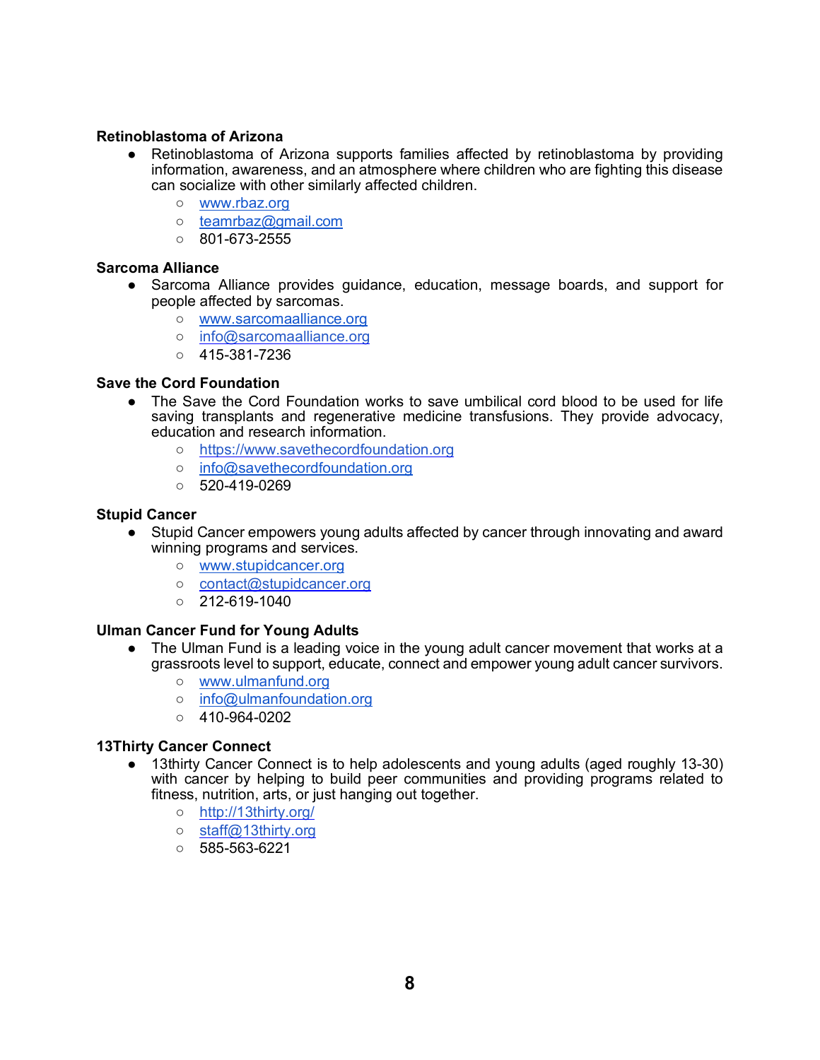**Retinoblastoma of Arizona**

- Retinoblastoma of Arizona supports families affected by retinoblastoma by providing information, awareness, and an atmosphere where children who are fighting this disease can socialize with other similarly affected children.
  - www.rbaz.org
  - teamrbaz@gmail.com
  - 801-673-2555

**Sarcoma Alliance**

- Sarcoma Alliance provides guidance, education, message boards, and support for people affected by sarcomas.
  - www.sarcomaalliance.org
  - info@sarcomaalliance.org
  - 415-381-7236

**Save the Cord Foundation**

- The Save the Cord Foundation works to save umbilical cord blood to be used for life saving transplants and regenerative medicine transfusions. They provide advocacy, education and research information.
  - https://www.savethecordfoundation.org
  - info@savethecordfoundation.org
  - 520-419-0269

**Stupid Cancer**

- Stupid Cancer empowers young adults affected by cancer through innovating and award winning programs and services.
  - www.stupidcancer.org
  - contact@stupidcancer.org
  - 212-619-1040

**Ulman Cancer Fund for Young Adults**

- The Ulman Fund is a leading voice in the young adult cancer movement that works at a grassroots level to support, educate, connect and empower young adult cancer survivors.
  - www.ulmanfund.org
  - info@ulmanfoundation.org
  - 410-964-0202

**13Thirty Cancer Connect**

- 13thirty Cancer Connect is to help adolescents and young adults (aged roughly 13-30) with cancer by helping to build peer communities and providing programs related to fitness, nutrition, arts, or just hanging out together.
  - http://13thirty.org/
  - staff@13thirty.org
  - 585-563-6221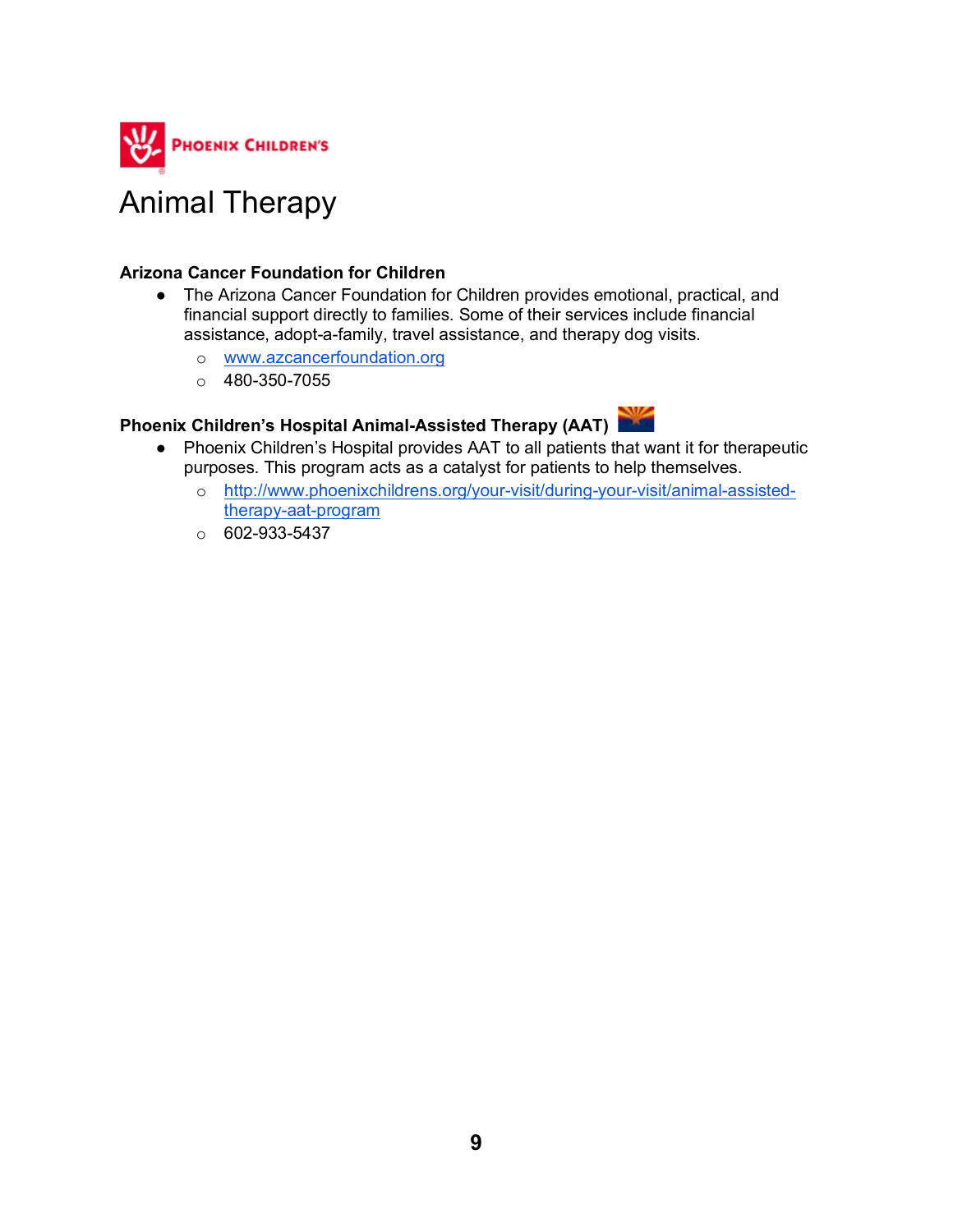# Animal Therapy

**Arizona Cancer Foundation for Children**

- The Arizona Cancer Foundation for Children provides emotional, practical, and financial support directly to families. Some of their services include financial assistance, adopt-a-family, travel assistance, and therapy dog visits.
  - [www.azcancerfoundation.org](www.azcancerfoundation.org)
  - 480-350-7055

**Phoenix Children's Hospital Animal-Assisted Therapy (AAT)**

- Phoenix Children's Hospital provides AAT to all patients that want it for therapeutic purposes. This program acts as a catalyst for patients to help themselves.
  - [http://www.phoenixchildrens.org/your-visit/during-your-visit/animal-assisted-therapy-aat-program](http://www.phoenixchildrens.org/your-visit/during-your-visit/animal-assisted-therapy-aat-program)
  - 602-933-5437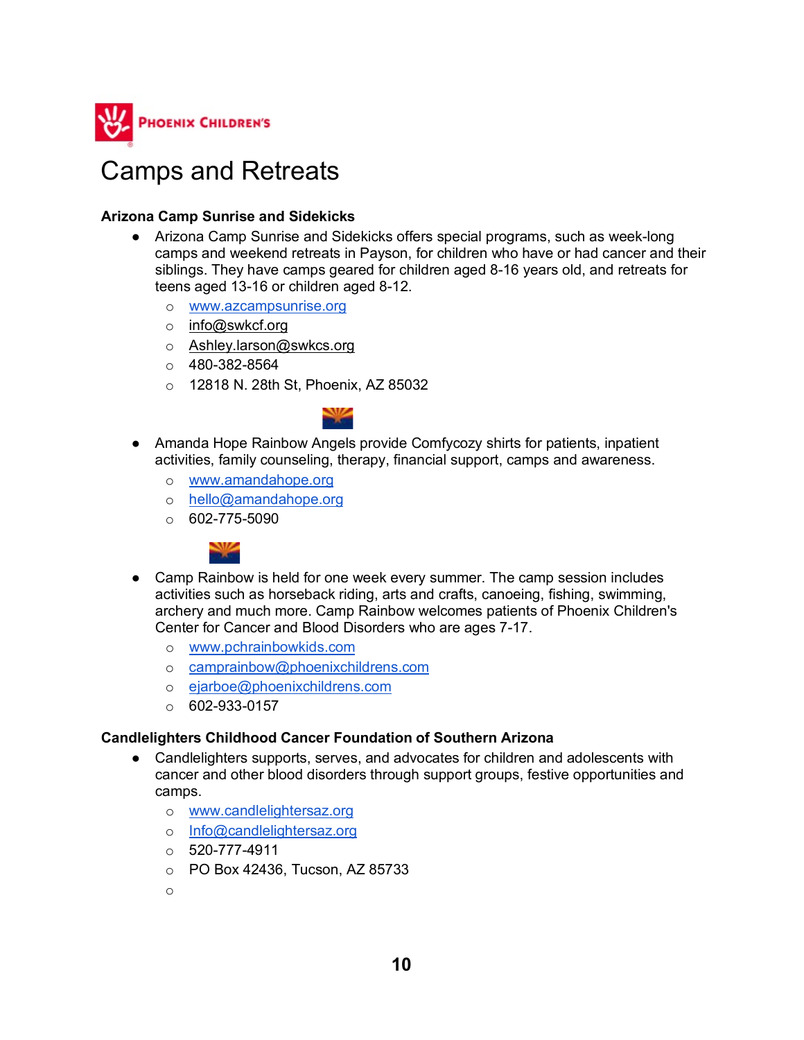# Camps and Retreats

**Arizona Camp Sunrise and Sidekicks**

- Arizona Camp Sunrise and Sidekicks offers special programs, such as week-long camps and weekend retreats in Payson, for children who have or had cancer and their siblings. They have camps geared for children aged 8-16 years old, and retreats for teens aged 13-16 or children aged 8-12.
  - www.azcampsunrise.org
  - info@swkcf.org
  - Ashley.larson@swkcs.org
  - 480-382-8564
  - 12818 N. 28th St, Phoenix, AZ 85032

- Amanda Hope Rainbow Angels provide Comfycozy shirts for patients, inpatient activities, family counseling, therapy, financial support, camps and awareness.
  - www.amandahope.org
  - hello@amandahope.org
  - 602-775-5090

- Camp Rainbow is held for one week every summer. The camp session includes activities such as horseback riding, arts and crafts, canoeing, fishing, swimming, archery and much more. Camp Rainbow welcomes patients of Phoenix Children's Center for Cancer and Blood Disorders who are ages 7-17.
  - www.pchrainbowkids.com
  - camprainbow@phoenixchildrens.com
  - ejarboe@phoenixchildrens.com
  - 602-933-0157

**Candlelighters Childhood Cancer Foundation of Southern Arizona**

- Candlelighters supports, serves, and advocates for children and adolescents with cancer and other blood disorders through support groups, festive opportunities and camps.
  - www.candlelightersaz.org
  - Info@candlelightersaz.org
  - 520-777-4911
  - PO Box 42436, Tucson, AZ 85733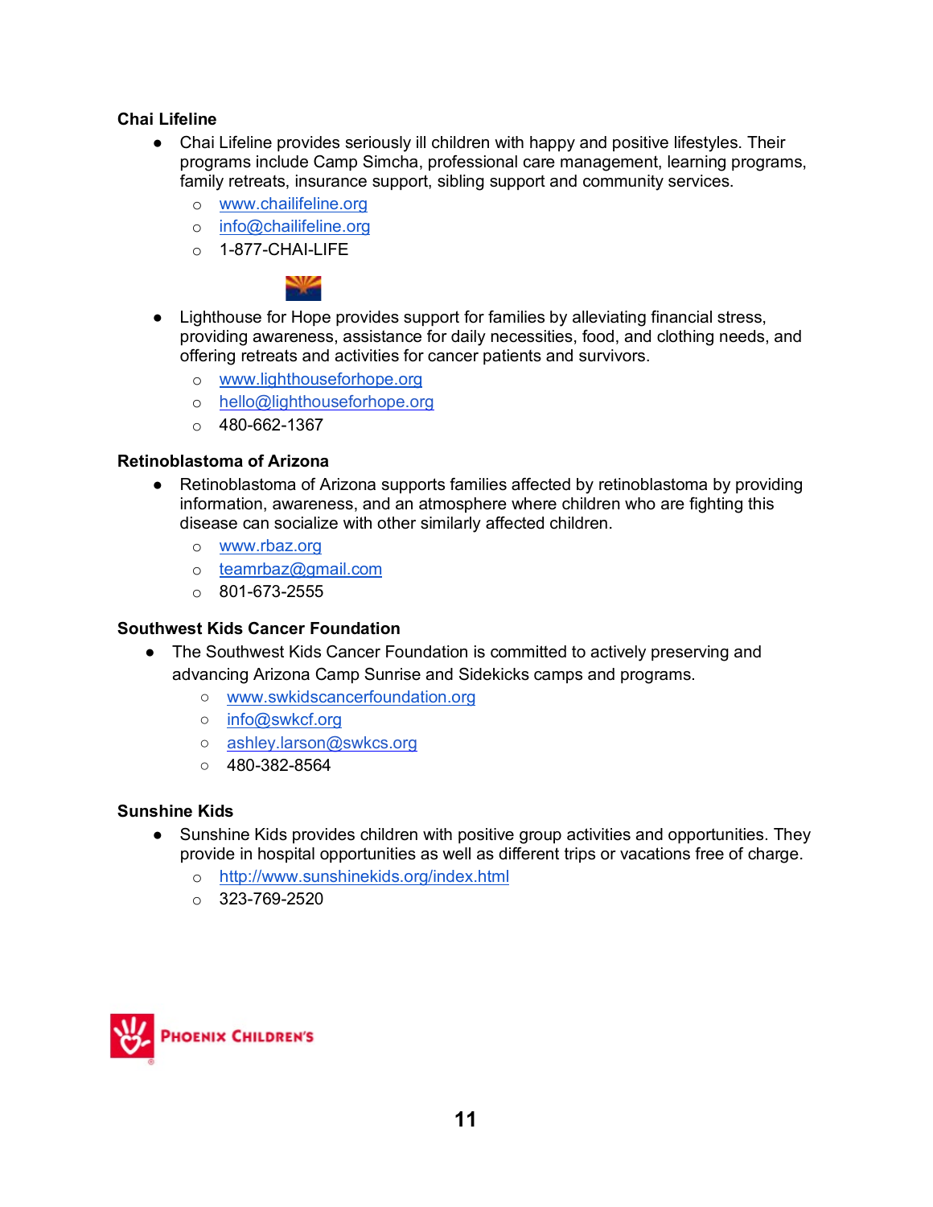**Chai Lifeline**

- Chai Lifeline provides seriously ill children with happy and positive lifestyles. Their programs include Camp Simcha, professional care management, learning programs, family retreats, insurance support, sibling support and community services.
  - www.chailifeline.org
  - info@chailifeline.org
  - 1-877-CHAI-LIFE

- Lighthouse for Hope provides support for families by alleviating financial stress, providing awareness, assistance for daily necessities, food, and clothing needs, and offering retreats and activities for cancer patients and survivors.
  - www.lighthouseforhope.org
  - hello@lighthouseforhope.org
  - 480-662-1367

**Retinoblastoma of Arizona**

- Retinoblastoma of Arizona supports families affected by retinoblastoma by providing information, awareness, and an atmosphere where children who are fighting this disease can socialize with other similarly affected children.
  - www.rbaz.org
  - teamrbaz@gmail.com
  - 801-673-2555

**Southwest Kids Cancer Foundation**

- The Southwest Kids Cancer Foundation is committed to actively preserving and advancing Arizona Camp Sunrise and Sidekicks camps and programs.
  - www.swkidscancerfoundation.org
  - info@swkcf.org
  - ashley.larson@swkcs.org
  - 480-382-8564

**Sunshine Kids**

- Sunshine Kids provides children with positive group activities and opportunities. They provide in hospital opportunities as well as different trips or vacations free of charge.
  - http://www.sunshinekids.org/index.html
  - 323-769-2520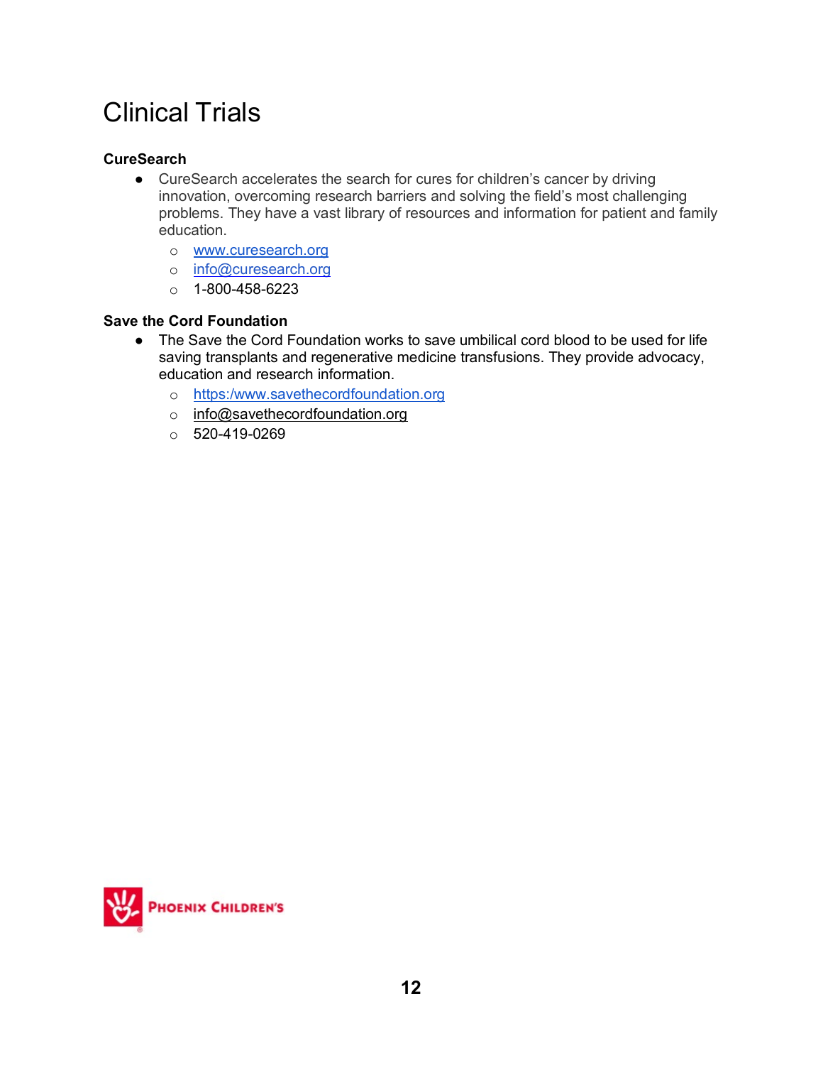# Clinical Trials

**CureSearch**

- CureSearch accelerates the search for cures for children's cancer by driving innovation, overcoming research barriers and solving the field's most challenging problems. They have a vast library of resources and information for patient and family education.
  - www.curesearch.org
  - info@curesearch.org
  - 1-800-458-6223

**Save the Cord Foundation**

- The Save the Cord Foundation works to save umbilical cord blood to be used for life saving transplants and regenerative medicine transfusions. They provide advocacy, education and research information.
  - https:/www.savethecordfoundation.org
  - info@savethecordfoundation.org
  - 520-419-0269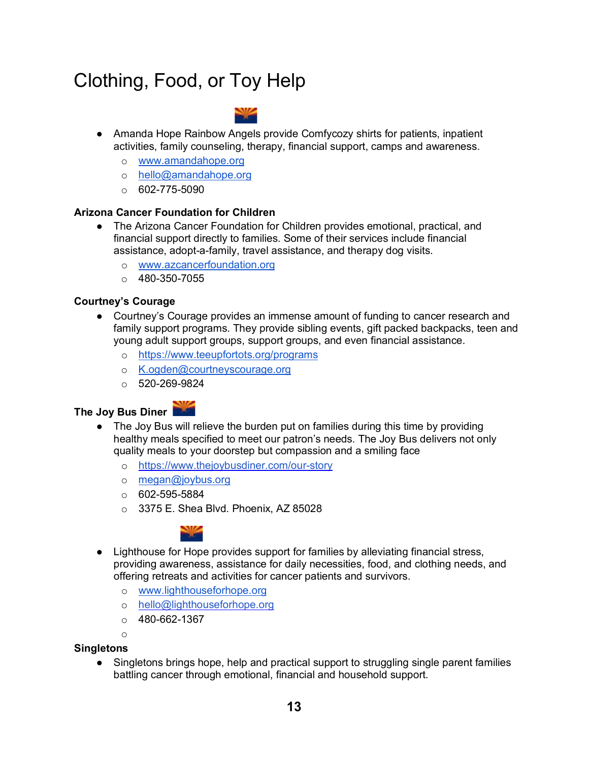# Clothing, Food, or Toy Help

- Amanda Hope Rainbow Angels provide Comfycozy shirts for patients, inpatient activities, family counseling, therapy, financial support, camps and awareness.
  - www.amandahope.org
  - hello@amandahope.org
  - 602-775-5090

**Arizona Cancer Foundation for Children**

- The Arizona Cancer Foundation for Children provides emotional, practical, and financial support directly to families. Some of their services include financial assistance, adopt-a-family, travel assistance, and therapy dog visits.
  - www.azcancerfoundation.org
  - 480-350-7055

**Courtney's Courage**

- Courtney's Courage provides an immense amount of funding to cancer research and family support programs. They provide sibling events, gift packed backpacks, teen and young adult support groups, support groups, and even financial assistance.
  - https://www.teeupfortots.org/programs
  - K.ogden@courtneyscourage.org
  - 520-269-9824

**The Joy Bus Diner**

- The Joy Bus will relieve the burden put on families during this time by providing healthy meals specified to meet our patron's needs. The Joy Bus delivers not only quality meals to your doorstep but compassion and a smiling face
  - https://www.thejoybusdiner.com/our-story
  - megan@joybus.org
  - 602-595-5884
  - 3375 E. Shea Blvd. Phoenix, AZ 85028

- Lighthouse for Hope provides support for families by alleviating financial stress, providing awareness, assistance for daily necessities, food, and clothing needs, and offering retreats and activities for cancer patients and survivors.
  - www.lighthouseforhope.org
  - hello@lighthouseforhope.org
  - 480-662-1367

**Singletons**

- Singletons brings hope, help and practical support to struggling single parent families battling cancer through emotional, financial and household support.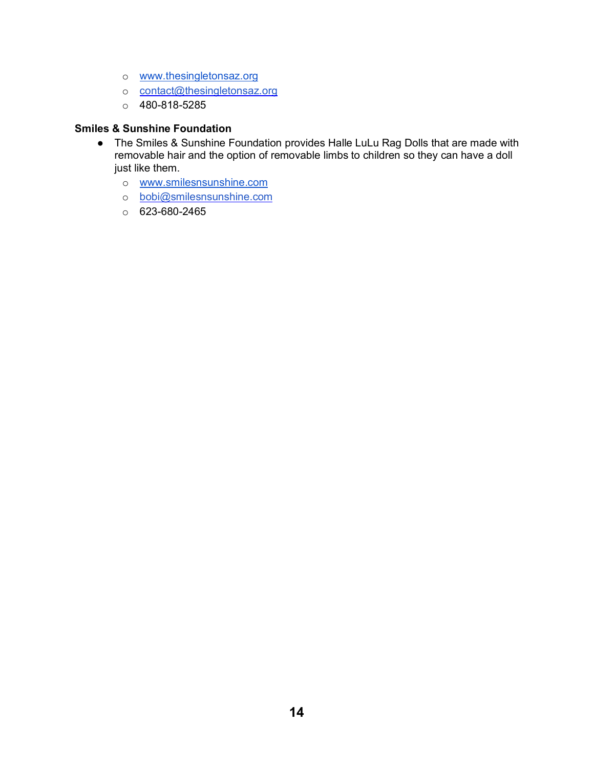- www.thesingletonsaz.org
  - contact@thesingletonsaz.org
  - 480-818-5285

**Smiles & Sunshine Foundation**

- The Smiles & Sunshine Foundation provides Halle LuLu Rag Dolls that are made with removable hair and the option of removable limbs to children so they can have a doll just like them.
  - www.smilesnsunshine.com
  - bobi@smilesnsunshine.com
  - 623-680-2465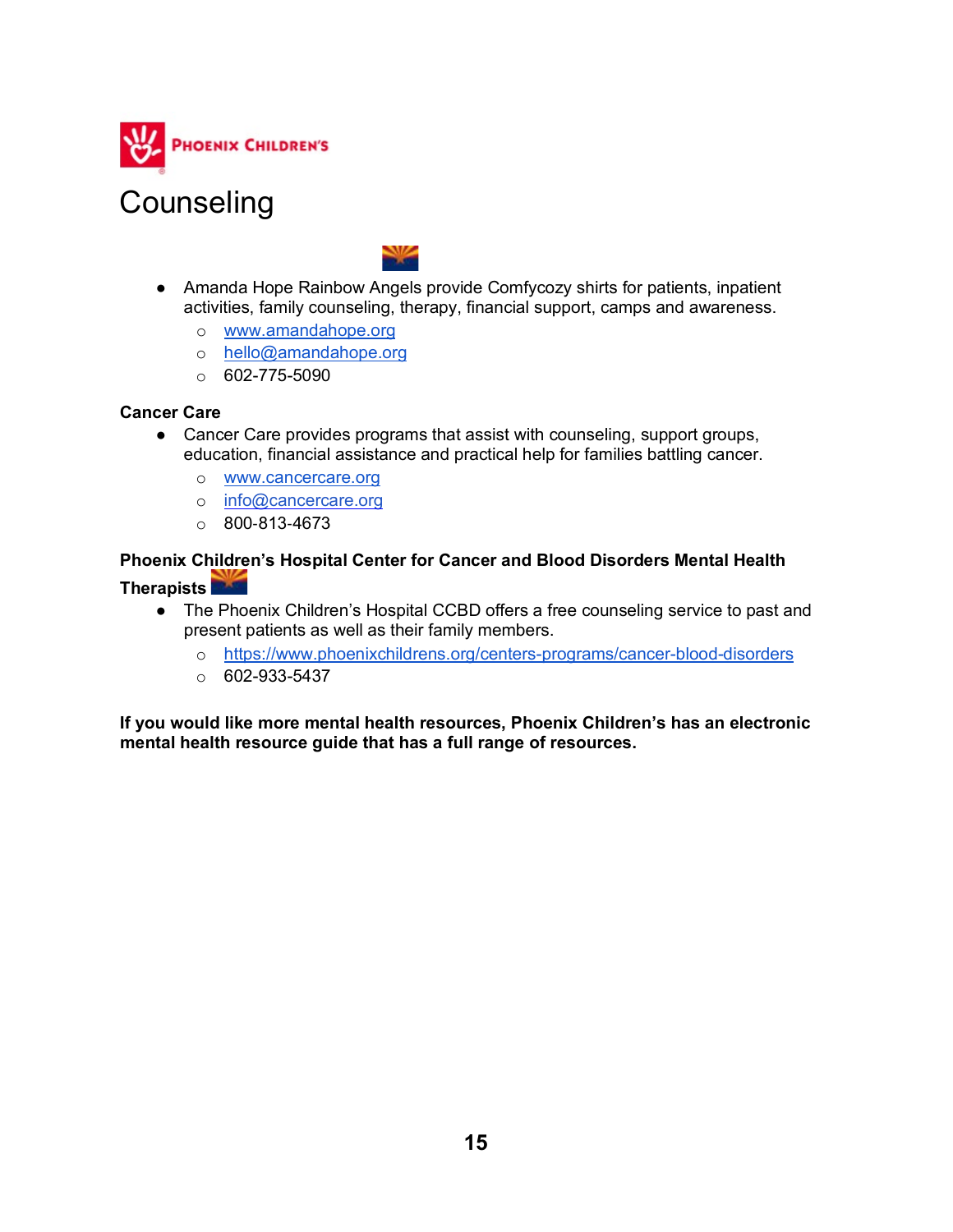# Counseling

- Amanda Hope Rainbow Angels provide Comfycozy shirts for patients, inpatient activities, family counseling, therapy, financial support, camps and awareness.
  - www.amandahope.org
  - hello@amandahope.org
  - 602-775-5090

**Cancer Care**

- Cancer Care provides programs that assist with counseling, support groups, education, financial assistance and practical help for families battling cancer.
  - www.cancercare.org
  - info@cancercare.org
  - 800-813-4673

**Phoenix Children's Hospital Center for Cancer and Blood Disorders Mental Health Therapists**

- The Phoenix Children's Hospital CCBD offers a free counseling service to past and present patients as well as their family members.
  - https://www.phoenixchildrens.org/centers-programs/cancer-blood-disorders
  - 602-933-5437

**If you would like more mental health resources, Phoenix Children's has an electronic mental health resource guide that has a full range of resources.**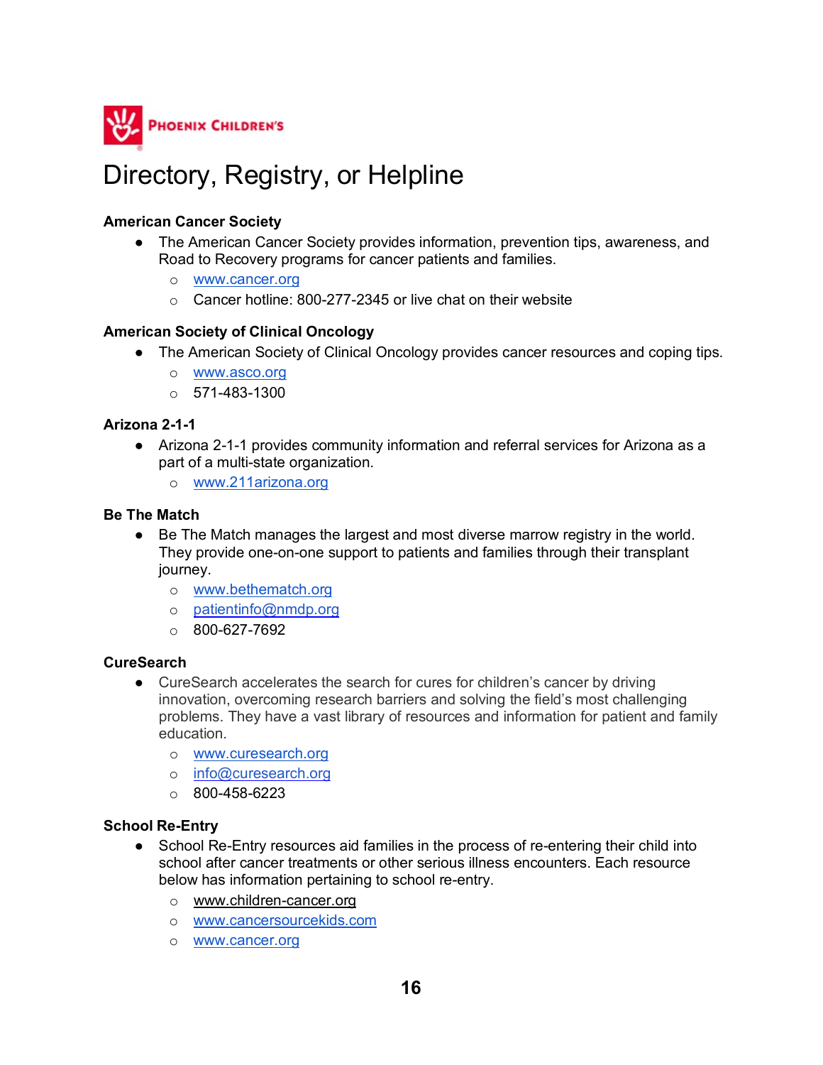PHOENIX CHILDREN'S

# Directory, Registry, or Helpline

**American Cancer Society**

- The American Cancer Society provides information, prevention tips, awareness, and Road to Recovery programs for cancer patients and families.
  - www.cancer.org
  - Cancer hotline: 800-277-2345 or live chat on their website

**American Society of Clinical Oncology**

- The American Society of Clinical Oncology provides cancer resources and coping tips.
  - www.asco.org
  - 571-483-1300

**Arizona 2-1-1**

- Arizona 2-1-1 provides community information and referral services for Arizona as a part of a multi-state organization.
  - www.211arizona.org

**Be The Match**

- Be The Match manages the largest and most diverse marrow registry in the world. They provide one-on-one support to patients and families through their transplant journey.
  - www.bethematch.org
  - patientinfo@nmdp.org
  - 800-627-7692

**CureSearch**

- CureSearch accelerates the search for cures for children's cancer by driving innovation, overcoming research barriers and solving the field's most challenging problems. They have a vast library of resources and information for patient and family education.
  - www.curesearch.org
  - info@curesearch.org
  - 800-458-6223

**School Re-Entry**

- School Re-Entry resources aid families in the process of re-entering their child into school after cancer treatments or other serious illness encounters. Each resource below has information pertaining to school re-entry.
  - www.children-cancer.org
  - www.cancersourcekids.com
  - www.cancer.org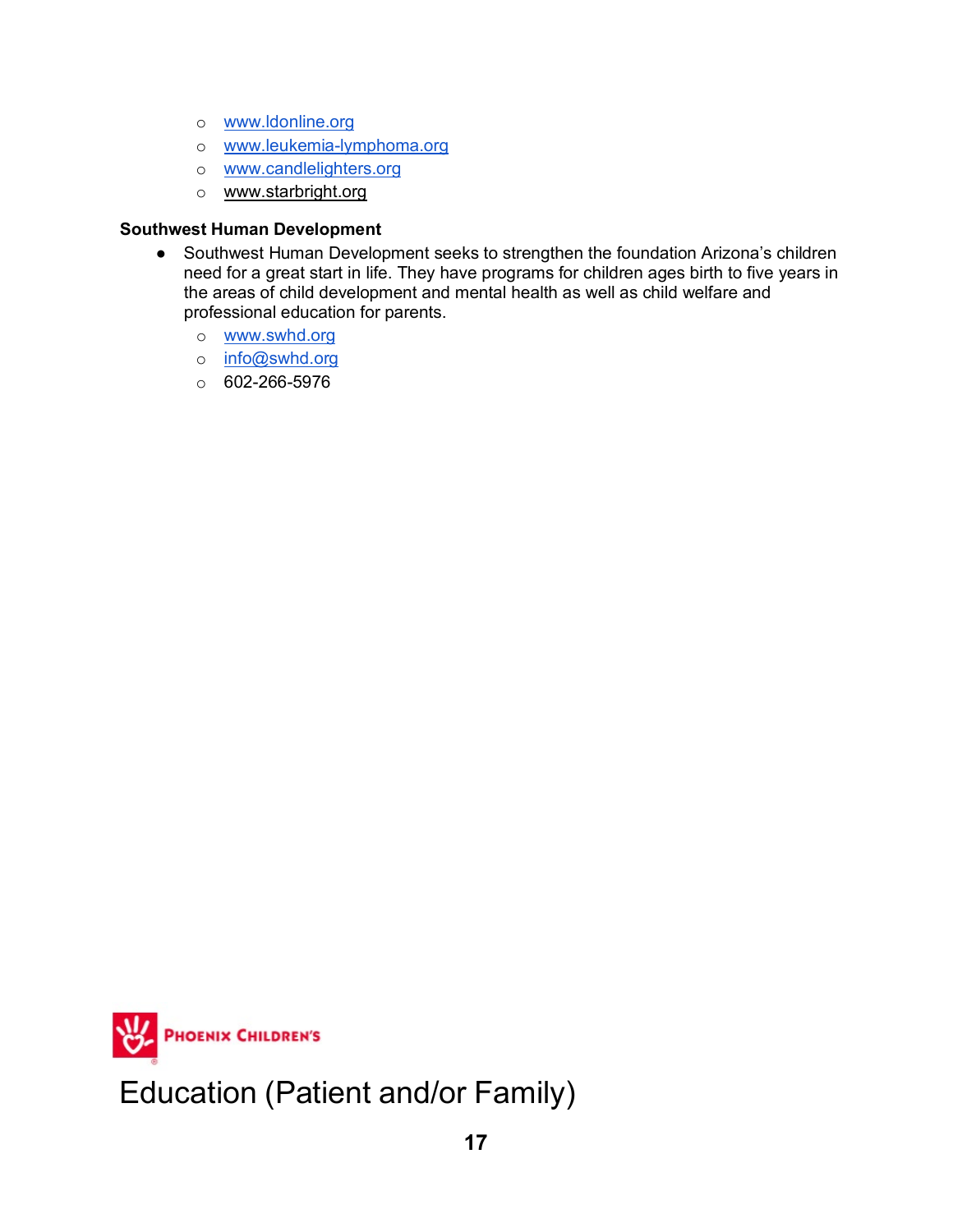- www.ldonline.org
  - www.leukemia-lymphoma.org
  - www.candlelighters.org
  - www.starbright.org

**Southwest Human Development**

- Southwest Human Development seeks to strengthen the foundation Arizona's children need for a great start in life. They have programs for children ages birth to five years in the areas of child development and mental health as well as child welfare and professional education for parents.
  - www.swhd.org
  - info@swhd.org
  - 602-266-5976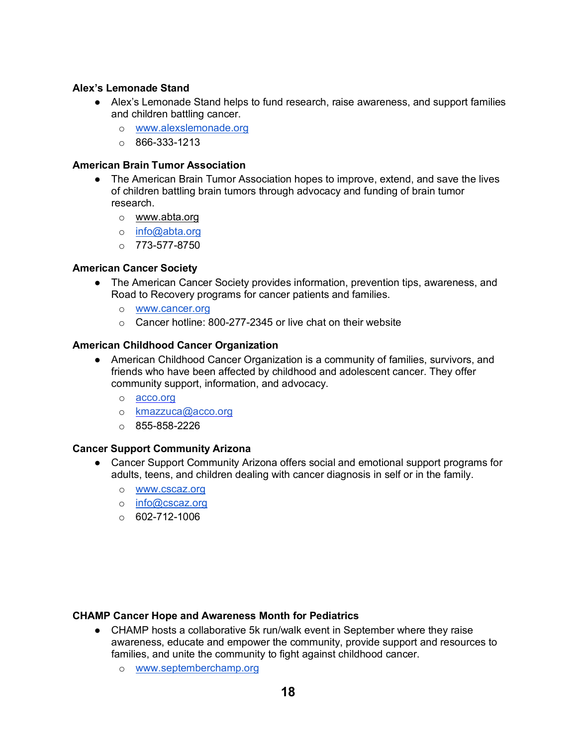**Alex's Lemonade Stand**

- Alex's Lemonade Stand helps to fund research, raise awareness, and support families and children battling cancer.
    - www.alexslemonade.org
    - 866-333-1213

**American Brain Tumor Association**

- The American Brain Tumor Association hopes to improve, extend, and save the lives of children battling brain tumors through advocacy and funding of brain tumor research.
    - www.abta.org
    - info@abta.org
    - 773-577-8750

**American Cancer Society**

- The American Cancer Society provides information, prevention tips, awareness, and Road to Recovery programs for cancer patients and families.
    - www.cancer.org
    - Cancer hotline: 800-277-2345 or live chat on their website

**American Childhood Cancer Organization**

- American Childhood Cancer Organization is a community of families, survivors, and friends who have been affected by childhood and adolescent cancer. They offer community support, information, and advocacy.
    - acco.org
    - kmazzuca@acco.org
    - 855-858-2226

**Cancer Support Community Arizona**

- Cancer Support Community Arizona offers social and emotional support programs for adults, teens, and children dealing with cancer diagnosis in self or in the family.
    - www.cscaz.org
    - info@cscaz.org
    - 602-712-1006

**CHAMP Cancer Hope and Awareness Month for Pediatrics**

- CHAMP hosts a collaborative 5k run/walk event in September where they raise awareness, educate and empower the community, provide support and resources to families, and unite the community to fight against childhood cancer.
    - www.septemberchamp.org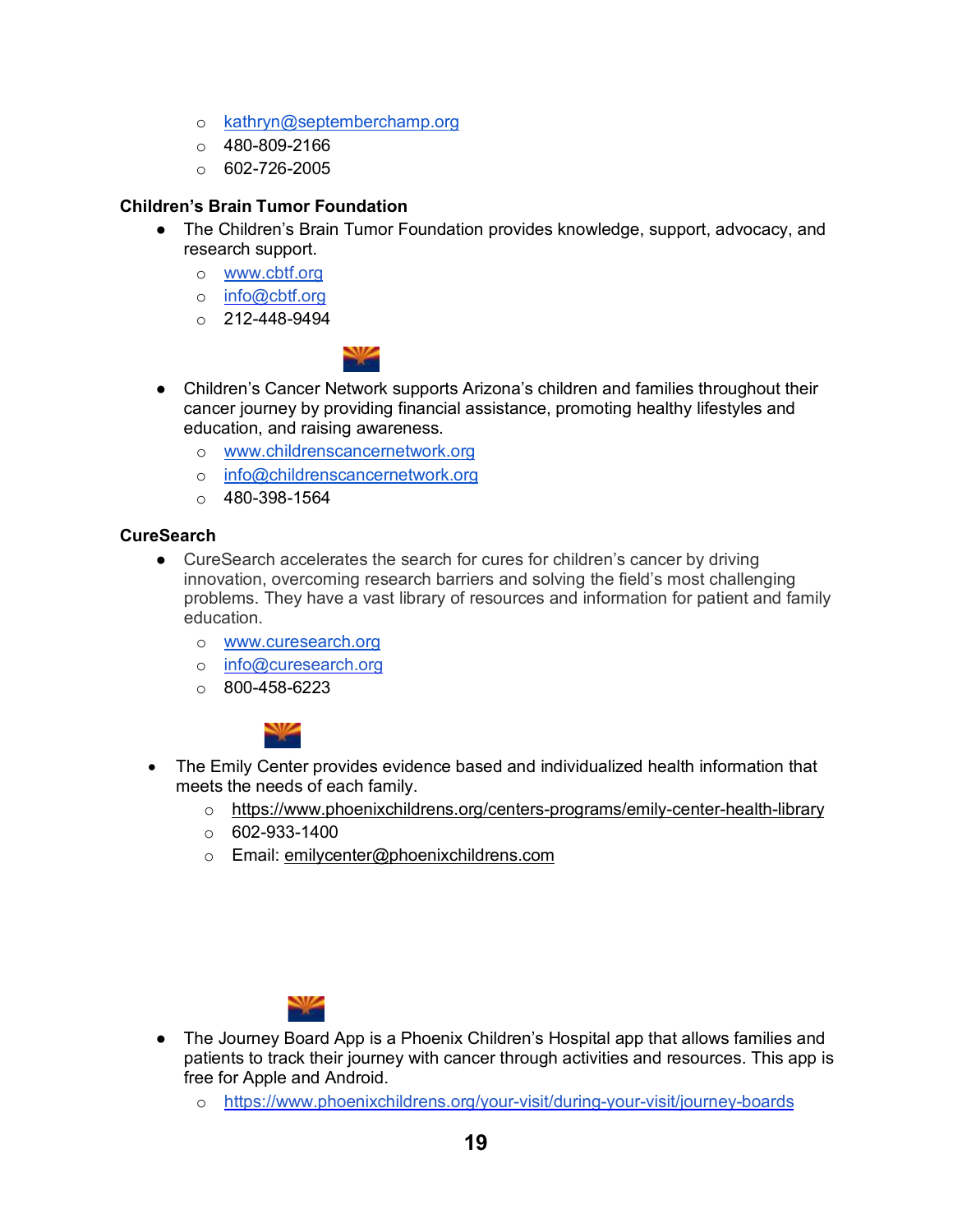- kathryn@septemberchamp.org
- 480-809-2166
- 602-726-2005

**Children's Brain Tumor Foundation**

- The Children's Brain Tumor Foundation provides knowledge, support, advocacy, and research support.
  - www.cbtf.org
  - info@cbtf.org
  - 212-448-9494

- Children's Cancer Network supports Arizona's children and families throughout their cancer journey by providing financial assistance, promoting healthy lifestyles and education, and raising awareness.
  - www.childrenscancernetwork.org
  - info@childrenscancernetwork.org
  - 480-398-1564

**CureSearch**

- CureSearch accelerates the search for cures for children's cancer by driving innovation, overcoming research barriers and solving the field's most challenging problems. They have a vast library of resources and information for patient and family education.
  - www.curesearch.org
  - info@curesearch.org
  - 800-458-6223

- The Emily Center provides evidence based and individualized health information that meets the needs of each family.
  - https://www.phoenixchildrens.org/centers-programs/emily-center-health-library
  - 602-933-1400
  - Email: emilycenter@phoenixchildrens.com

- The Journey Board App is a Phoenix Children's Hospital app that allows families and patients to track their journey with cancer through activities and resources. This app is free for Apple and Android.
  - https://www.phoenixchildrens.org/your-visit/during-your-visit/journey-boards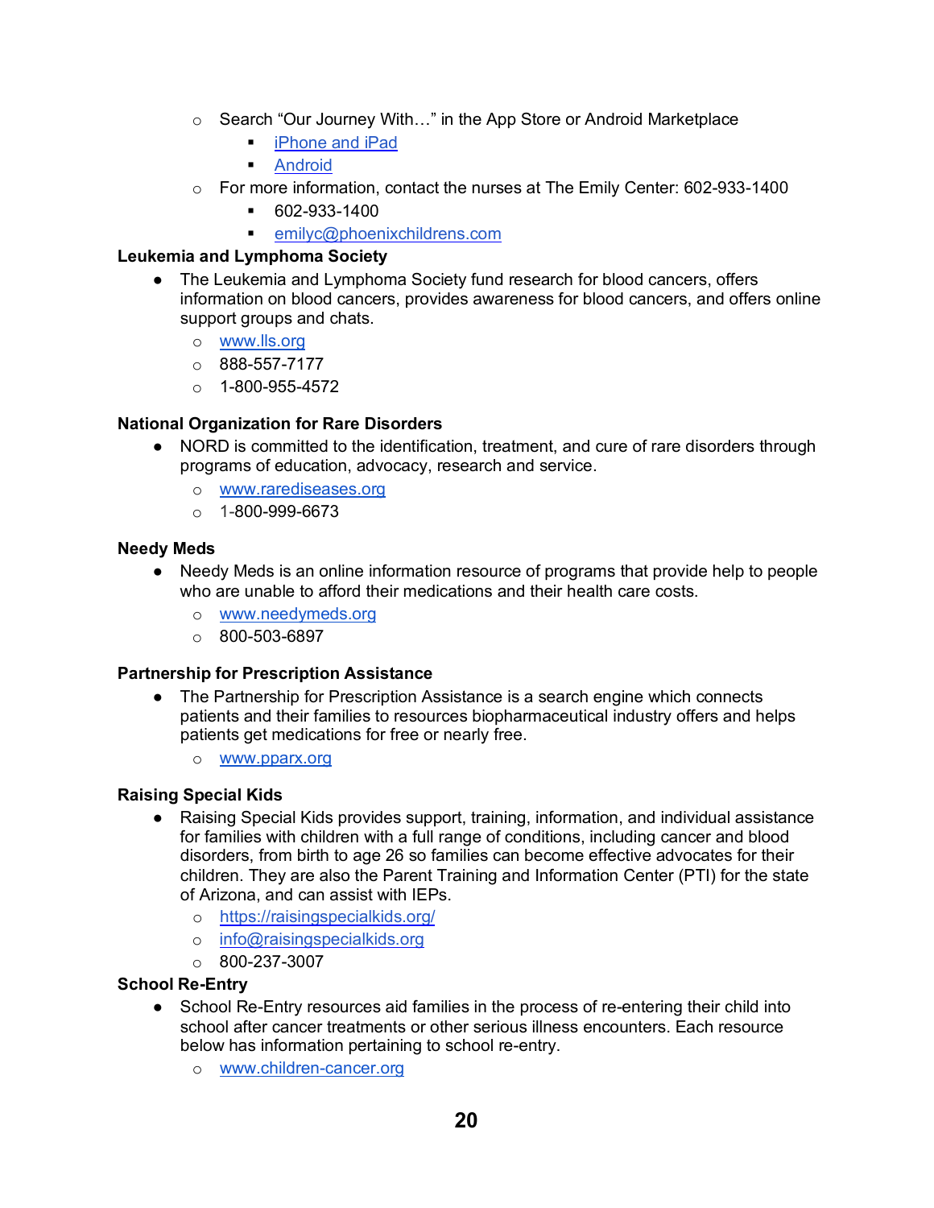- Search "Our Journey With…" in the App Store or Android Marketplace
    - iPhone and iPad
    - Android
  - For more information, contact the nurses at The Emily Center: 602-933-1400
    - 602-933-1400
    - emilyc@phoenixchildrens.com

**Leukemia and Lymphoma Society**

- The Leukemia and Lymphoma Society fund research for blood cancers, offers information on blood cancers, provides awareness for blood cancers, and offers online support groups and chats.
  - www.lls.org
  - 888-557-7177
  - 1-800-955-4572

**National Organization for Rare Disorders**

- NORD is committed to the identification, treatment, and cure of rare disorders through programs of education, advocacy, research and service.
  - www.rarediseases.org
  - 1-800-999-6673

**Needy Meds**

- Needy Meds is an online information resource of programs that provide help to people who are unable to afford their medications and their health care costs.
  - www.needymeds.org
  - 800-503-6897

**Partnership for Prescription Assistance**

- The Partnership for Prescription Assistance is a search engine which connects patients and their families to resources biopharmaceutical industry offers and helps patients get medications for free or nearly free.
  - www.pparx.org

**Raising Special Kids**

- Raising Special Kids provides support, training, information, and individual assistance for families with children with a full range of conditions, including cancer and blood disorders, from birth to age 26 so families can become effective advocates for their children. They are also the Parent Training and Information Center (PTI) for the state of Arizona, and can assist with IEPs.
  - https://raisingspecialkids.org/
  - info@raisingspecialkids.org
  - 800-237-3007

**School Re-Entry**

- School Re-Entry resources aid families in the process of re-entering their child into school after cancer treatments or other serious illness encounters. Each resource below has information pertaining to school re-entry.
  - www.children-cancer.org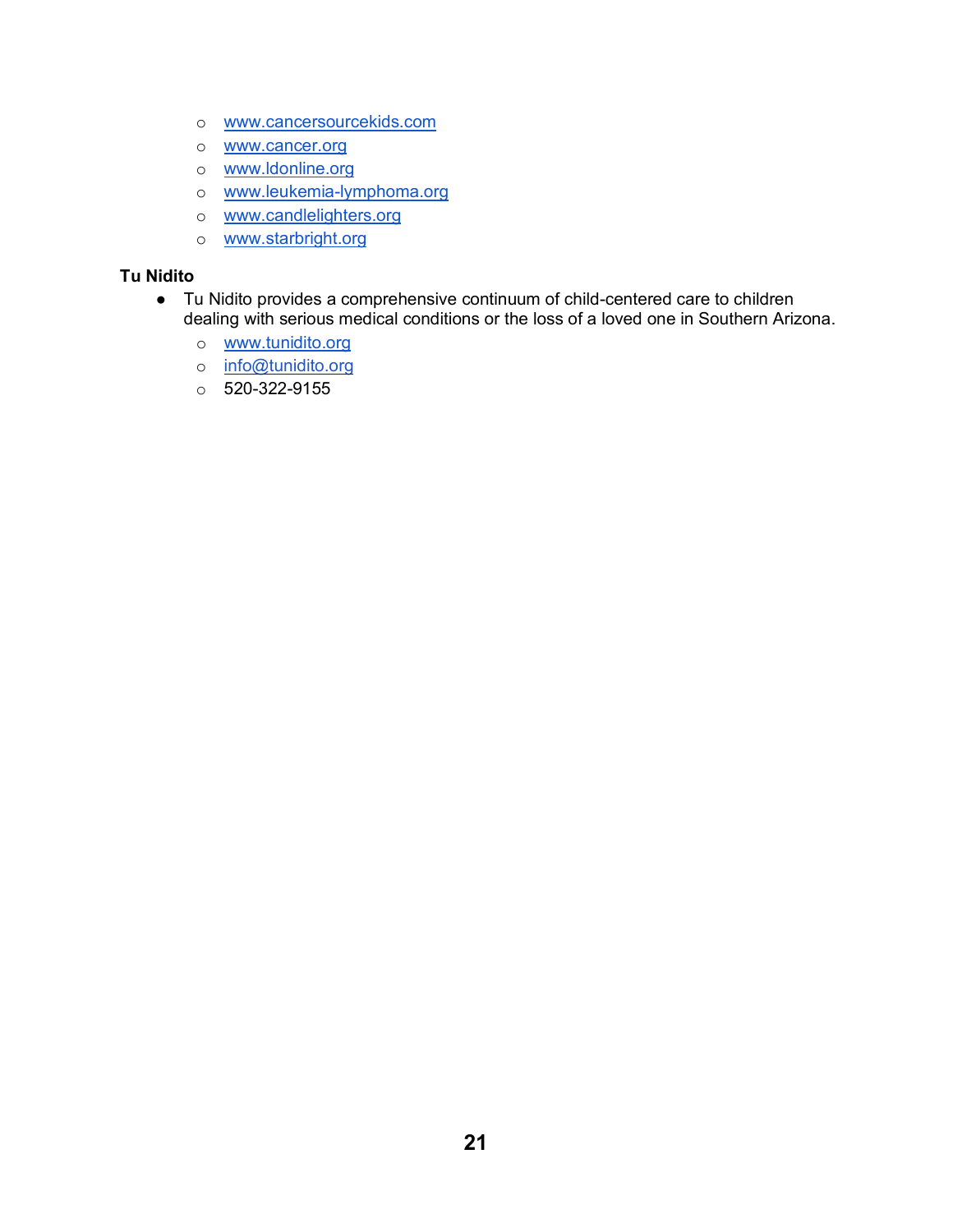- www.cancersourcekids.com
  - www.cancer.org
  - www.ldonline.org
  - www.leukemia-lymphoma.org
  - www.candlelighters.org
  - www.starbright.org

**Tu Nidito**

- Tu Nidito provides a comprehensive continuum of child-centered care to children dealing with serious medical conditions or the loss of a loved one in Southern Arizona.
  - www.tunidito.org
  - info@tunidito.org
  - 520-322-9155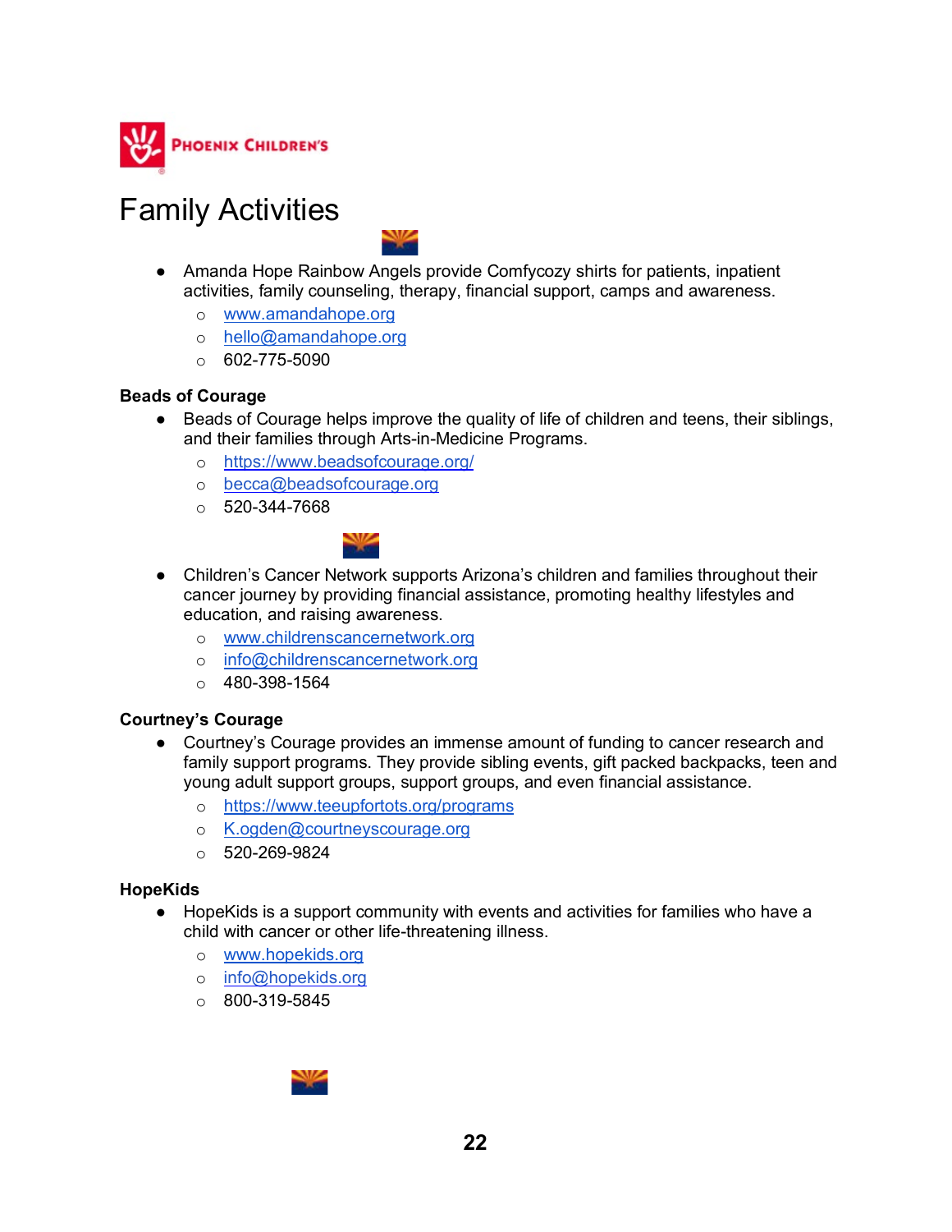# Family Activities

- Amanda Hope Rainbow Angels provide Comfycozy shirts for patients, inpatient activities, family counseling, therapy, financial support, camps and awareness.
  - www.amandahope.org
  - hello@amandahope.org
  - 602-775-5090

**Beads of Courage**

- Beads of Courage helps improve the quality of life of children and teens, their siblings, and their families through Arts-in-Medicine Programs.
  - https://www.beadsofcourage.org/
  - becca@beadsofcourage.org
  - 520-344-7668

- Children's Cancer Network supports Arizona's children and families throughout their cancer journey by providing financial assistance, promoting healthy lifestyles and education, and raising awareness.
  - www.childrenscancernetwork.org
  - info@childrenscancernetwork.org
  - 480-398-1564

**Courtney's Courage**

- Courtney's Courage provides an immense amount of funding to cancer research and family support programs. They provide sibling events, gift packed backpacks, teen and young adult support groups, support groups, and even financial assistance.
  - https://www.teeupfortots.org/programs
  - K.ogden@courtneyscourage.org
  - 520-269-9824

**HopeKids**

- HopeKids is a support community with events and activities for families who have a child with cancer or other life-threatening illness.
  - www.hopekids.org
  - info@hopekids.org
  - 800-319-5845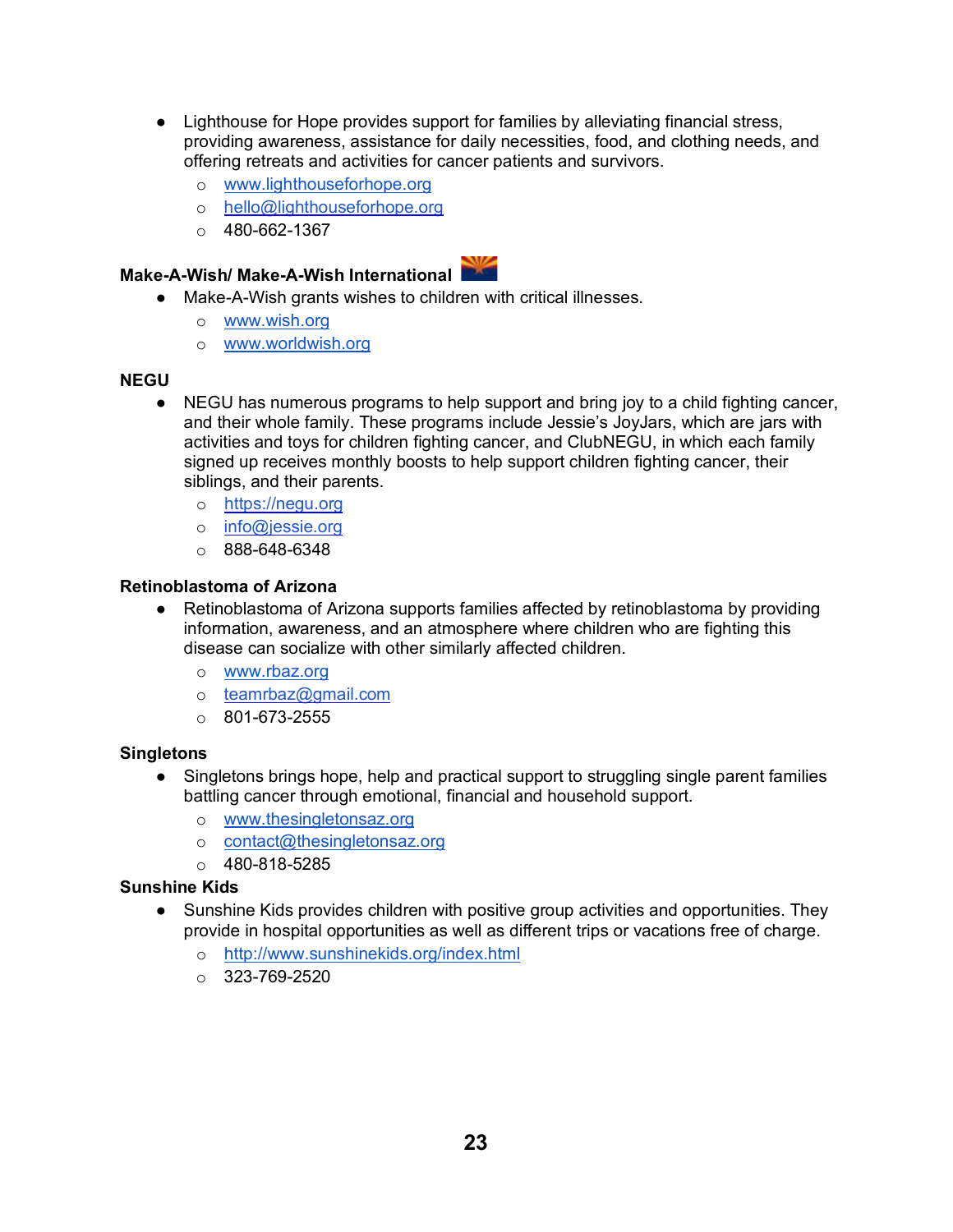- Lighthouse for Hope provides support for families by alleviating financial stress, providing awareness, assistance for daily necessities, food, and clothing needs, and offering retreats and activities for cancer patients and survivors.
    - www.lighthouseforhope.org
    - hello@lighthouseforhope.org
    - 480-662-1367

**Make-A-Wish/ Make-A-Wish International**

- Make-A-Wish grants wishes to children with critical illnesses.
    - www.wish.org
    - www.worldwish.org

**NEGU**

- NEGU has numerous programs to help support and bring joy to a child fighting cancer, and their whole family. These programs include Jessie's JoyJars, which are jars with activities and toys for children fighting cancer, and ClubNEGU, in which each family signed up receives monthly boosts to help support children fighting cancer, their siblings, and their parents.
    - https://negu.org
    - info@jessie.org
    - 888-648-6348

**Retinoblastoma of Arizona**

- Retinoblastoma of Arizona supports families affected by retinoblastoma by providing information, awareness, and an atmosphere where children who are fighting this disease can socialize with other similarly affected children.
    - www.rbaz.org
    - teamrbaz@gmail.com
    - 801-673-2555

**Singletons**

- Singletons brings hope, help and practical support to struggling single parent families battling cancer through emotional, financial and household support.
    - www.thesingletonsaz.org
    - contact@thesingletonsaz.org
    - 480-818-5285

**Sunshine Kids**

- Sunshine Kids provides children with positive group activities and opportunities. They provide in hospital opportunities as well as different trips or vacations free of charge.
    - http://www.sunshinekids.org/index.html
    - 323-769-2520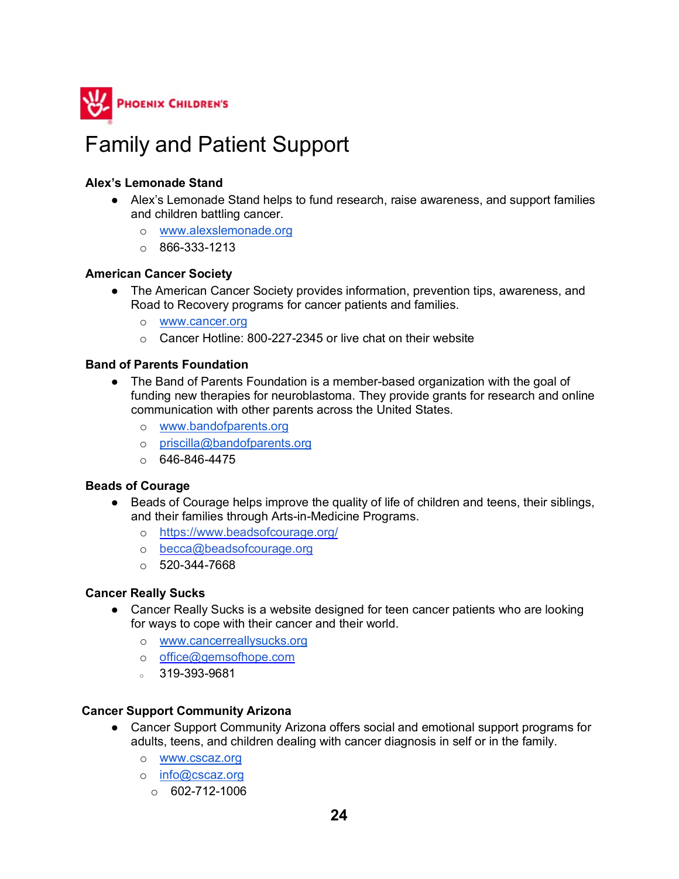Phoenix Children's

# Family and Patient Support

**Alex's Lemonade Stand**

- Alex's Lemonade Stand helps to fund research, raise awareness, and support families and children battling cancer.
  - www.alexslemonade.org
  - 866-333-1213

**American Cancer Society**

- The American Cancer Society provides information, prevention tips, awareness, and Road to Recovery programs for cancer patients and families.
  - www.cancer.org
  - Cancer Hotline: 800-227-2345 or live chat on their website

**Band of Parents Foundation**

- The Band of Parents Foundation is a member-based organization with the goal of funding new therapies for neuroblastoma. They provide grants for research and online communication with other parents across the United States.
  - www.bandofparents.org
  - priscilla@bandofparents.org
  - 646-846-4475

**Beads of Courage**

- Beads of Courage helps improve the quality of life of children and teens, their siblings, and their families through Arts-in-Medicine Programs.
  - https://www.beadsofcourage.org/
  - becca@beadsofcourage.org
  - 520-344-7668

**Cancer Really Sucks**

- Cancer Really Sucks is a website designed for teen cancer patients who are looking for ways to cope with their cancer and their world.
  - www.cancerreallysucks.org
  - office@gemsofhope.com
  - 319-393-9681

**Cancer Support Community Arizona**

- Cancer Support Community Arizona offers social and emotional support programs for adults, teens, and children dealing with cancer diagnosis in self or in the family.
  - www.cscaz.org
  - info@cscaz.org
  - 602-712-1006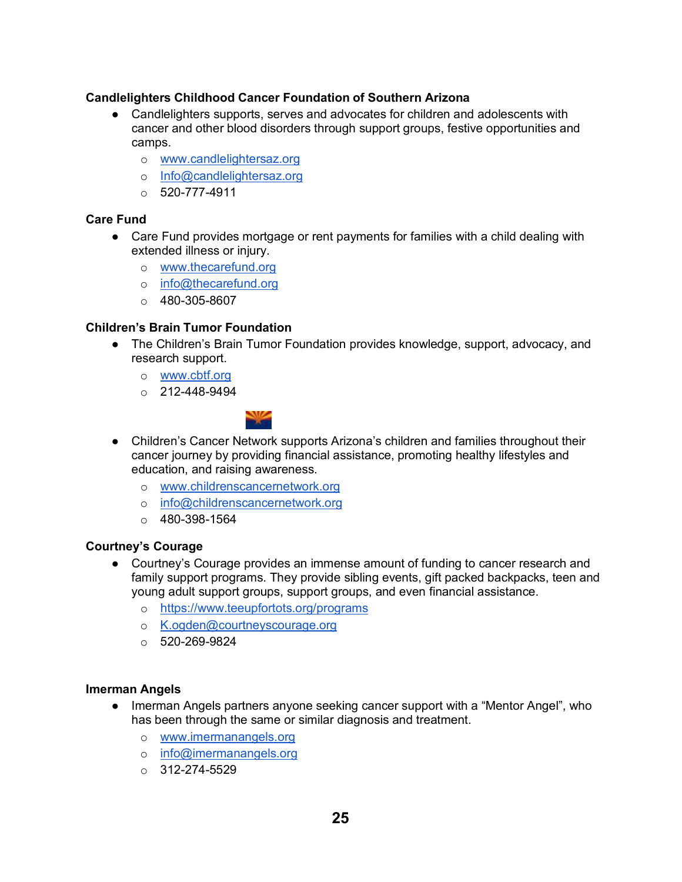**Candlelighters Childhood Cancer Foundation of Southern Arizona**

- Candlelighters supports, serves and advocates for children and adolescents with cancer and other blood disorders through support groups, festive opportunities and camps.
  - www.candlelightersaz.org
  - Info@candlelightersaz.org
  - 520-777-4911

**Care Fund**

- Care Fund provides mortgage or rent payments for families with a child dealing with extended illness or injury.
  - www.thecarefund.org
  - info@thecarefund.org
  - 480-305-8607

**Children's Brain Tumor Foundation**

- The Children's Brain Tumor Foundation provides knowledge, support, advocacy, and research support.
  - www.cbtf.org
  - 212-448-9494

- Children's Cancer Network supports Arizona's children and families throughout their cancer journey by providing financial assistance, promoting healthy lifestyles and education, and raising awareness.
  - www.childrenscancernetwork.org
  - info@childrenscancernetwork.org
  - 480-398-1564

**Courtney's Courage**

- Courtney's Courage provides an immense amount of funding to cancer research and family support programs. They provide sibling events, gift packed backpacks, teen and young adult support groups, support groups, and even financial assistance.
  - https://www.teeupfortots.org/programs
  - K.ogden@courtneyscourage.org
  - 520-269-9824

**Imerman Angels**

- Imerman Angels partners anyone seeking cancer support with a "Mentor Angel", who has been through the same or similar diagnosis and treatment.
  - www.imermanangels.org
  - info@imermanangels.org
  - 312-274-5529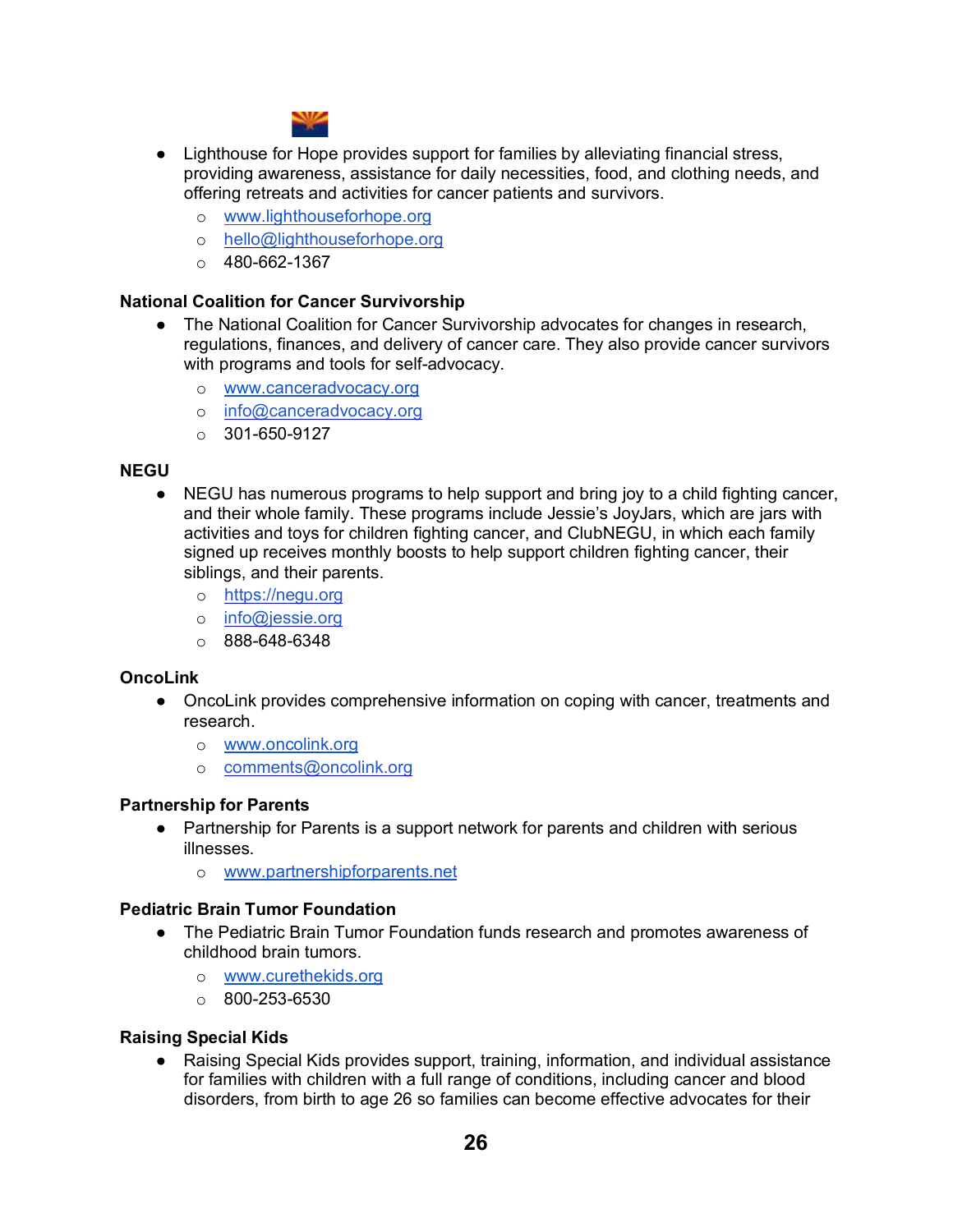- Lighthouse for Hope provides support for families by alleviating financial stress, providing awareness, assistance for daily necessities, food, and clothing needs, and offering retreats and activities for cancer patients and survivors.
    - www.lighthouseforhope.org
    - hello@lighthouseforhope.org
    - 480-662-1367

**National Coalition for Cancer Survivorship**

- The National Coalition for Cancer Survivorship advocates for changes in research, regulations, finances, and delivery of cancer care. They also provide cancer survivors with programs and tools for self-advocacy.
    - www.canceradvocacy.org
    - info@canceradvocacy.org
    - 301-650-9127

**NEGU**

- NEGU has numerous programs to help support and bring joy to a child fighting cancer, and their whole family. These programs include Jessie's JoyJars, which are jars with activities and toys for children fighting cancer, and ClubNEGU, in which each family signed up receives monthly boosts to help support children fighting cancer, their siblings, and their parents.
    - https://negu.org
    - info@jessie.org
    - 888-648-6348

**OncoLink**

- OncoLink provides comprehensive information on coping with cancer, treatments and research.
    - www.oncolink.org
    - comments@oncolink.org

**Partnership for Parents**

- Partnership for Parents is a support network for parents and children with serious illnesses.
    - www.partnershipforparents.net

**Pediatric Brain Tumor Foundation**

- The Pediatric Brain Tumor Foundation funds research and promotes awareness of childhood brain tumors.
    - www.curethekids.org
    - 800-253-6530

**Raising Special Kids**

- Raising Special Kids provides support, training, information, and individual assistance for families with children with a full range of conditions, including cancer and blood disorders, from birth to age 26 so families can become effective advocates for their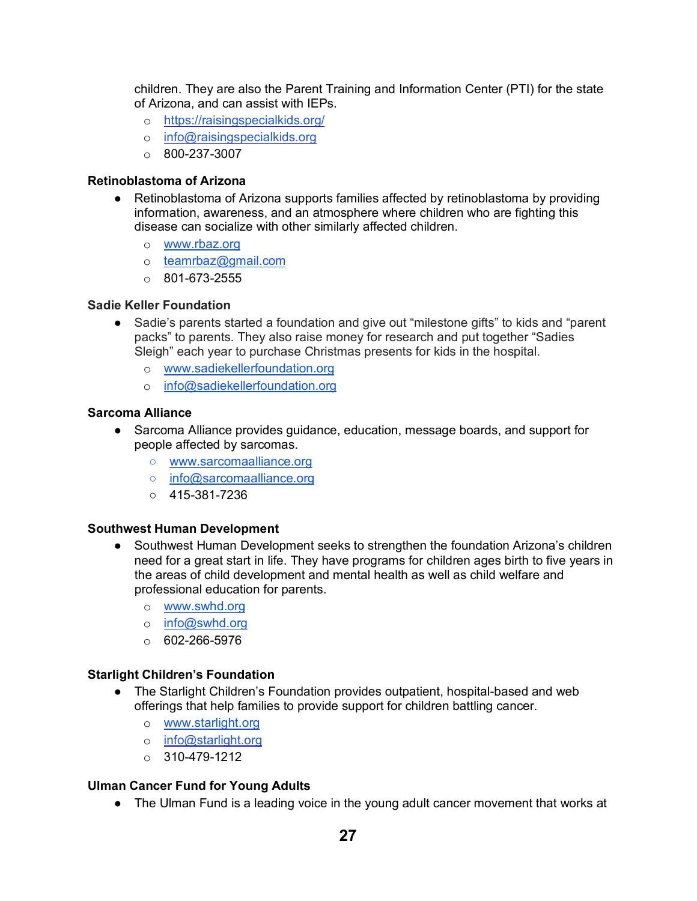children. They are also the Parent Training and Information Center (PTI) for the state of Arizona, and can assist with IEPs.

- https://raisingspecialkids.org/
- info@raisingspecialkids.org
- 800-237-3007

**Retinoblastoma of Arizona**

- Retinoblastoma of Arizona supports families affected by retinoblastoma by providing information, awareness, and an atmosphere where children who are fighting this disease can socialize with other similarly affected children.
  - www.rbaz.org
  - teamrbaz@gmail.com
  - 801-673-2555

**Sadie Keller Foundation**

- Sadie's parents started a foundation and give out "milestone gifts" to kids and "parent packs" to parents. They also raise money for research and put together "Sadies Sleigh" each year to purchase Christmas presents for kids in the hospital.
  - www.sadiekellerfoundation.org
  - info@sadiekellerfoundation.org

**Sarcoma Alliance**

- Sarcoma Alliance provides guidance, education, message boards, and support for people affected by sarcomas.
  - www.sarcomaalliance.org
  - info@sarcomaalliance.org
  - 415-381-7236

**Southwest Human Development**

- Southwest Human Development seeks to strengthen the foundation Arizona's children need for a great start in life. They have programs for children ages birth to five years in the areas of child development and mental health as well as child welfare and professional education for parents.
  - www.swhd.org
  - info@swhd.org
  - 602-266-5976

**Starlight Children's Foundation**

- The Starlight Children's Foundation provides outpatient, hospital-based and web offerings that help families to provide support for children battling cancer.
  - www.starlight.org
  - info@starlight.org
  - 310-479-1212

**Ulman Cancer Fund for Young Adults**

- The Ulman Fund is a leading voice in the young adult cancer movement that works at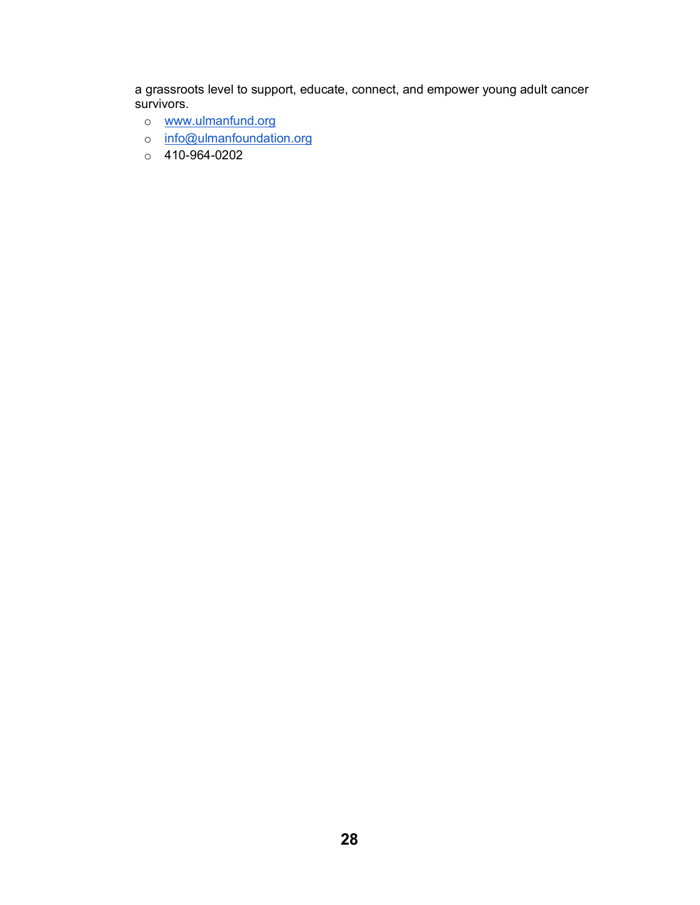a grassroots level to support, educate, connect, and empower young adult cancer survivors.

- www.ulmanfund.org
- info@ulmanfoundation.org
- 410-964-0202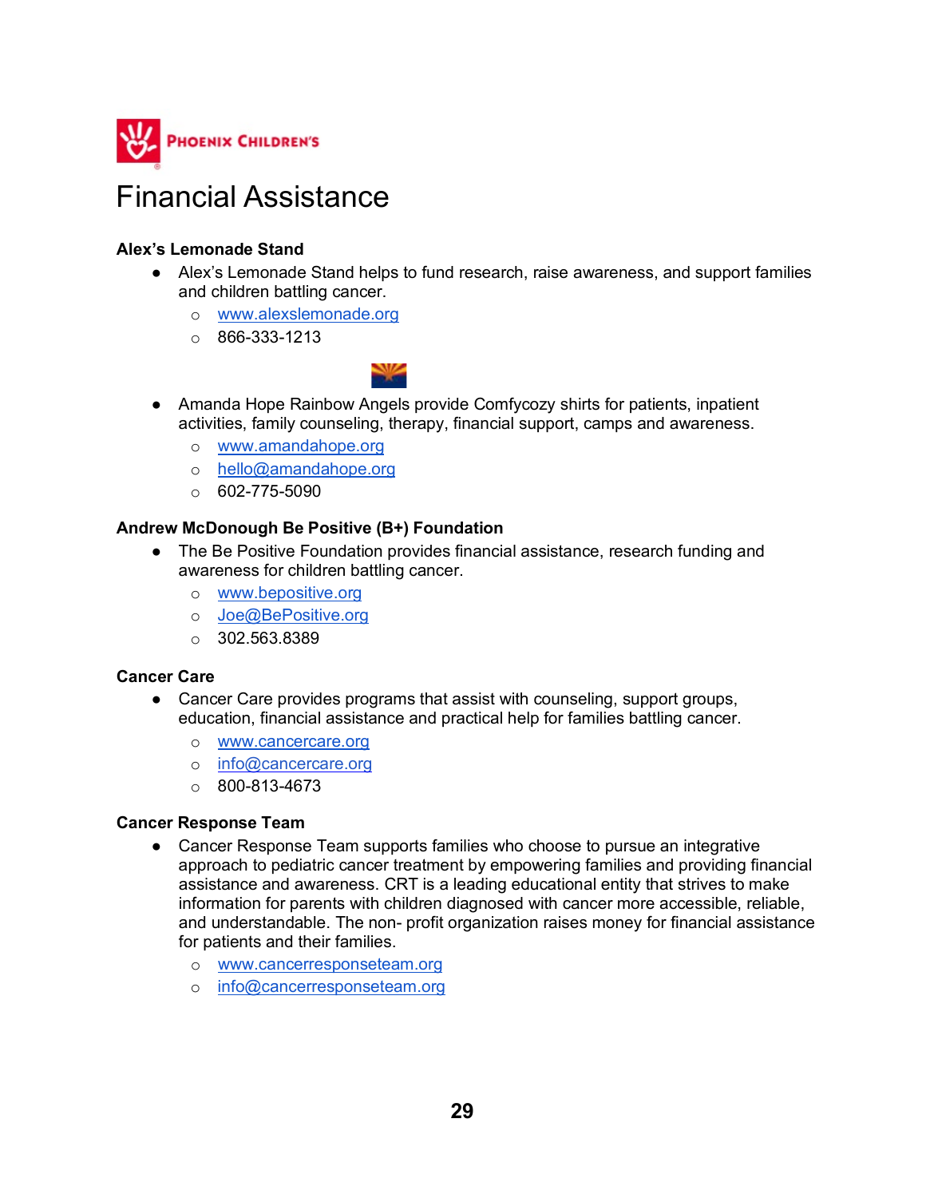# Financial Assistance

**Alex's Lemonade Stand**

- Alex's Lemonade Stand helps to fund research, raise awareness, and support families and children battling cancer.
  - www.alexslemonade.org
  - 866-333-1213

- Amanda Hope Rainbow Angels provide Comfycozy shirts for patients, inpatient activities, family counseling, therapy, financial support, camps and awareness.
  - www.amandahope.org
  - hello@amandahope.org
  - 602-775-5090

**Andrew McDonough Be Positive (B+) Foundation**

- The Be Positive Foundation provides financial assistance, research funding and awareness for children battling cancer.
  - www.bepositive.org
  - Joe@BePositive.org
  - 302.563.8389

**Cancer Care**

- Cancer Care provides programs that assist with counseling, support groups, education, financial assistance and practical help for families battling cancer.
  - www.cancercare.org
  - info@cancercare.org
  - 800-813-4673

**Cancer Response Team**

- Cancer Response Team supports families who choose to pursue an integrative approach to pediatric cancer treatment by empowering families and providing financial assistance and awareness. CRT is a leading educational entity that strives to make information for parents with children diagnosed with cancer more accessible, reliable, and understandable. The non- profit organization raises money for financial assistance for patients and their families.
  - www.cancerresponseteam.org
  - info@cancerresponseteam.org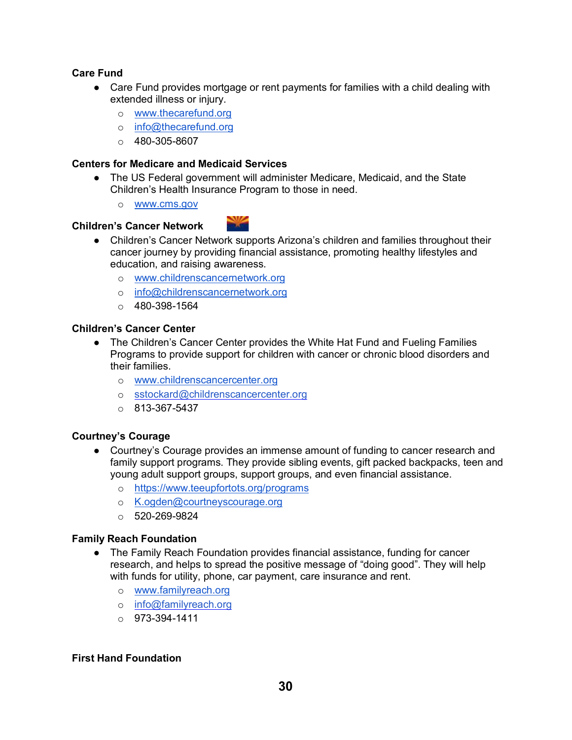**Care Fund**

- Care Fund provides mortgage or rent payments for families with a child dealing with extended illness or injury.
  - www.thecarefund.org
  - info@thecarefund.org
  - 480-305-8607

**Centers for Medicare and Medicaid Services**

- The US Federal government will administer Medicare, Medicaid, and the State Children's Health Insurance Program to those in need.
  - www.cms.gov

**Children's Cancer Network**

- Children's Cancer Network supports Arizona's children and families throughout their cancer journey by providing financial assistance, promoting healthy lifestyles and education, and raising awareness.
  - www.childrenscancernetwork.org
  - info@childrenscancernetwork.org
  - 480-398-1564

**Children's Cancer Center**

- The Children's Cancer Center provides the White Hat Fund and Fueling Families Programs to provide support for children with cancer or chronic blood disorders and their families.
  - www.childrenscancercenter.org
  - sstockard@childrenscancercenter.org
  - 813-367-5437

**Courtney's Courage**

- Courtney's Courage provides an immense amount of funding to cancer research and family support programs. They provide sibling events, gift packed backpacks, teen and young adult support groups, support groups, and even financial assistance.
  - https://www.teeupfortots.org/programs
  - K.ogden@courtneyscourage.org
  - 520-269-9824

**Family Reach Foundation**

- The Family Reach Foundation provides financial assistance, funding for cancer research, and helps to spread the positive message of "doing good". They will help with funds for utility, phone, car payment, care insurance and rent.
  - www.familyreach.org
  - info@familyreach.org
  - 973-394-1411

**First Hand Foundation**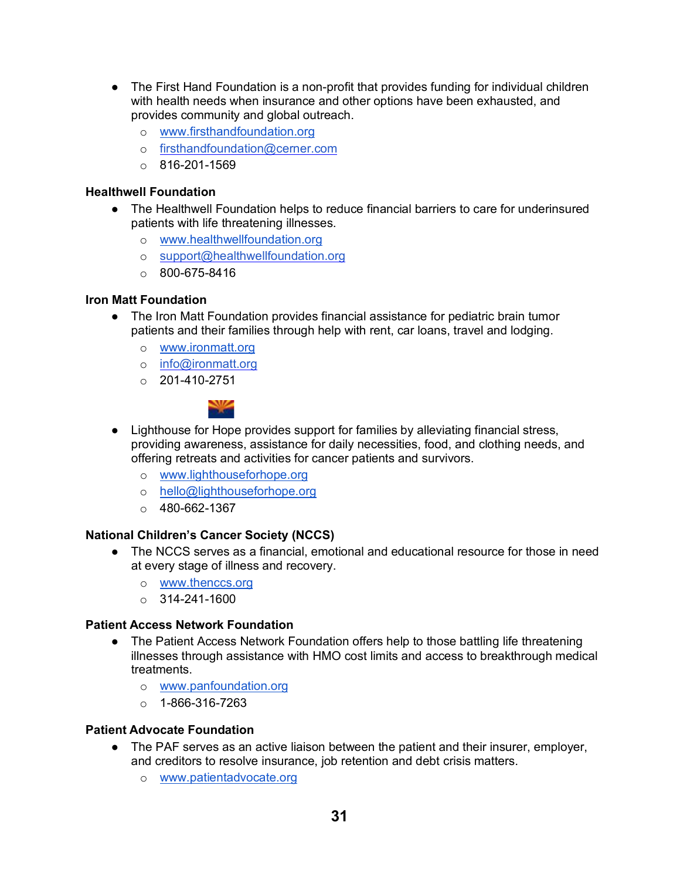- The First Hand Foundation is a non-profit that provides funding for individual children with health needs when insurance and other options have been exhausted, and provides community and global outreach.
  - www.firsthandfoundation.org
  - firsthandfoundation@cerner.com
  - 816-201-1569

**Healthwell Foundation**

- The Healthwell Foundation helps to reduce financial barriers to care for underinsured patients with life threatening illnesses.
  - www.healthwellfoundation.org
  - support@healthwellfoundation.org
  - 800-675-8416

**Iron Matt Foundation**

- The Iron Matt Foundation provides financial assistance for pediatric brain tumor patients and their families through help with rent, car loans, travel and lodging.
  - www.ironmatt.org
  - info@ironmatt.org
  - 201-410-2751

- Lighthouse for Hope provides support for families by alleviating financial stress, providing awareness, assistance for daily necessities, food, and clothing needs, and offering retreats and activities for cancer patients and survivors.
  - www.lighthouseforhope.org
  - hello@lighthouseforhope.org
  - 480-662-1367

**National Children's Cancer Society (NCCS)**

- The NCCS serves as a financial, emotional and educational resource for those in need at every stage of illness and recovery.
  - www.thenccs.org
  - 314-241-1600

**Patient Access Network Foundation**

- The Patient Access Network Foundation offers help to those battling life threatening illnesses through assistance with HMO cost limits and access to breakthrough medical treatments.
  - www.panfoundation.org
  - 1-866-316-7263

**Patient Advocate Foundation**

- The PAF serves as an active liaison between the patient and their insurer, employer, and creditors to resolve insurance, job retention and debt crisis matters.
  - www.patientadvocate.org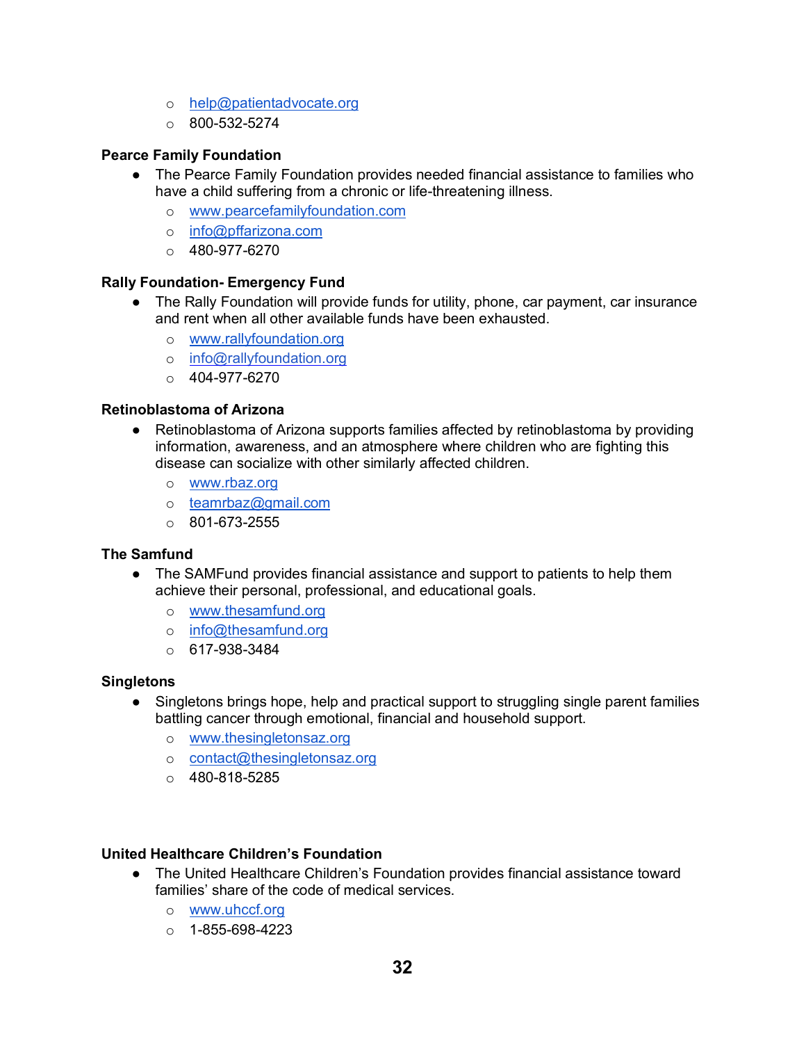- help@patientadvocate.org
  - 800-532-5274

**Pearce Family Foundation**

- The Pearce Family Foundation provides needed financial assistance to families who have a child suffering from a chronic or life-threatening illness.
  - www.pearcefamilyfoundation.com
  - info@pffarizona.com
  - 480-977-6270

**Rally Foundation- Emergency Fund**

- The Rally Foundation will provide funds for utility, phone, car payment, car insurance and rent when all other available funds have been exhausted.
  - www.rallyfoundation.org
  - info@rallyfoundation.org
  - 404-977-6270

**Retinoblastoma of Arizona**

- Retinoblastoma of Arizona supports families affected by retinoblastoma by providing information, awareness, and an atmosphere where children who are fighting this disease can socialize with other similarly affected children.
  - www.rbaz.org
  - teamrbaz@gmail.com
  - 801-673-2555

**The Samfund**

- The SAMFund provides financial assistance and support to patients to help them achieve their personal, professional, and educational goals.
  - www.thesamfund.org
  - info@thesamfund.org
  - 617-938-3484

**Singletons**

- Singletons brings hope, help and practical support to struggling single parent families battling cancer through emotional, financial and household support.
  - www.thesingletonsaz.org
  - contact@thesingletonsaz.org
  - 480-818-5285

**United Healthcare Children's Foundation**

- The United Healthcare Children's Foundation provides financial assistance toward families' share of the code of medical services.
  - www.uhccf.org
  - 1-855-698-4223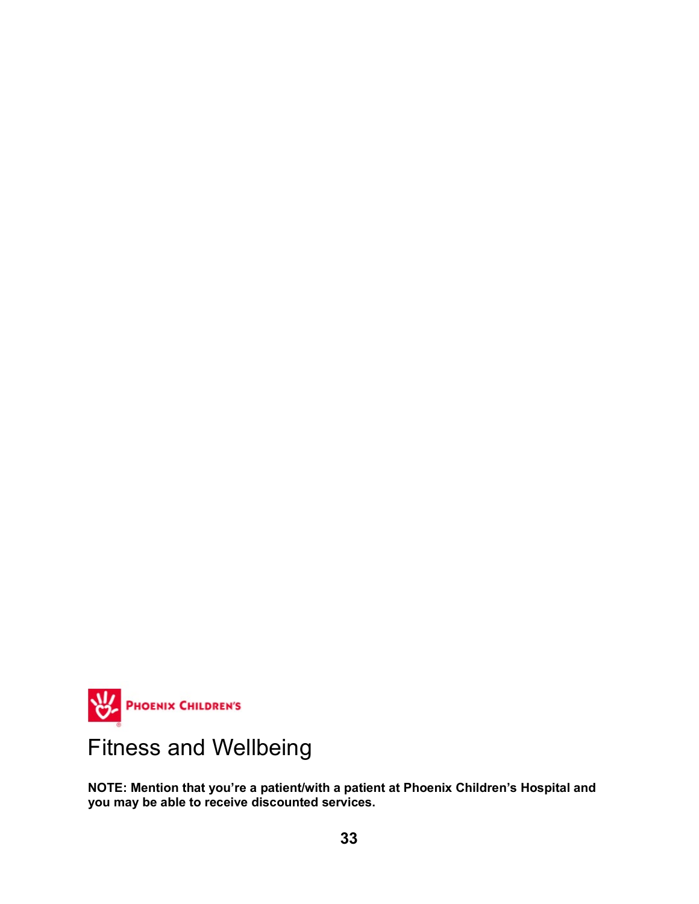PHOENIX CHILDREN'S

# Fitness and Wellbeing

**NOTE: Mention that you're a patient/with a patient at Phoenix Children's Hospital and you may be able to receive discounted services.**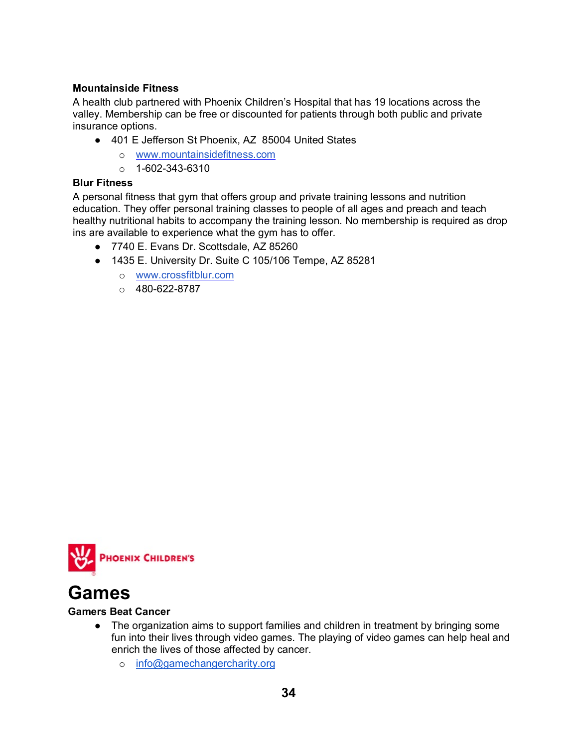**Mountainside Fitness**

A health club partnered with Phoenix Children's Hospital that has 19 locations across the valley. Membership can be free or discounted for patients through both public and private insurance options.

- 401 E Jefferson St Phoenix, AZ  85004 United States
    - www.mountainsidefitness.com
    - 1-602-343-6310

**Blur Fitness**

A personal fitness that gym that offers group and private training lessons and nutrition education. They offer personal training classes to people of all ages and preach and teach healthy nutritional habits to accompany the training lesson. No membership is required as drop ins are available to experience what the gym has to offer.

- 7740 E. Evans Dr. Scottsdale, AZ 85260
- 1435 E. University Dr. Suite C 105/106 Tempe, AZ 85281
    - www.crossfitblur.com
    - 480-622-8787

# Games

**Gamers Beat Cancer**

- The organization aims to support families and children in treatment by bringing some fun into their lives through video games. The playing of video games can help heal and enrich the lives of those affected by cancer.
    - info@gamechangercharity.org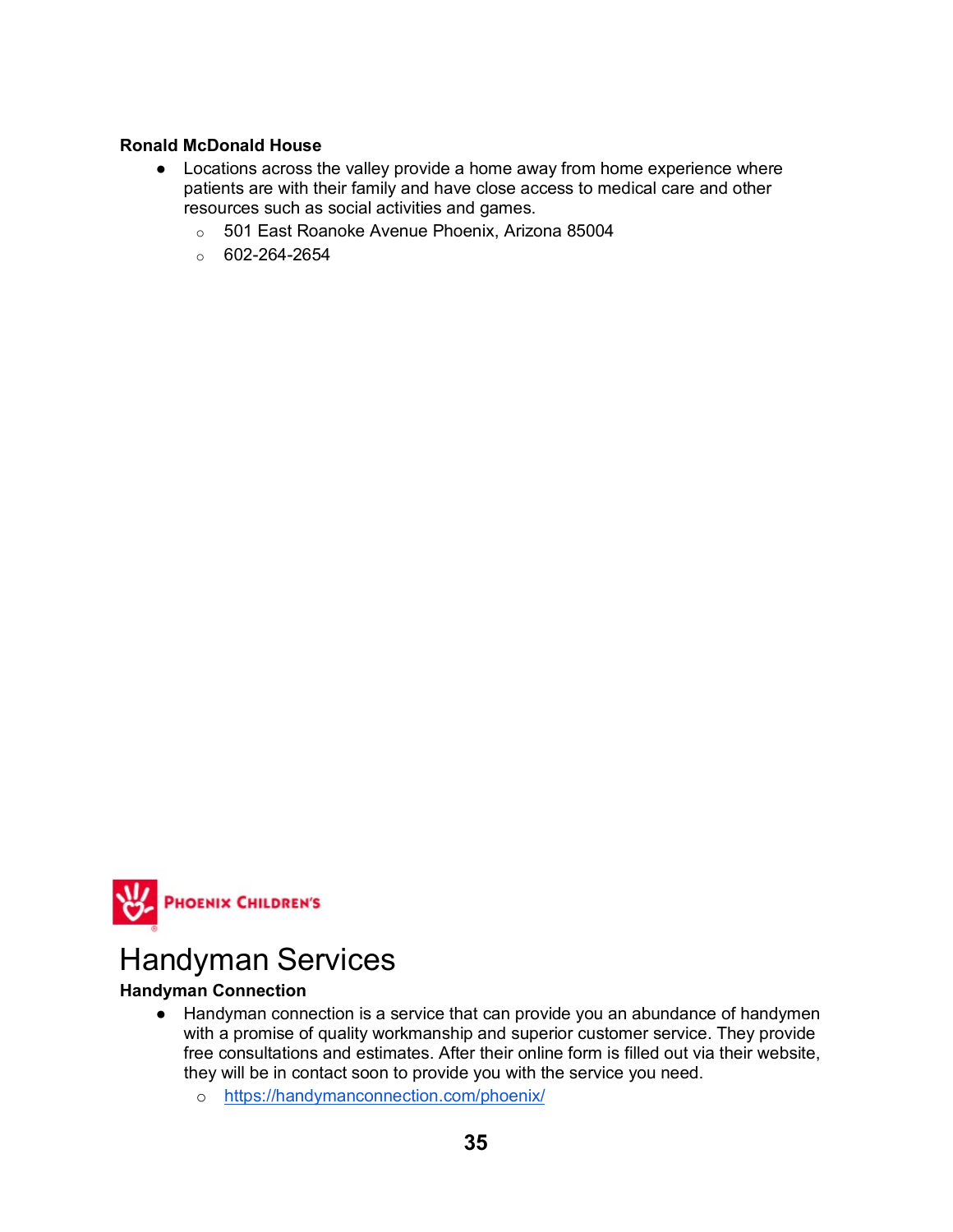**Ronald McDonald House**

- Locations across the valley provide a home away from home experience where patients are with their family and have close access to medical care and other resources such as social activities and games.
  - 501 East Roanoke Avenue Phoenix, Arizona 85004
  - 602-264-2654

# Handyman Services

**Handyman Connection**

- Handyman connection is a service that can provide you an abundance of handymen with a promise of quality workmanship and superior customer service. They provide free consultations and estimates. After their online form is filled out via their website, they will be in contact soon to provide you with the service you need.
  - https://handymanconnection.com/phoenix/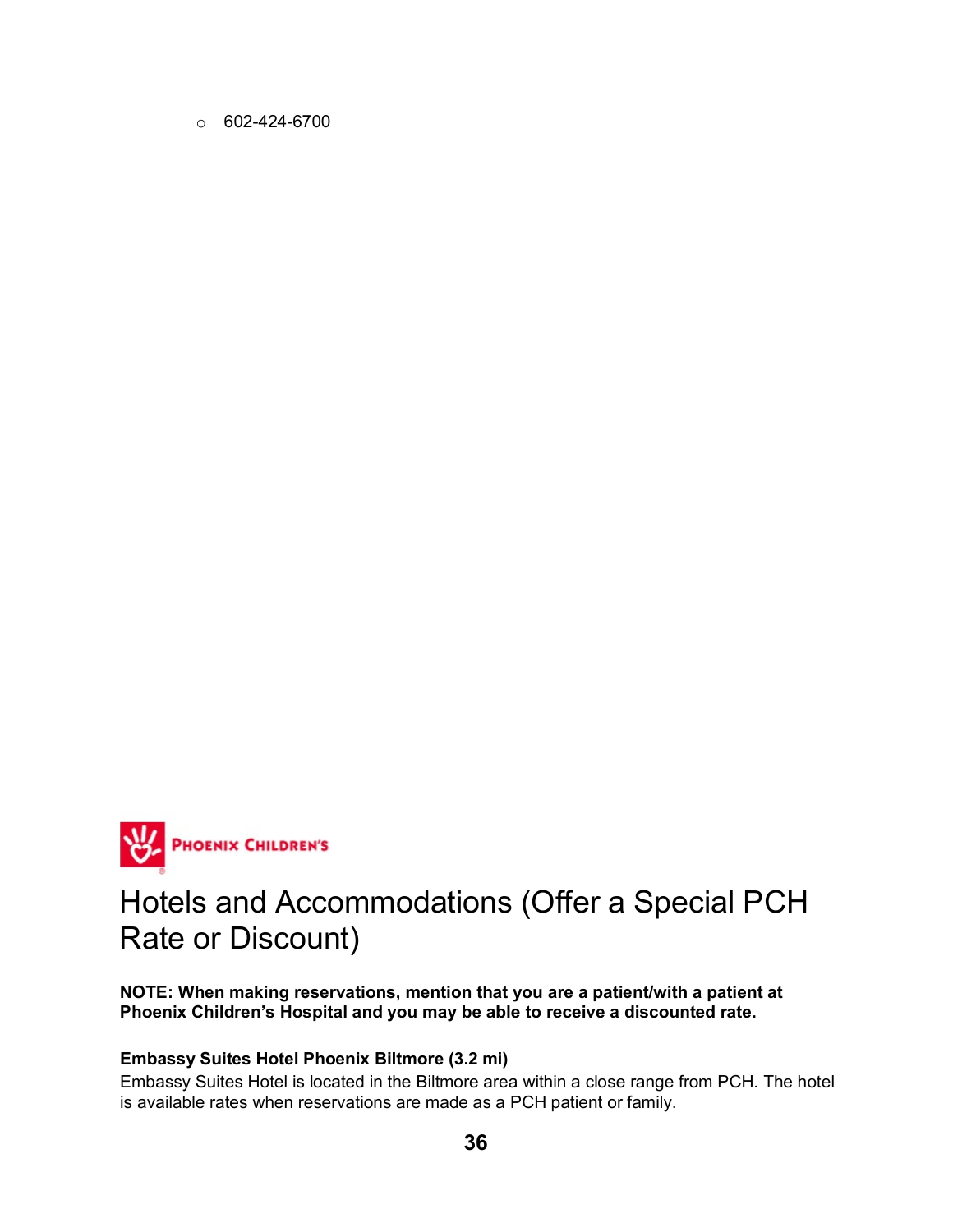- 602-424-6700

PHOENIX CHILDREN'S

# Hotels and Accommodations (Offer a Special PCH Rate or Discount)

**NOTE: When making reservations, mention that you are a patient/with a patient at Phoenix Children's Hospital and you may be able to receive a discounted rate.**

**Embassy Suites Hotel Phoenix Biltmore (3.2 mi)**
Embassy Suites Hotel is located in the Biltmore area within a close range from PCH. The hotel is available rates when reservations are made as a PCH patient or family.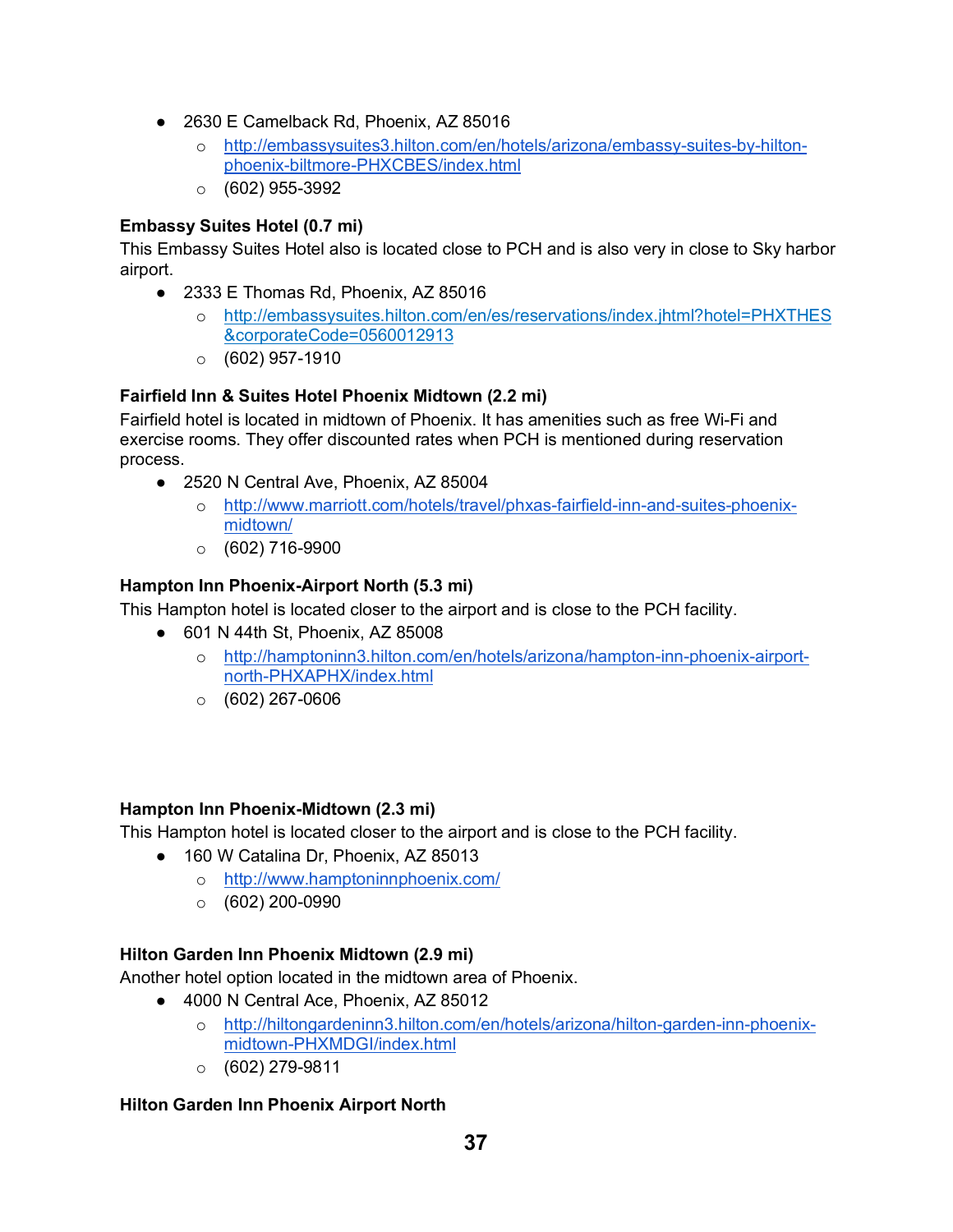- 2630 E Camelback Rd, Phoenix, AZ 85016
  - http://embassysuites3.hilton.com/en/hotels/arizona/embassy-suites-by-hilton-phoenix-biltmore-PHXCBES/index.html
  - (602) 955-3992

**Embassy Suites Hotel (0.7 mi)**

This Embassy Suites Hotel also is located close to PCH and is also very in close to Sky harbor airport.

- 2333 E Thomas Rd, Phoenix, AZ 85016
  - http://embassysuites.hilton.com/en/es/reservations/index.jhtml?hotel=PHXTHES&corporateCode=0560012913
  - (602) 957-1910

**Fairfield Inn & Suites Hotel Phoenix Midtown (2.2 mi)**

Fairfield hotel is located in midtown of Phoenix. It has amenities such as free Wi-Fi and exercise rooms. They offer discounted rates when PCH is mentioned during reservation process.

- 2520 N Central Ave, Phoenix, AZ 85004
  - http://www.marriott.com/hotels/travel/phxas-fairfield-inn-and-suites-phoenix-midtown/
  - (602) 716-9900

**Hampton Inn Phoenix-Airport North (5.3 mi)**

This Hampton hotel is located closer to the airport and is close to the PCH facility.

- 601 N 44th St, Phoenix, AZ 85008
  - http://hamptoninn3.hilton.com/en/hotels/arizona/hampton-inn-phoenix-airport-north-PHXAPHX/index.html
  - (602) 267-0606

**Hampton Inn Phoenix-Midtown (2.3 mi)**

This Hampton hotel is located closer to the airport and is close to the PCH facility.

- 160 W Catalina Dr, Phoenix, AZ 85013
  - http://www.hamptoninnphoenix.com/
  - (602) 200-0990

**Hilton Garden Inn Phoenix Midtown (2.9 mi)**

Another hotel option located in the midtown area of Phoenix.

- 4000 N Central Ace, Phoenix, AZ 85012
  - http://hiltongardeninn3.hilton.com/en/hotels/arizona/hilton-garden-inn-phoenix-midtown-PHXMDGI/index.html
  - (602) 279-9811

**Hilton Garden Inn Phoenix Airport North**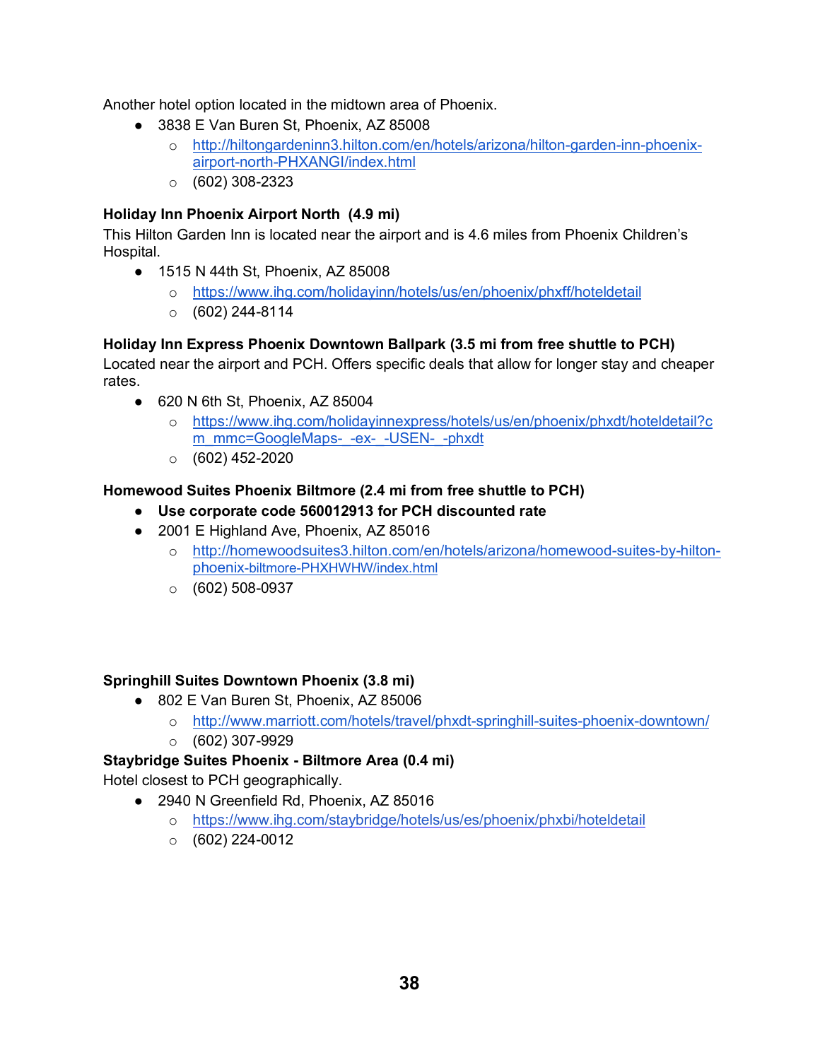Another hotel option located in the midtown area of Phoenix.

- 3838 E Van Buren St, Phoenix, AZ 85008
  - http://hiltongardeninn3.hilton.com/en/hotels/arizona/hilton-garden-inn-phoenix-airport-north-PHXANGI/index.html
  - (602) 308-2323

**Holiday Inn Phoenix Airport North (4.9 mi)**

This Hilton Garden Inn is located near the airport and is 4.6 miles from Phoenix Children's Hospital.

- 1515 N 44th St, Phoenix, AZ 85008
  - https://www.ihg.com/holidayinn/hotels/us/en/phoenix/phxff/hoteldetail
  - (602) 244-8114

**Holiday Inn Express Phoenix Downtown Ballpark (3.5 mi from free shuttle to PCH)**

Located near the airport and PCH. Offers specific deals that allow for longer stay and cheaper rates.

- 620 N 6th St, Phoenix, AZ 85004
  - https://www.ihg.com/holidayinnexpress/hotels/us/en/phoenix/phxdt/hoteldetail?cm_mmc=GoogleMaps-_-ex-_-USEN-_-phxdt
  - (602) 452-2020

**Homewood Suites Phoenix Biltmore (2.4 mi from free shuttle to PCH)**

- **Use corporate code 560012913 for PCH discounted rate**
- 2001 E Highland Ave, Phoenix, AZ 85016
  - http://homewoodsuites3.hilton.com/en/hotels/arizona/homewood-suites-by-hilton-phoenix-biltmore-PHXHWHW/index.html
  - (602) 508-0937

**Springhill Suites Downtown Phoenix (3.8 mi)**

- 802 E Van Buren St, Phoenix, AZ 85006
  - http://www.marriott.com/hotels/travel/phxdt-springhill-suites-phoenix-downtown/
  - (602) 307-9929

**Staybridge Suites Phoenix - Biltmore Area (0.4 mi)**

Hotel closest to PCH geographically.

- 2940 N Greenfield Rd, Phoenix, AZ 85016
  - https://www.ihg.com/staybridge/hotels/us/es/phoenix/phxbi/hoteldetail
  - (602) 224-0012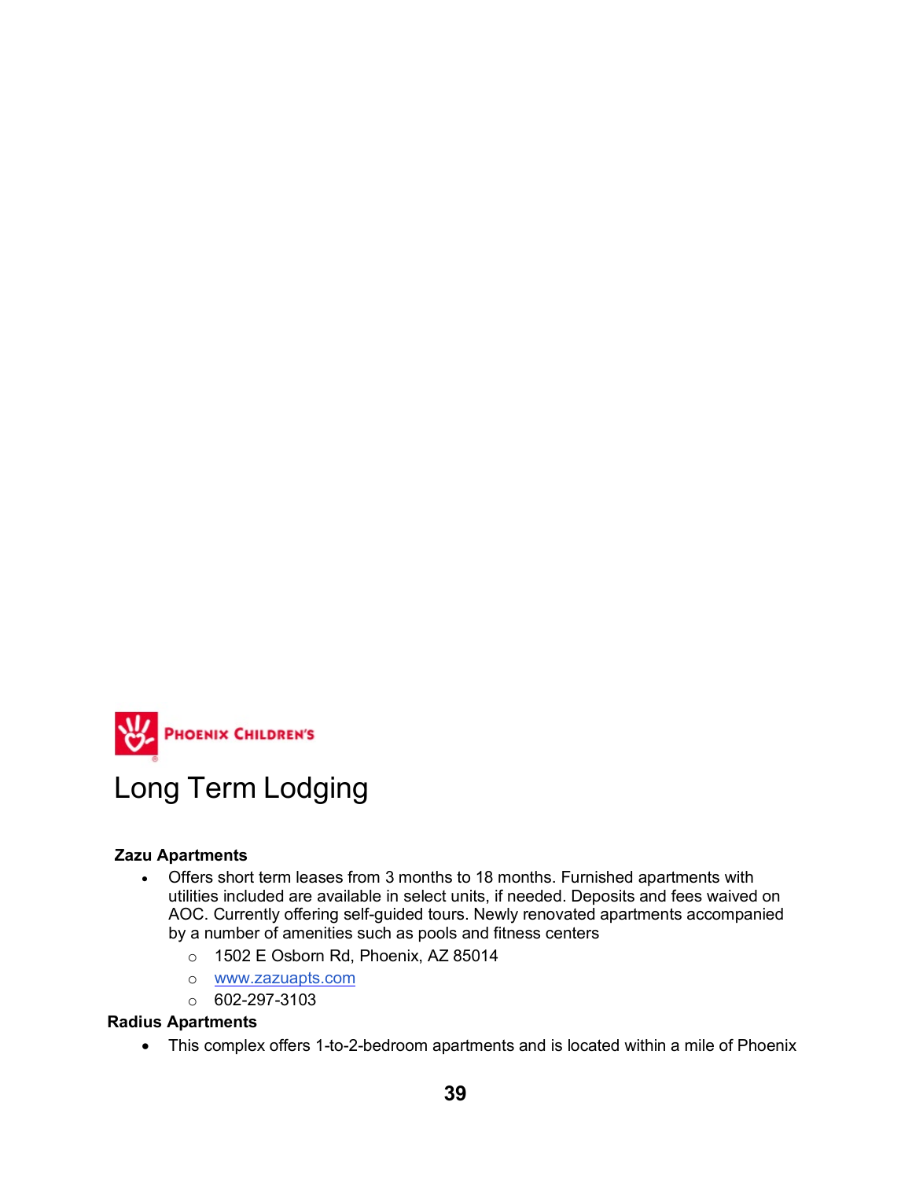PHOENIX CHILDREN'S

# Long Term Lodging

**Zazu Apartments**

- Offers short term leases from 3 months to 18 months. Furnished apartments with utilities included are available in select units, if needed. Deposits and fees waived on AOC. Currently offering self-guided tours. Newly renovated apartments accompanied by a number of amenities such as pools and fitness centers
  - 1502 E Osborn Rd, Phoenix, AZ 85014
  - www.zazuapts.com
  - 602-297-3103

**Radius Apartments**

- This complex offers 1-to-2-bedroom apartments and is located within a mile of Phoenix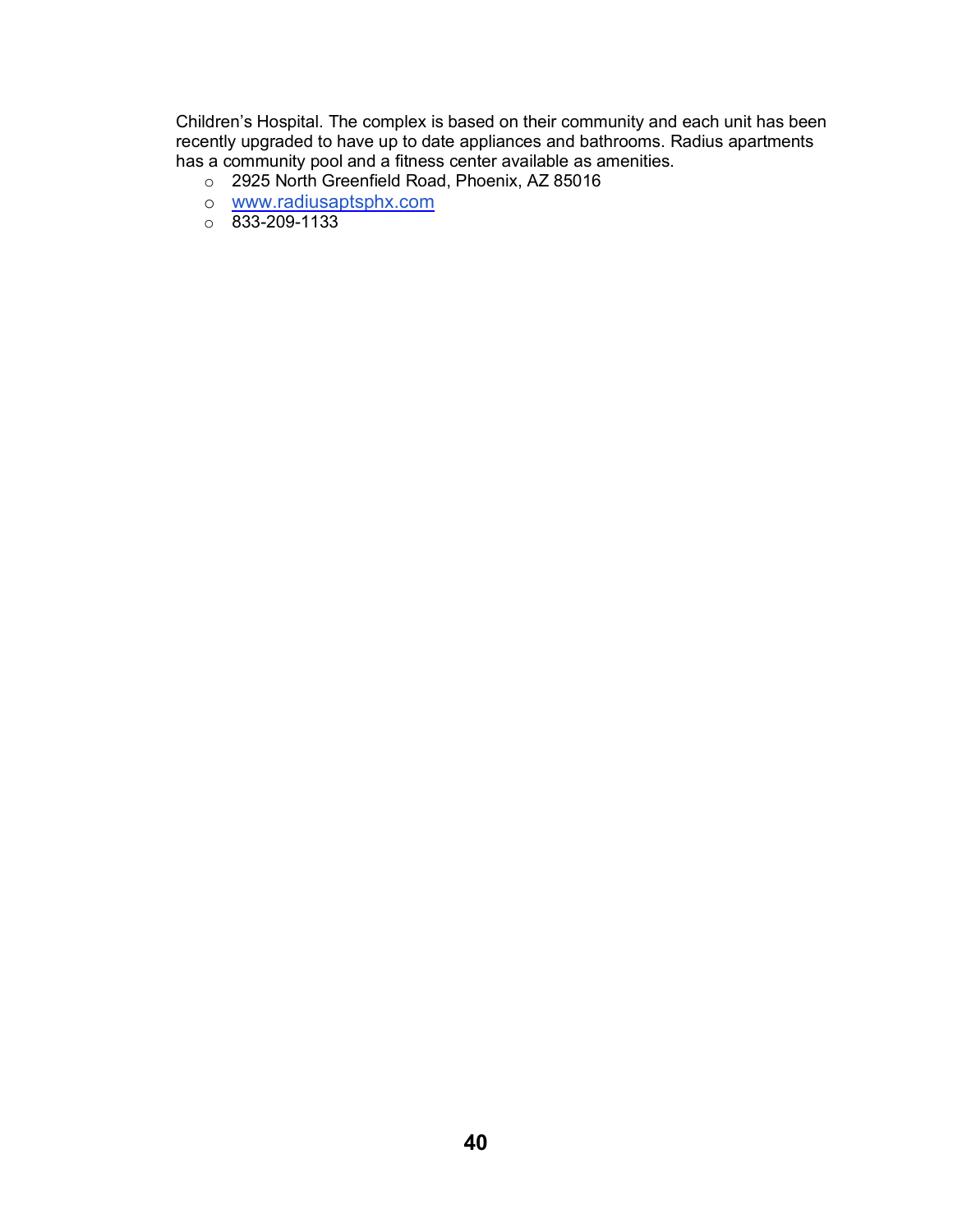Children's Hospital. The complex is based on their community and each unit has been recently upgraded to have up to date appliances and bathrooms. Radius apartments has a community pool and a fitness center available as amenities.

- 2925 North Greenfield Road, Phoenix, AZ 85016
- [www.radiusaptsphx.com](http://www.radiusaptsphx.com)
- 833-209-1133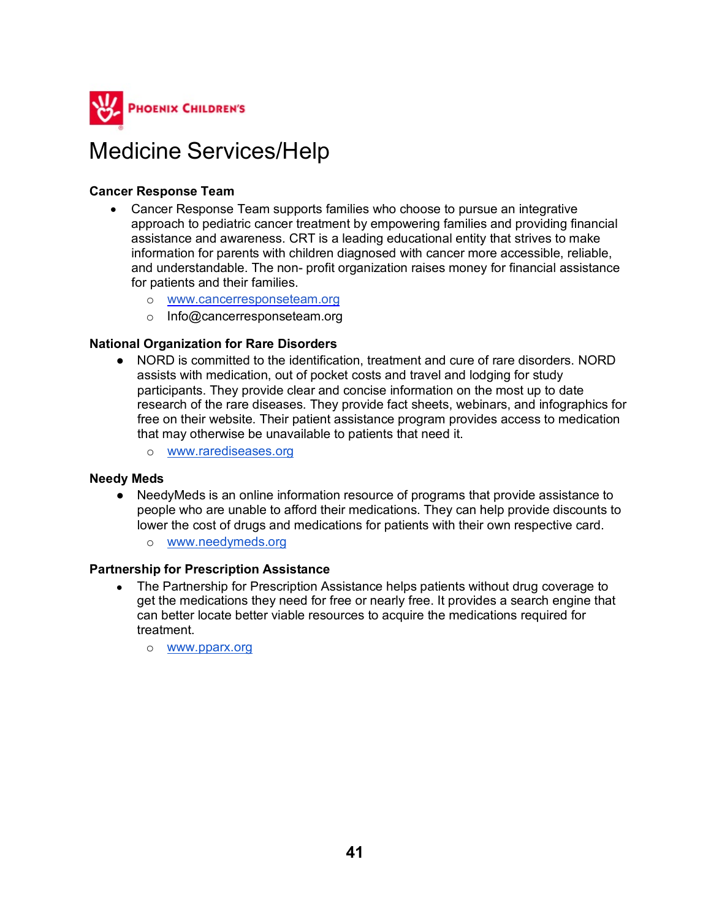PHOENIX CHILDREN'S

# Medicine Services/Help

**Cancer Response Team**

- Cancer Response Team supports families who choose to pursue an integrative approach to pediatric cancer treatment by empowering families and providing financial assistance and awareness. CRT is a leading educational entity that strives to make information for parents with children diagnosed with cancer more accessible, reliable, and understandable. The non- profit organization raises money for financial assistance for patients and their families.
    - www.cancerresponseteam.org
    - Info@cancerresponseteam.org

**National Organization for Rare Disorders**

- NORD is committed to the identification, treatment and cure of rare disorders. NORD assists with medication, out of pocket costs and travel and lodging for study participants. They provide clear and concise information on the most up to date research of the rare diseases. They provide fact sheets, webinars, and infographics for free on their website. Their patient assistance program provides access to medication that may otherwise be unavailable to patients that need it.
    - www.rarediseases.org

**Needy Meds**

- NeedyMeds is an online information resource of programs that provide assistance to people who are unable to afford their medications. They can help provide discounts to lower the cost of drugs and medications for patients with their own respective card.
    - www.needymeds.org

**Partnership for Prescription Assistance**

- The Partnership for Prescription Assistance helps patients without drug coverage to get the medications they need for free or nearly free. It provides a search engine that can better locate better viable resources to acquire the medications required for treatment.
    - www.pparx.org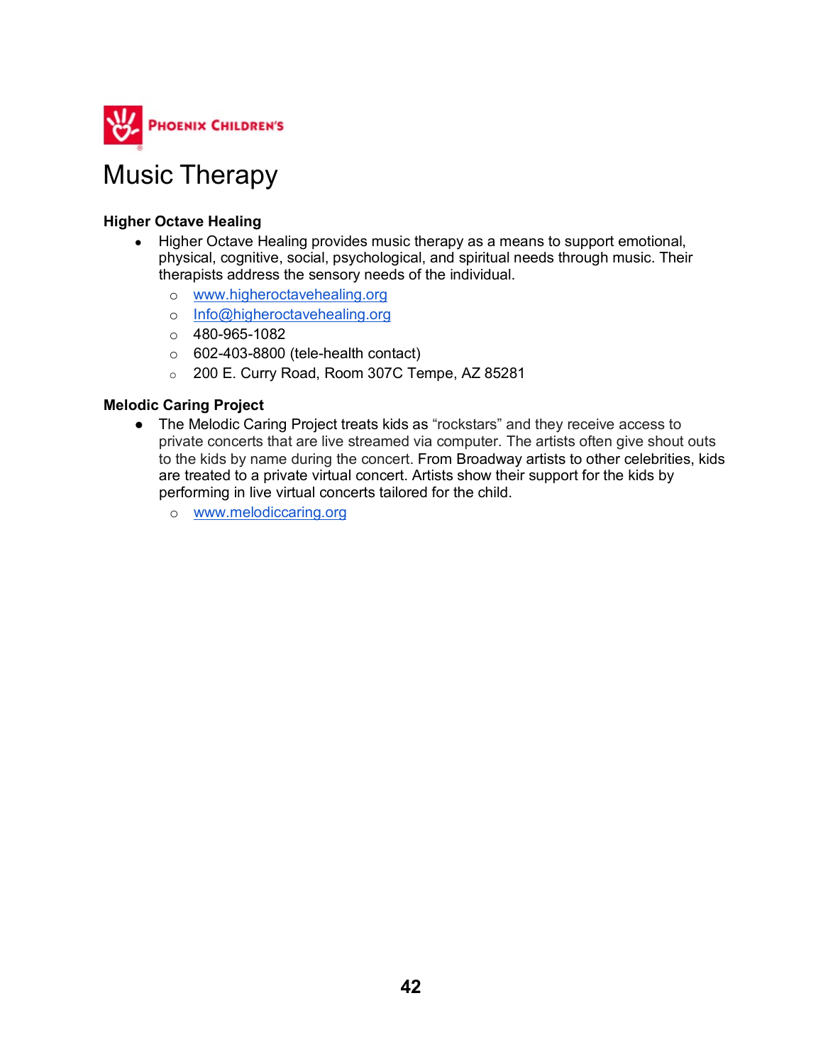PHOENIX CHILDREN'S

# Music Therapy

**Higher Octave Healing**

- Higher Octave Healing provides music therapy as a means to support emotional, physical, cognitive, social, psychological, and spiritual needs through music. Their therapists address the sensory needs of the individual.
  - www.higheroctavehealing.org
  - Info@higheroctavehealing.org
  - 480-965-1082
  - 602-403-8800 (tele-health contact)
  - 200 E. Curry Road, Room 307C Tempe, AZ 85281

**Melodic Caring Project**

- The Melodic Caring Project treats kids as "rockstars" and they receive access to private concerts that are live streamed via computer. The artists often give shout outs to the kids by name during the concert. From Broadway artists to other celebrities, kids are treated to a private virtual concert. Artists show their support for the kids by performing in live virtual concerts tailored for the child.
  - www.melodiccaring.org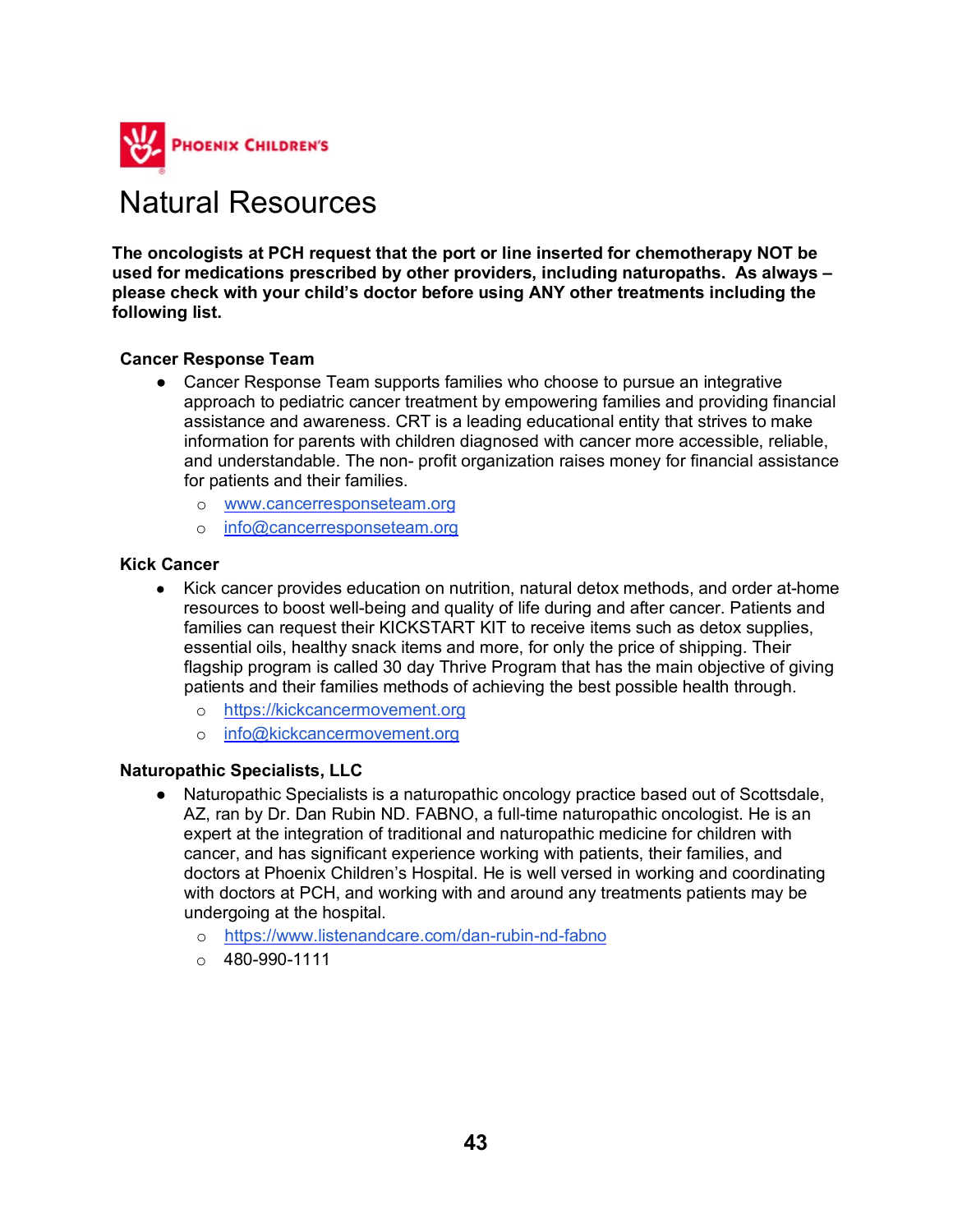PHOENIX CHILDREN'S

# Natural Resources

**The oncologists at PCH request that the port or line inserted for chemotherapy NOT be used for medications prescribed by other providers, including naturopaths. As always – please check with your child's doctor before using ANY other treatments including the following list.**

### Cancer Response Team

- Cancer Response Team supports families who choose to pursue an integrative approach to pediatric cancer treatment by empowering families and providing financial assistance and awareness. CRT is a leading educational entity that strives to make information for parents with children diagnosed with cancer more accessible, reliable, and understandable. The non- profit organization raises money for financial assistance for patients and their families.
  - www.cancerresponseteam.org
  - info@cancerresponseteam.org

### Kick Cancer

- Kick cancer provides education on nutrition, natural detox methods, and order at-home resources to boost well-being and quality of life during and after cancer. Patients and families can request their KICKSTART KIT to receive items such as detox supplies, essential oils, healthy snack items and more, for only the price of shipping. Their flagship program is called 30 day Thrive Program that has the main objective of giving patients and their families methods of achieving the best possible health through.
  - https://kickcancermovement.org
  - info@kickcancermovement.org

### Naturopathic Specialists, LLC

- Naturopathic Specialists is a naturopathic oncology practice based out of Scottsdale, AZ, ran by Dr. Dan Rubin ND. FABNO, a full-time naturopathic oncologist. He is an expert at the integration of traditional and naturopathic medicine for children with cancer, and has significant experience working with patients, their families, and doctors at Phoenix Children's Hospital. He is well versed in working and coordinating with doctors at PCH, and working with and around any treatments patients may be undergoing at the hospital.
  - https://www.listenandcare.com/dan-rubin-nd-fabno
  - 480-990-1111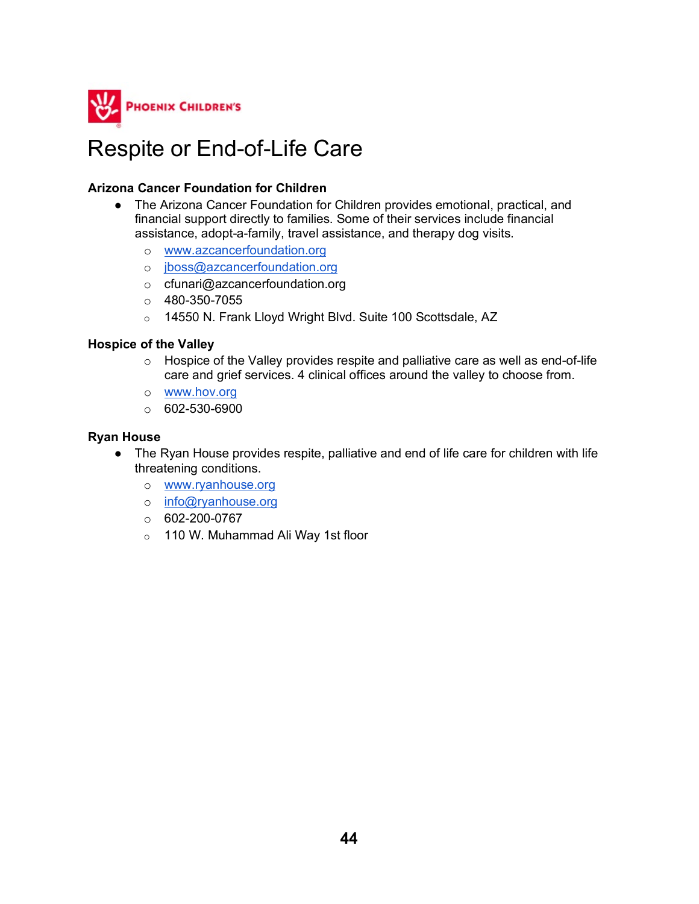PHOENIX CHILDREN'S

# Respite or End-of-Life Care

**Arizona Cancer Foundation for Children**

- The Arizona Cancer Foundation for Children provides emotional, practical, and financial support directly to families. Some of their services include financial assistance, adopt-a-family, travel assistance, and therapy dog visits.
  - www.azcancerfoundation.org
  - jboss@azcancerfoundation.org
  - cfunari@azcancerfoundation.org
  - 480-350-7055
  - 14550 N. Frank Lloyd Wright Blvd. Suite 100 Scottsdale, AZ

**Hospice of the Valley**

  - Hospice of the Valley provides respite and palliative care as well as end-of-life care and grief services. 4 clinical offices around the valley to choose from.
  - www.hov.org
  - 602-530-6900

**Ryan House**

- The Ryan House provides respite, palliative and end of life care for children with life threatening conditions.
  - www.ryanhouse.org
  - info@ryanhouse.org
  - 602-200-0767
  - 110 W. Muhammad Ali Way 1st floor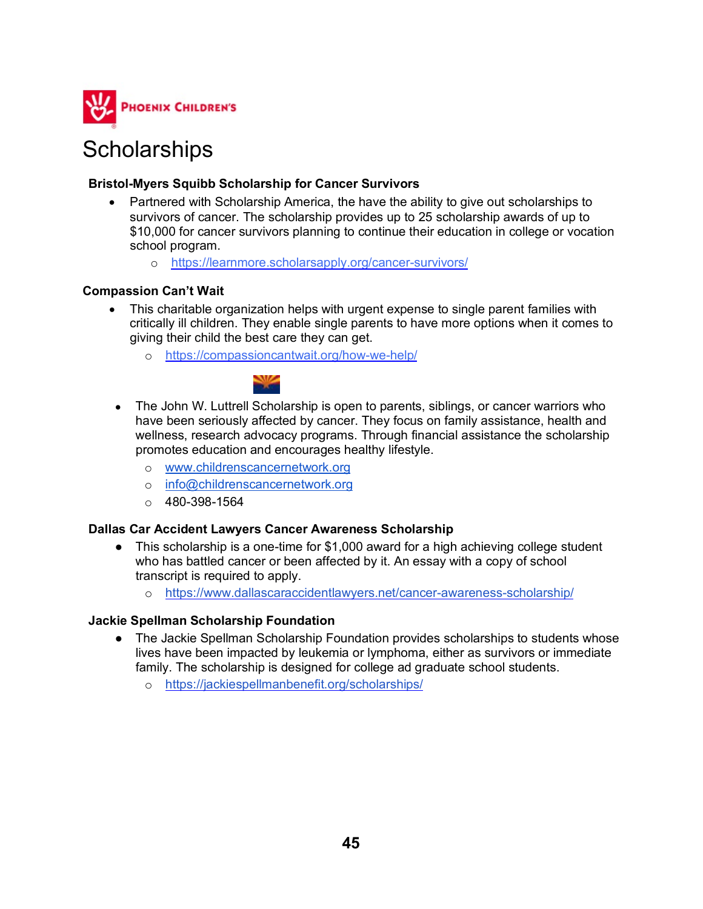# Scholarships

### Bristol-Myers Squibb Scholarship for Cancer Survivors

- Partnered with Scholarship America, the have the ability to give out scholarships to survivors of cancer. The scholarship provides up to 25 scholarship awards of up to $10,000 for cancer survivors planning to continue their education in college or vocation school program.
  - https://learnmore.scholarsapply.org/cancer-survivors/

### Compassion Can't Wait

- This charitable organization helps with urgent expense to single parent families with critically ill children. They enable single parents to have more options when it comes to giving their child the best care they can get.
  - https://compassioncantwait.org/how-we-help/

- The John W. Luttrell Scholarship is open to parents, siblings, or cancer warriors who have been seriously affected by cancer. They focus on family assistance, health and wellness, research advocacy programs. Through financial assistance the scholarship promotes education and encourages healthy lifestyle.
  - www.childrenscancernetwork.org
  - info@childrenscancernetwork.org
  - 480-398-1564

### Dallas Car Accident Lawyers Cancer Awareness Scholarship

- This scholarship is a one-time for $1,000 award for a high achieving college student who has battled cancer or been affected by it. An essay with a copy of school transcript is required to apply.
  - https://www.dallascaraccidentlawyers.net/cancer-awareness-scholarship/

### Jackie Spellman Scholarship Foundation

- The Jackie Spellman Scholarship Foundation provides scholarships to students whose lives have been impacted by leukemia or lymphoma, either as survivors or immediate family. The scholarship is designed for college ad graduate school students.
  - https://jackiespellmanbenefit.org/scholarships/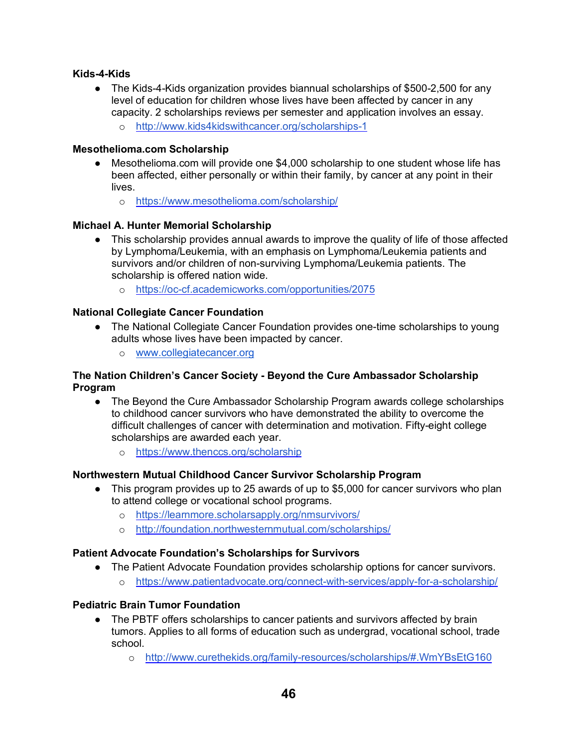**Kids-4-Kids**

- The Kids-4-Kids organization provides biannual scholarships of $500-2,500 for any level of education for children whose lives have been affected by cancer in any capacity. 2 scholarships reviews per semester and application involves an essay.
  - http://www.kids4kidswithcancer.org/scholarships-1

**Mesothelioma.com Scholarship**

- Mesothelioma.com will provide one $4,000 scholarship to one student whose life has been affected, either personally or within their family, by cancer at any point in their lives.
  - https://www.mesothelioma.com/scholarship/

**Michael A. Hunter Memorial Scholarship**

- This scholarship provides annual awards to improve the quality of life of those affected by Lymphoma/Leukemia, with an emphasis on Lymphoma/Leukemia patients and survivors and/or children of non-surviving Lymphoma/Leukemia patients. The scholarship is offered nation wide.
  - https://oc-cf.academicworks.com/opportunities/2075

**National Collegiate Cancer Foundation**

- The National Collegiate Cancer Foundation provides one-time scholarships to young adults whose lives have been impacted by cancer.
  - www.collegiatecancer.org

**The Nation Children's Cancer Society - Beyond the Cure Ambassador Scholarship Program**

- The Beyond the Cure Ambassador Scholarship Program awards college scholarships to childhood cancer survivors who have demonstrated the ability to overcome the difficult challenges of cancer with determination and motivation. Fifty-eight college scholarships are awarded each year.
  - https://www.thenccs.org/scholarship

**Northwestern Mutual Childhood Cancer Survivor Scholarship Program**

- This program provides up to 25 awards of up to $5,000 for cancer survivors who plan to attend college or vocational school programs.
  - https://learnmore.scholarsapply.org/nmsurvivors/
  - http://foundation.northwesternmutual.com/scholarships/

**Patient Advocate Foundation's Scholarships for Survivors**

- The Patient Advocate Foundation provides scholarship options for cancer survivors.
  - https://www.patientadvocate.org/connect-with-services/apply-for-a-scholarship/

**Pediatric Brain Tumor Foundation**

- The PBTF offers scholarships to cancer patients and survivors affected by brain tumors. Applies to all forms of education such as undergrad, vocational school, trade school.
  - http://www.curethekids.org/family-resources/scholarships/#.WmYBsEtG160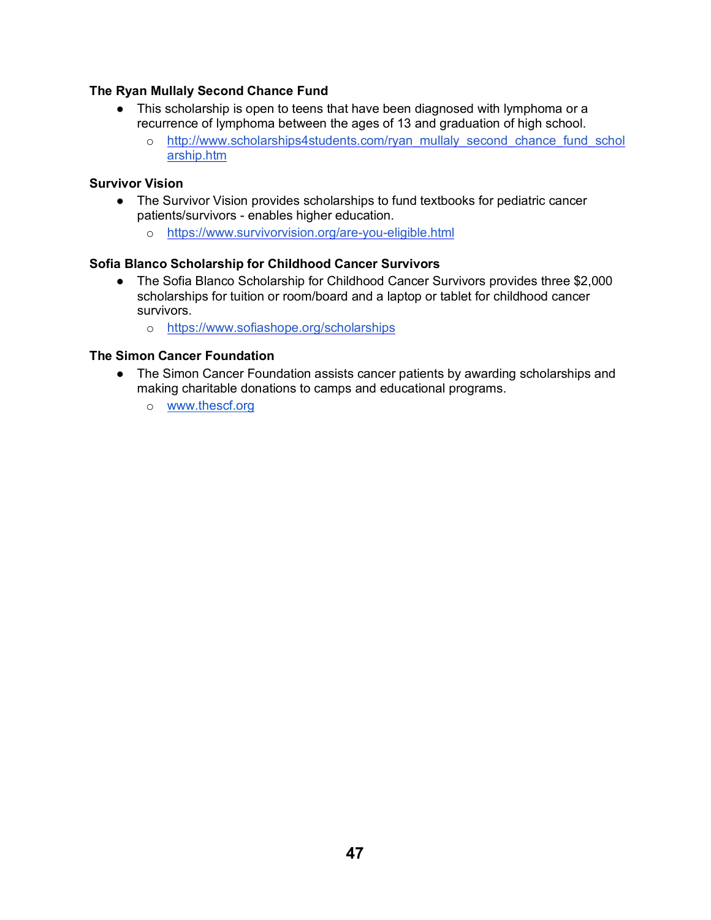**The Ryan Mullaly Second Chance Fund**

- This scholarship is open to teens that have been diagnosed with lymphoma or a recurrence of lymphoma between the ages of 13 and graduation of high school.
  - http://www.scholarships4students.com/ryan_mullaly_second_chance_fund_scholarship.htm

**Survivor Vision**

- The Survivor Vision provides scholarships to fund textbooks for pediatric cancer patients/survivors - enables higher education.
  - https://www.survivorvision.org/are-you-eligible.html

**Sofia Blanco Scholarship for Childhood Cancer Survivors**

- The Sofia Blanco Scholarship for Childhood Cancer Survivors provides three $2,000 scholarships for tuition or room/board and a laptop or tablet for childhood cancer survivors.
  - https://www.sofiashope.org/scholarships

**The Simon Cancer Foundation**

- The Simon Cancer Foundation assists cancer patients by awarding scholarships and making charitable donations to camps and educational programs.
  - www.thescf.org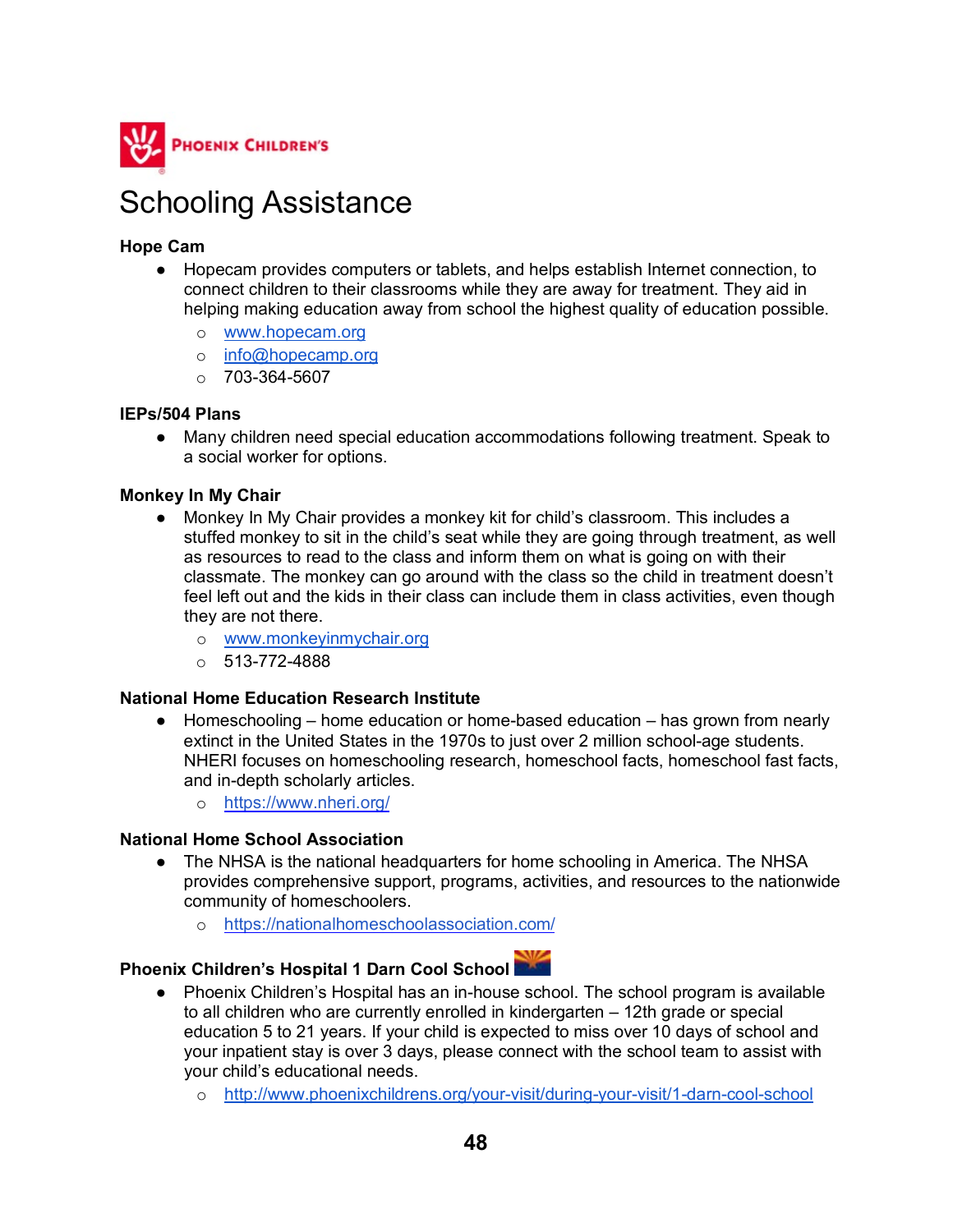PHOENIX CHILDREN'S

# Schooling Assistance

**Hope Cam**

- Hopecam provides computers or tablets, and helps establish Internet connection, to connect children to their classrooms while they are away for treatment. They aid in helping making education away from school the highest quality of education possible.
  - www.hopecam.org
  - info@hopecamp.org
  - 703-364-5607

**IEPs/504 Plans**

- Many children need special education accommodations following treatment. Speak to a social worker for options.

**Monkey In My Chair**

- Monkey In My Chair provides a monkey kit for child's classroom. This includes a stuffed monkey to sit in the child's seat while they are going through treatment, as well as resources to read to the class and inform them on what is going on with their classmate. The monkey can go around with the class so the child in treatment doesn't feel left out and the kids in their class can include them in class activities, even though they are not there.
  - www.monkeyinmychair.org
  - 513-772-4888

**National Home Education Research Institute**

- Homeschooling – home education or home-based education – has grown from nearly extinct in the United States in the 1970s to just over 2 million school-age students. NHERI focuses on homeschooling research, homeschool facts, homeschool fast facts, and in-depth scholarly articles.
  - https://www.nheri.org/

**National Home School Association**

- The NHSA is the national headquarters for home schooling in America. The NHSA provides comprehensive support, programs, activities, and resources to the nationwide community of homeschoolers.
  - https://nationalhomeschoolassociation.com/

**Phoenix Children's Hospital 1 Darn Cool School**

- Phoenix Children's Hospital has an in-house school. The school program is available to all children who are currently enrolled in kindergarten – 12th grade or special education 5 to 21 years. If your child is expected to miss over 10 days of school and your inpatient stay is over 3 days, please connect with the school team to assist with your child's educational needs.
  - http://www.phoenixchildrens.org/your-visit/during-your-visit/1-darn-cool-school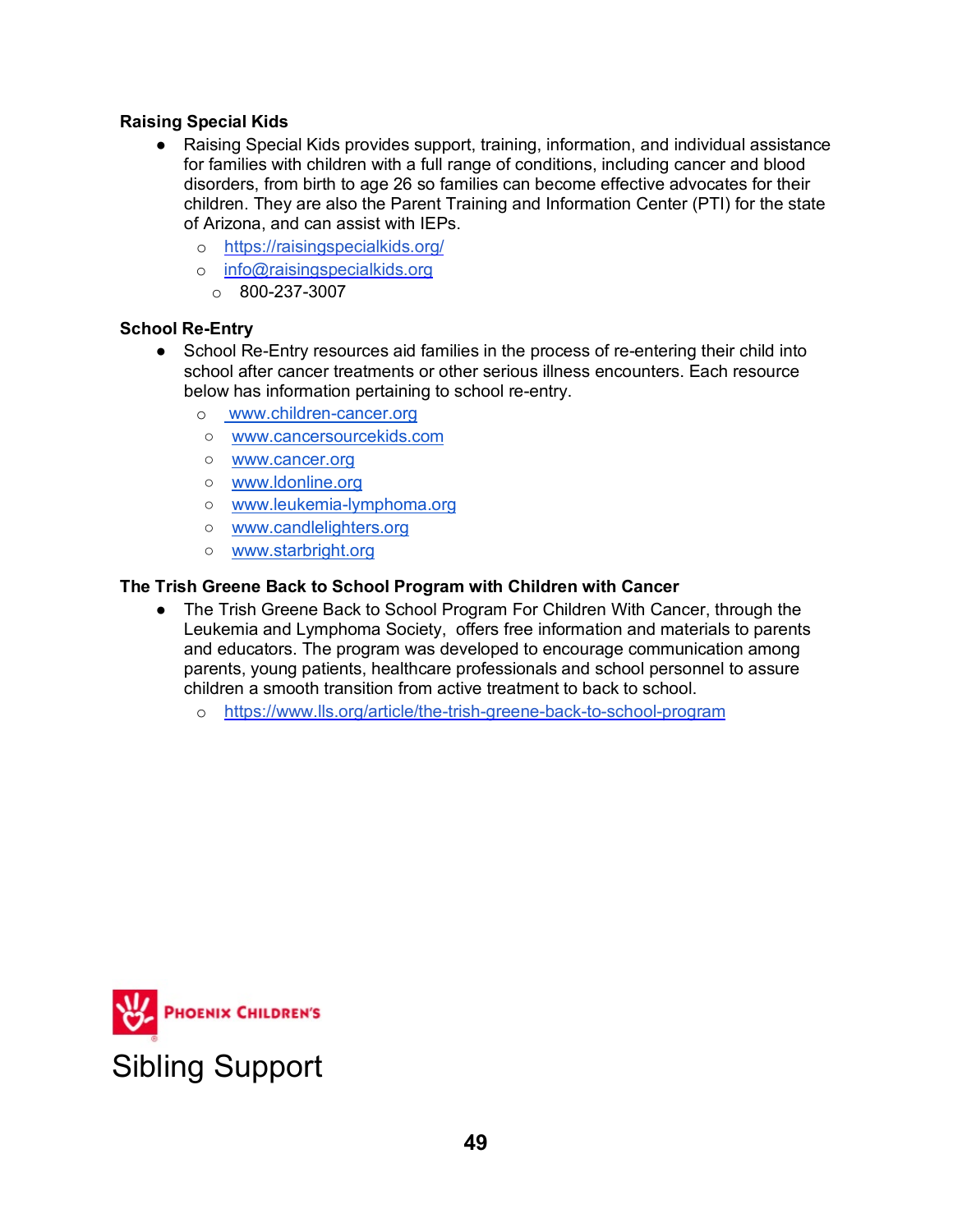**Raising Special Kids**

- Raising Special Kids provides support, training, information, and individual assistance for families with children with a full range of conditions, including cancer and blood disorders, from birth to age 26 so families can become effective advocates for their children. They are also the Parent Training and Information Center (PTI) for the state of Arizona, and can assist with IEPs.
  - https://raisingspecialkids.org/
  - info@raisingspecialkids.org
  - 800-237-3007

**School Re-Entry**

- School Re-Entry resources aid families in the process of re-entering their child into school after cancer treatments or other serious illness encounters. Each resource below has information pertaining to school re-entry.
  - www.children-cancer.org
  - www.cancersourcekids.com
  - www.cancer.org
  - www.ldonline.org
  - www.leukemia-lymphoma.org
  - www.candlelighters.org
  - www.starbright.org

**The Trish Greene Back to School Program with Children with Cancer**

- The Trish Greene Back to School Program For Children With Cancer, through the Leukemia and Lymphoma Society, offers free information and materials to parents and educators. The program was developed to encourage communication among parents, young patients, healthcare professionals and school personnel to assure children a smooth transition from active treatment to back to school.
  - https://www.lls.org/article/the-trish-greene-back-to-school-program

# Sibling Support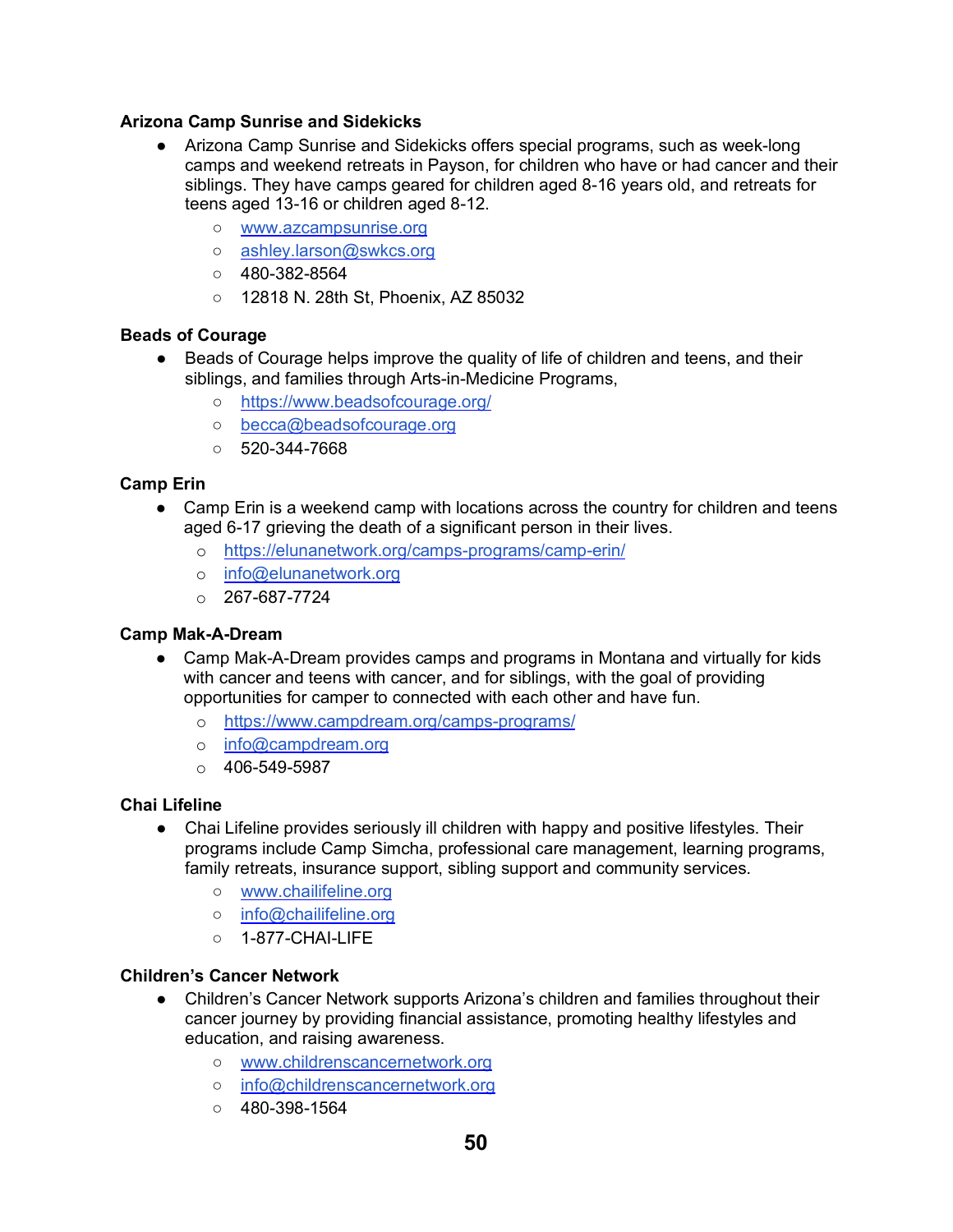**Arizona Camp Sunrise and Sidekicks**

- Arizona Camp Sunrise and Sidekicks offers special programs, such as week-long camps and weekend retreats in Payson, for children who have or had cancer and their siblings. They have camps geared for children aged 8-16 years old, and retreats for teens aged 13-16 or children aged 8-12.
    - www.azcampsunrise.org
    - ashley.larson@swkcs.org
    - 480-382-8564
    - 12818 N. 28th St, Phoenix, AZ 85032

**Beads of Courage**

- Beads of Courage helps improve the quality of life of children and teens, and their siblings, and families through Arts-in-Medicine Programs,
    - https://www.beadsofcourage.org/
    - becca@beadsofcourage.org
    - 520-344-7668

**Camp Erin**

- Camp Erin is a weekend camp with locations across the country for children and teens aged 6-17 grieving the death of a significant person in their lives.
    - https://elunanetwork.org/camps-programs/camp-erin/
    - info@elunanetwork.org
    - 267-687-7724

**Camp Mak-A-Dream**

- Camp Mak-A-Dream provides camps and programs in Montana and virtually for kids with cancer and teens with cancer, and for siblings, with the goal of providing opportunities for camper to connected with each other and have fun.
    - https://www.campdream.org/camps-programs/
    - info@campdream.org
    - 406-549-5987

**Chai Lifeline**

- Chai Lifeline provides seriously ill children with happy and positive lifestyles. Their programs include Camp Simcha, professional care management, learning programs, family retreats, insurance support, sibling support and community services.
    - www.chailifeline.org
    - info@chailifeline.org
    - 1-877-CHAI-LIFE

**Children's Cancer Network**

- Children's Cancer Network supports Arizona's children and families throughout their cancer journey by providing financial assistance, promoting healthy lifestyles and education, and raising awareness.
    - www.childrenscancernetwork.org
    - info@childrenscancernetwork.org
    - 480-398-1564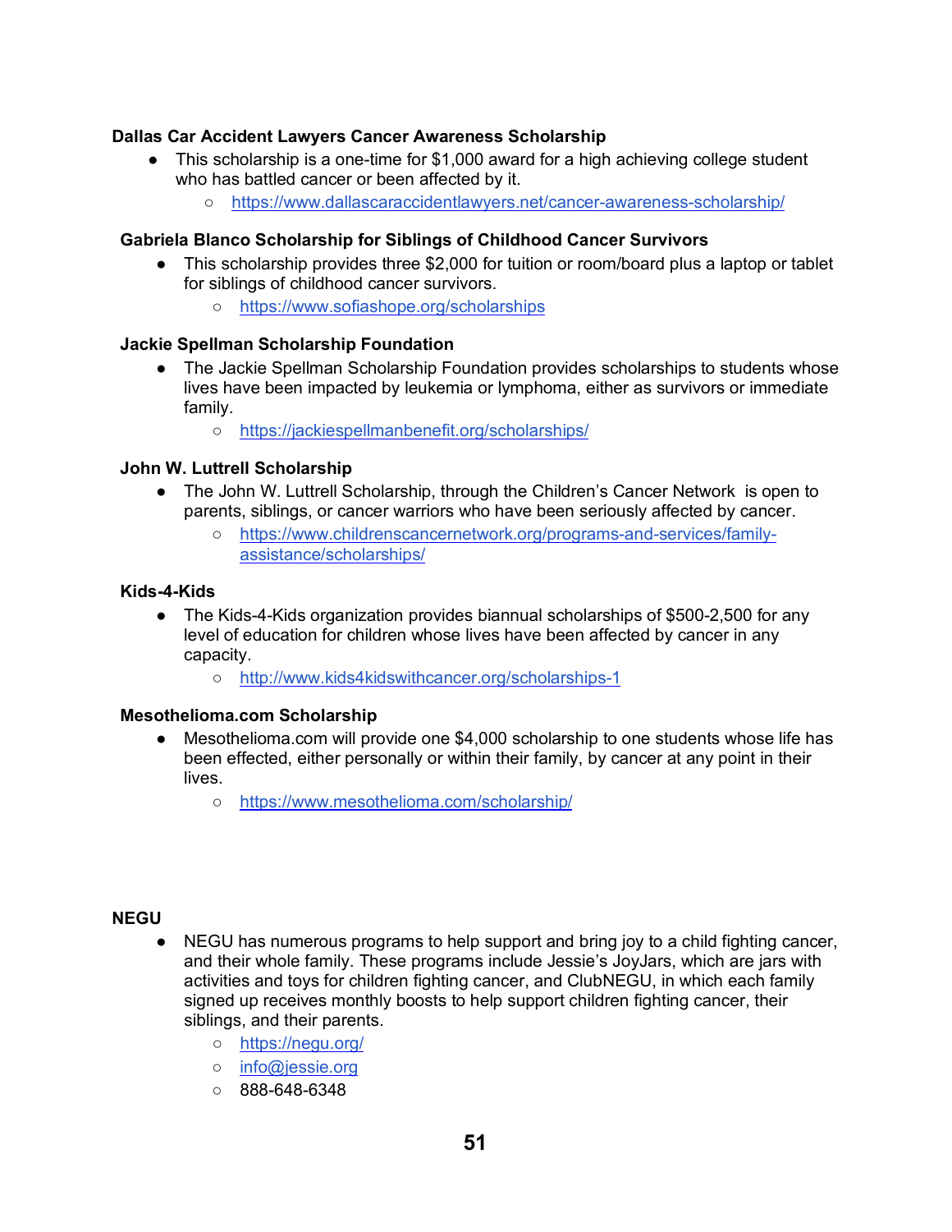**Dallas Car Accident Lawyers Cancer Awareness Scholarship**

- This scholarship is a one-time for $1,000 award for a high achieving college student who has battled cancer or been affected by it.
  - https://www.dallascaraccidentlawyers.net/cancer-awareness-scholarship/

**Gabriela Blanco Scholarship for Siblings of Childhood Cancer Survivors**

- This scholarship provides three $2,000 for tuition or room/board plus a laptop or tablet for siblings of childhood cancer survivors.
  - https://www.sofiashope.org/scholarships

**Jackie Spellman Scholarship Foundation**

- The Jackie Spellman Scholarship Foundation provides scholarships to students whose lives have been impacted by leukemia or lymphoma, either as survivors or immediate family.
  - https://jackiespellmanbenefit.org/scholarships/

**John W. Luttrell Scholarship**

- The John W. Luttrell Scholarship, through the Children's Cancer Network is open to parents, siblings, or cancer warriors who have been seriously affected by cancer.
  - https://www.childrenscancernetwork.org/programs-and-services/family-assistance/scholarships/

**Kids-4-Kids**

- The Kids-4-Kids organization provides biannual scholarships of $500-2,500 for any level of education for children whose lives have been affected by cancer in any capacity.
  - http://www.kids4kidswithcancer.org/scholarships-1

**Mesothelioma.com Scholarship**

- Mesothelioma.com will provide one $4,000 scholarship to one students whose life has been effected, either personally or within their family, by cancer at any point in their lives.
  - https://www.mesothelioma.com/scholarship/

**NEGU**

- NEGU has numerous programs to help support and bring joy to a child fighting cancer, and their whole family. These programs include Jessie's JoyJars, which are jars with activities and toys for children fighting cancer, and ClubNEGU, in which each family signed up receives monthly boosts to help support children fighting cancer, their siblings, and their parents.
  - https://negu.org/
  - info@jessie.org
  - 888-648-6348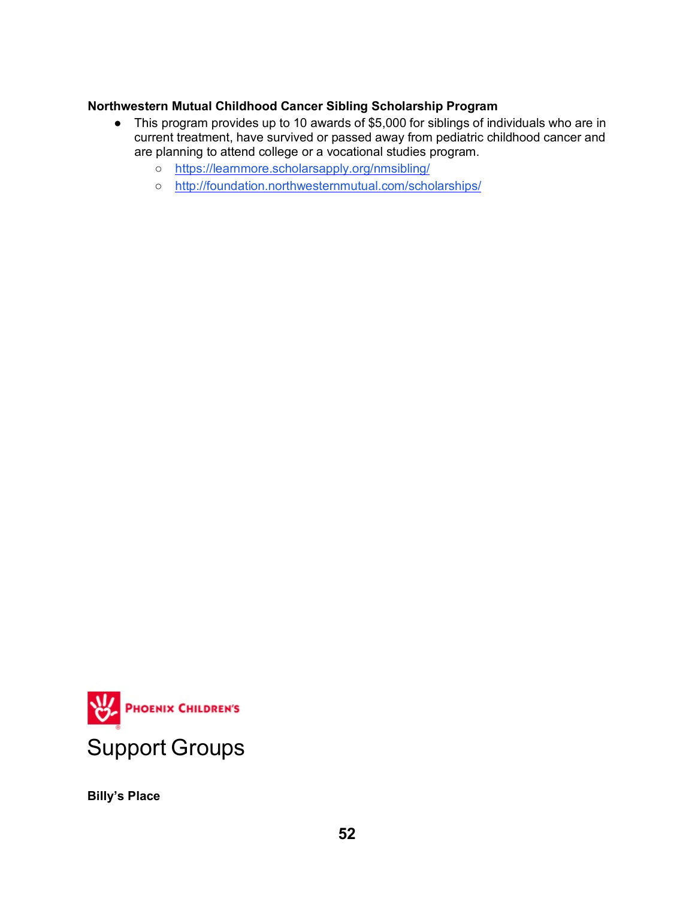**Northwestern Mutual Childhood Cancer Sibling Scholarship Program**

- This program provides up to 10 awards of $5,000 for siblings of individuals who are in current treatment, have survived or passed away from pediatric childhood cancer and are planning to attend college or a vocational studies program.
  - https://learnmore.scholarsapply.org/nmsibling/
  - http://foundation.northwesternmutual.com/scholarships/

PHOENIX CHILDREN'S

# Support Groups

**Billy's Place**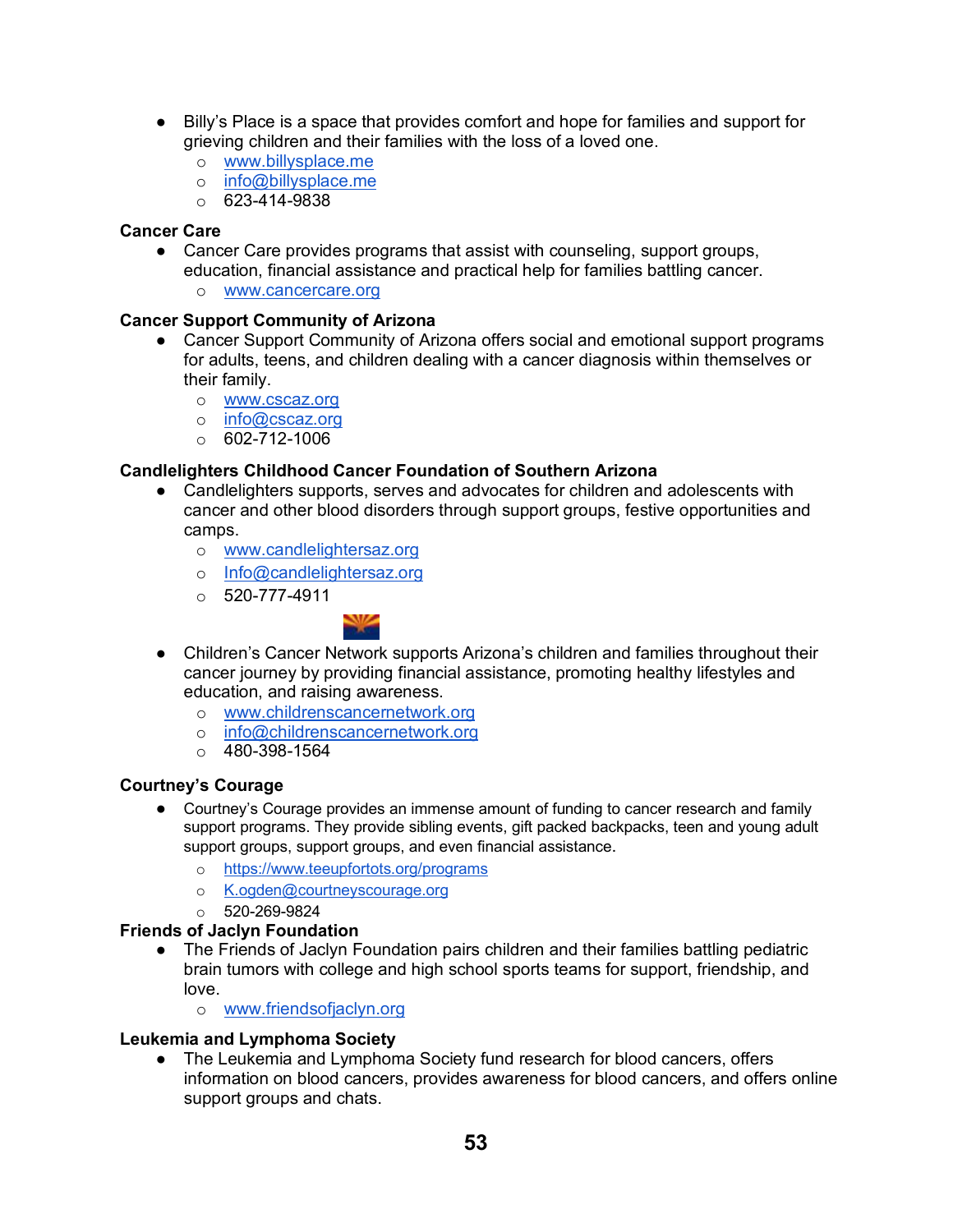- Billy's Place is a space that provides comfort and hope for families and support for grieving children and their families with the loss of a loved one.
    - www.billysplace.me
    - info@billysplace.me
    - 623-414-9838

**Cancer Care**

- Cancer Care provides programs that assist with counseling, support groups, education, financial assistance and practical help for families battling cancer.
    - www.cancercare.org

**Cancer Support Community of Arizona**

- Cancer Support Community of Arizona offers social and emotional support programs for adults, teens, and children dealing with a cancer diagnosis within themselves or their family.
    - www.cscaz.org
    - info@cscaz.org
    - 602-712-1006

**Candlelighters Childhood Cancer Foundation of Southern Arizona**

- Candlelighters supports, serves and advocates for children and adolescents with cancer and other blood disorders through support groups, festive opportunities and camps.
    - www.candlelightersaz.org
    - Info@candlelightersaz.org
    - 520-777-4911

- Children's Cancer Network supports Arizona's children and families throughout their cancer journey by providing financial assistance, promoting healthy lifestyles and education, and raising awareness.
    - www.childrenscancernetwork.org
    - info@childrenscancernetwork.org
    - 480-398-1564

**Courtney's Courage**

- Courtney's Courage provides an immense amount of funding to cancer research and family support programs. They provide sibling events, gift packed backpacks, teen and young adult support groups, support groups, and even financial assistance.
    - https://www.teeupfortots.org/programs
    - K.ogden@courtneyscourage.org
    - 520-269-9824

**Friends of Jaclyn Foundation**

- The Friends of Jaclyn Foundation pairs children and their families battling pediatric brain tumors with college and high school sports teams for support, friendship, and love.
    - www.friendsofjaclyn.org

**Leukemia and Lymphoma Society**

- The Leukemia and Lymphoma Society fund research for blood cancers, offers information on blood cancers, provides awareness for blood cancers, and offers online support groups and chats.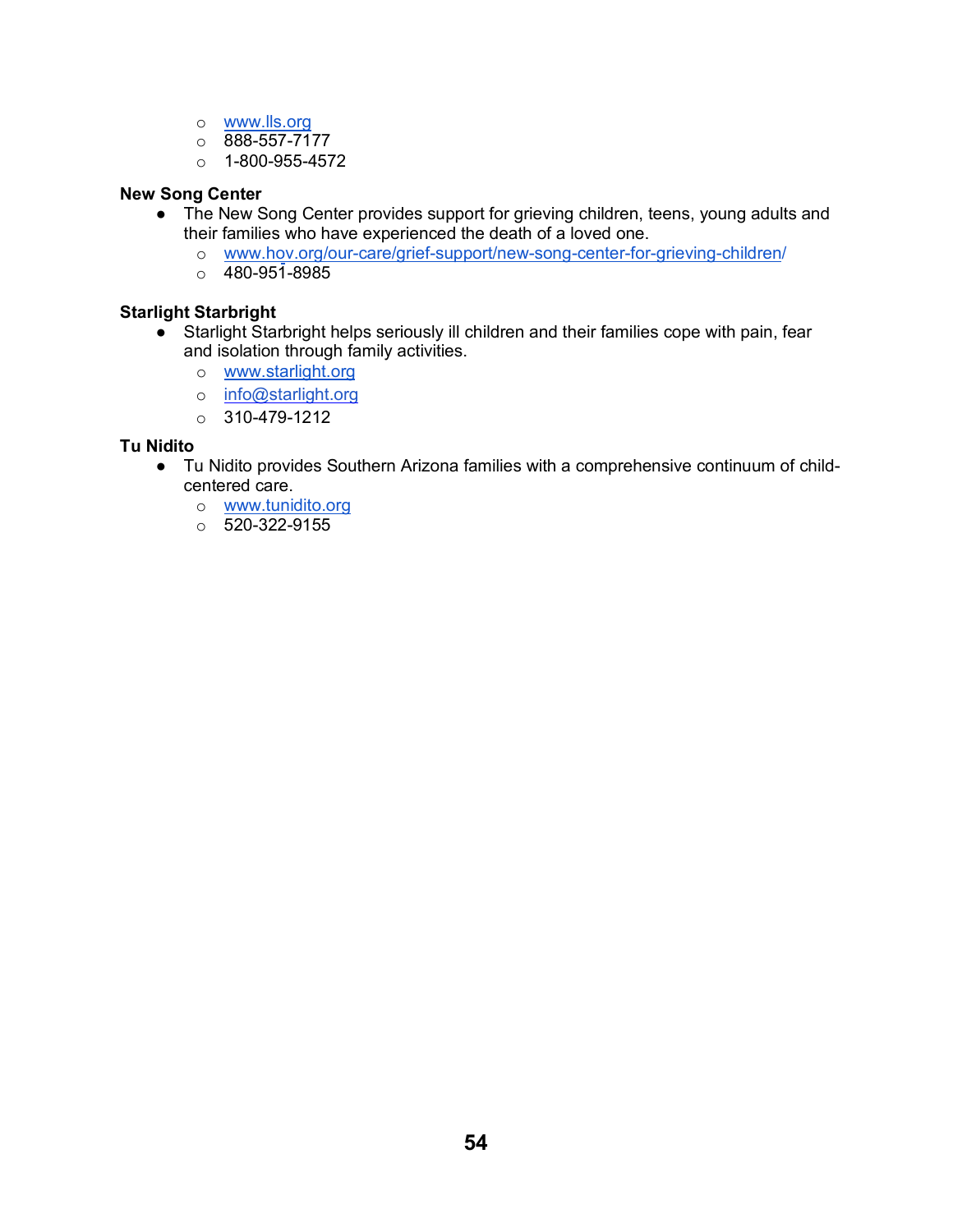- www.lls.org
  - 888-557-7177
  - 1-800-955-4572

**New Song Center**

- The New Song Center provides support for grieving children, teens, young adults and their families who have experienced the death of a loved one.
  - www.hov.org/our-care/grief-support/new-song-center-for-grieving-children/
  - 480-951-8985

**Starlight Starbright**

- Starlight Starbright helps seriously ill children and their families cope with pain, fear and isolation through family activities.
  - www.starlight.org
  - info@starlight.org
  - 310-479-1212

**Tu Nidito**

- Tu Nidito provides Southern Arizona families with a comprehensive continuum of child-centered care.
  - www.tunidito.org
  - 520-322-9155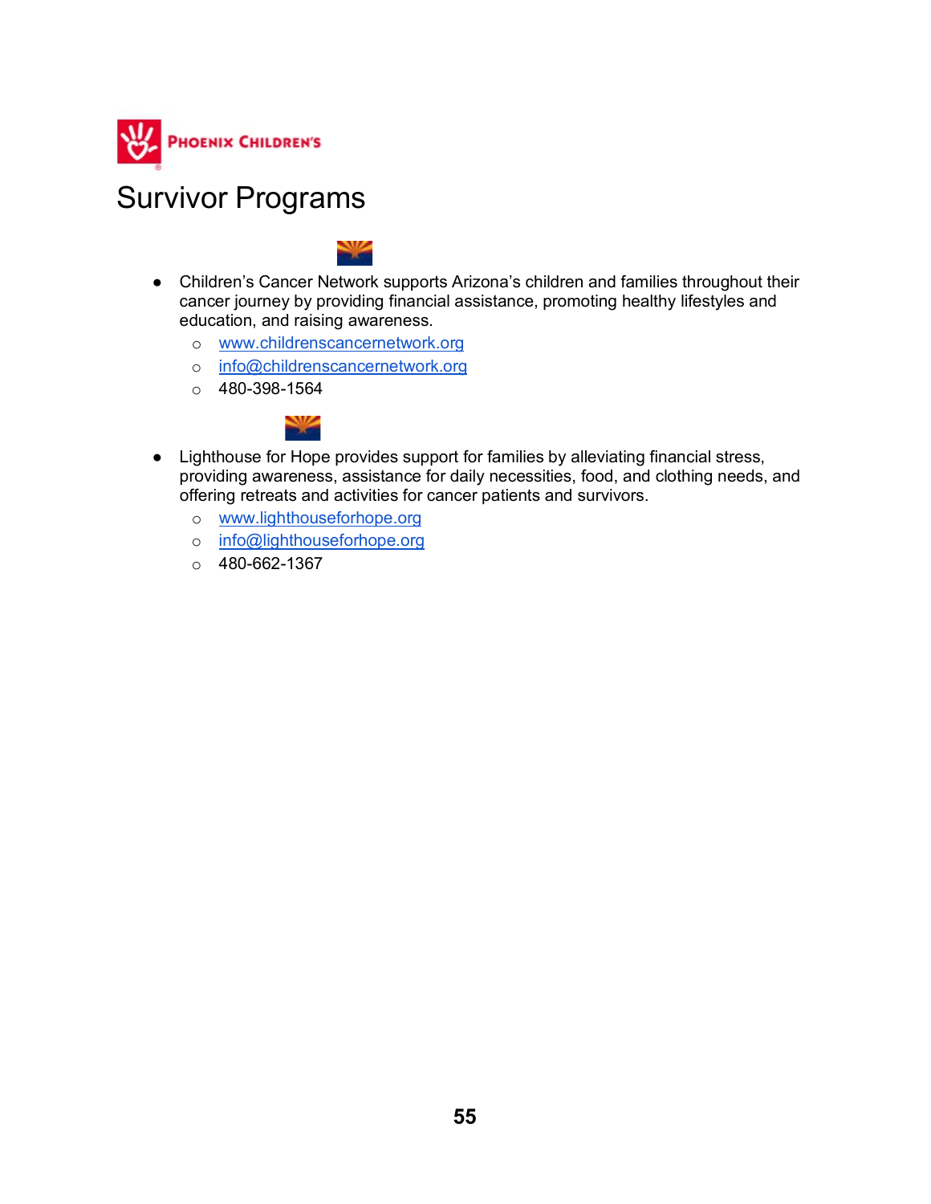PHOENIX CHILDREN'S

# Survivor Programs

- Children's Cancer Network supports Arizona's children and families throughout their cancer journey by providing financial assistance, promoting healthy lifestyles and education, and raising awareness.
  - www.childrenscancernetwork.org
  - info@childrenscancernetwork.org
  - 480-398-1564

- Lighthouse for Hope provides support for families by alleviating financial stress, providing awareness, assistance for daily necessities, food, and clothing needs, and offering retreats and activities for cancer patients and survivors.
  - www.lighthouseforhope.org
  - info@lighthouseforhope.org
  - 480-662-1367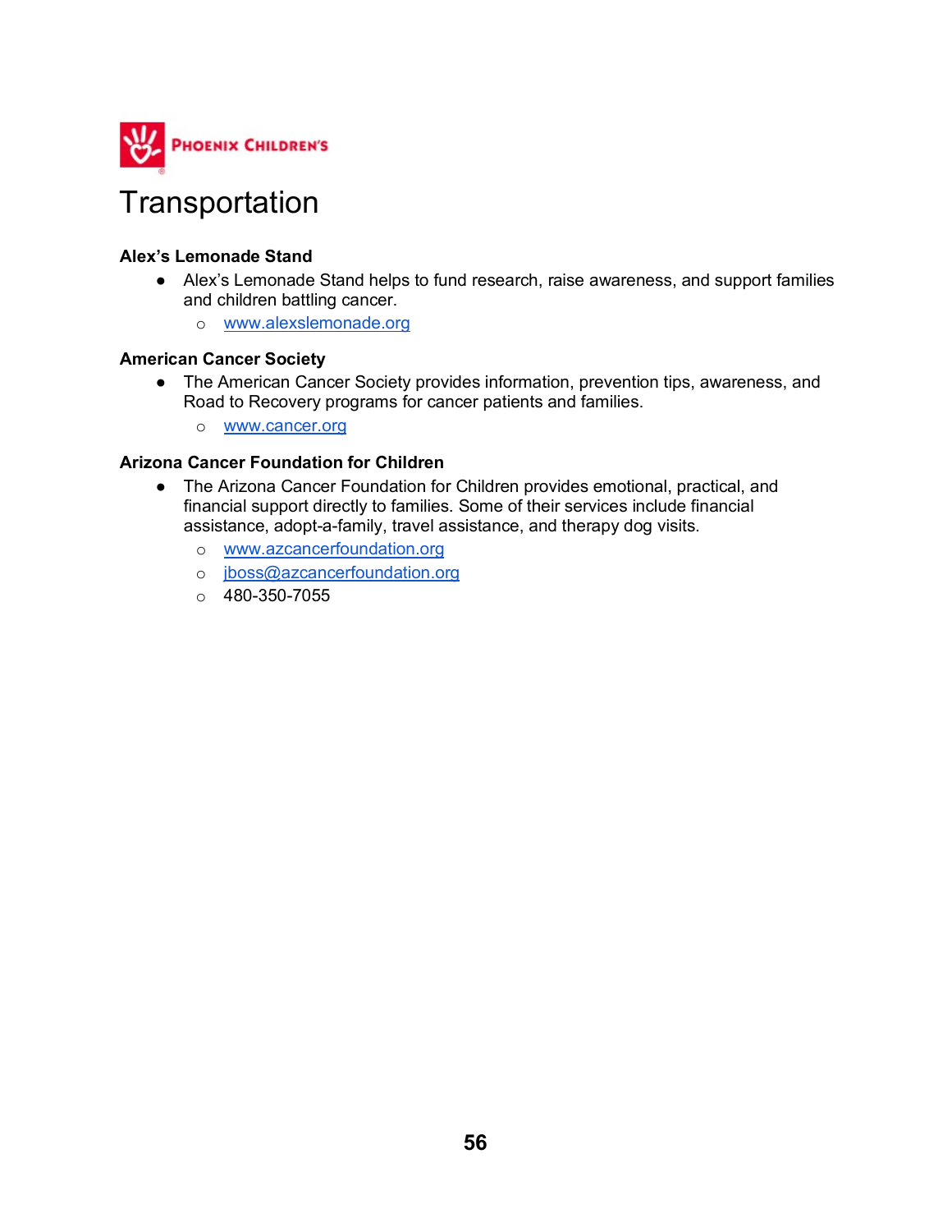# Transportation

**Alex's Lemonade Stand**

- Alex's Lemonade Stand helps to fund research, raise awareness, and support families and children battling cancer.
  - www.alexslemonade.org

**American Cancer Society**

- The American Cancer Society provides information, prevention tips, awareness, and Road to Recovery programs for cancer patients and families.
  - www.cancer.org

**Arizona Cancer Foundation for Children**

- The Arizona Cancer Foundation for Children provides emotional, practical, and financial support directly to families. Some of their services include financial assistance, adopt-a-family, travel assistance, and therapy dog visits.
  - www.azcancerfoundation.org
  - jboss@azcancerfoundation.org
  - 480-350-7055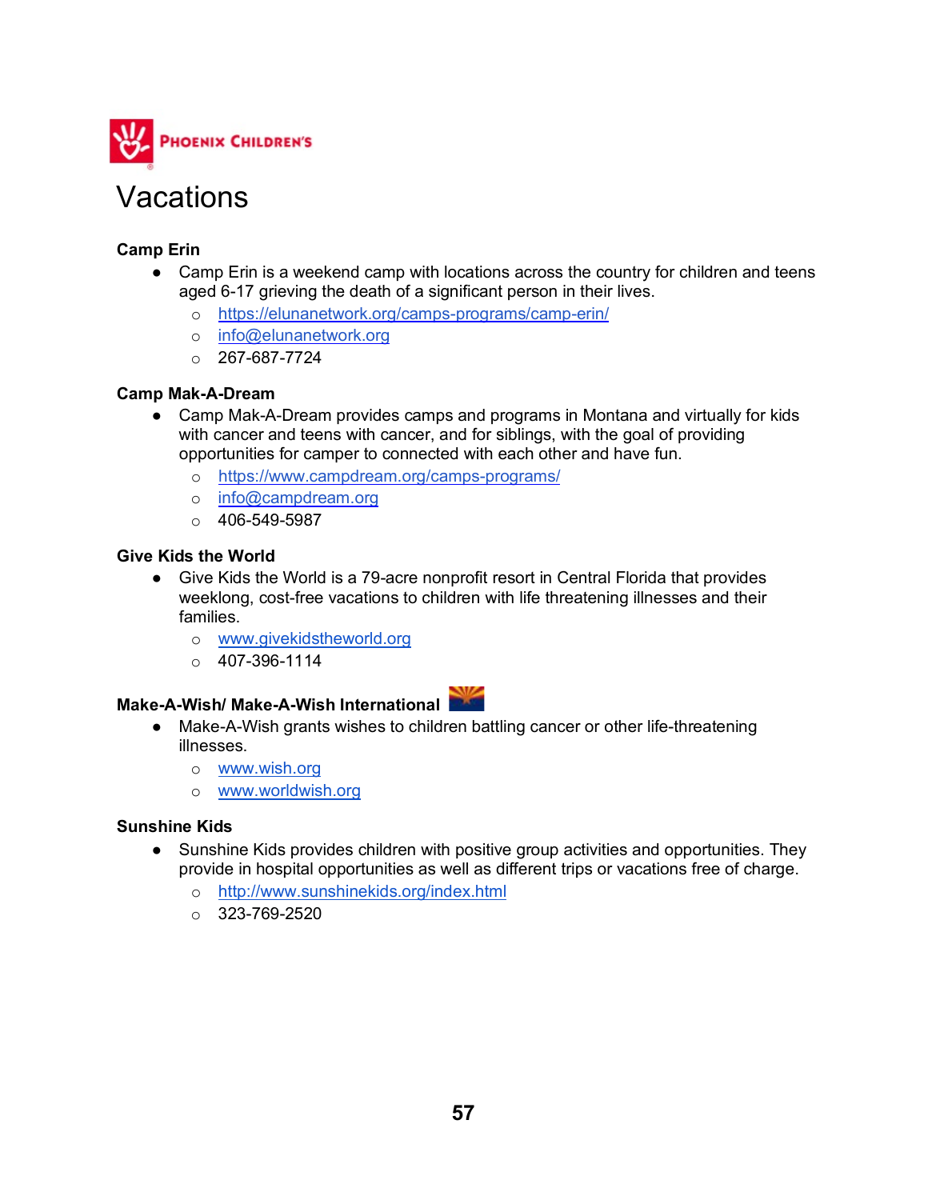# Vacations

### Camp Erin

- Camp Erin is a weekend camp with locations across the country for children and teens aged 6-17 grieving the death of a significant person in their lives.
  - https://elunanetwork.org/camps-programs/camp-erin/
  - info@elunanetwork.org
  - 267-687-7724

### Camp Mak-A-Dream

- Camp Mak-A-Dream provides camps and programs in Montana and virtually for kids with cancer and teens with cancer, and for siblings, with the goal of providing opportunities for camper to connected with each other and have fun.
  - https://www.campdream.org/camps-programs/
  - info@campdream.org
  - 406-549-5987

### Give Kids the World

- Give Kids the World is a 79-acre nonprofit resort in Central Florida that provides weeklong, cost-free vacations to children with life threatening illnesses and their families.
  - www.givekidstheworld.org
  - 407-396-1114

### Make-A-Wish/ Make-A-Wish International

- Make-A-Wish grants wishes to children battling cancer or other life-threatening illnesses.
  - www.wish.org
  - www.worldwish.org

### Sunshine Kids

- Sunshine Kids provides children with positive group activities and opportunities. They provide in hospital opportunities as well as different trips or vacations free of charge.
  - http://www.sunshinekids.org/index.html
  - 323-769-2520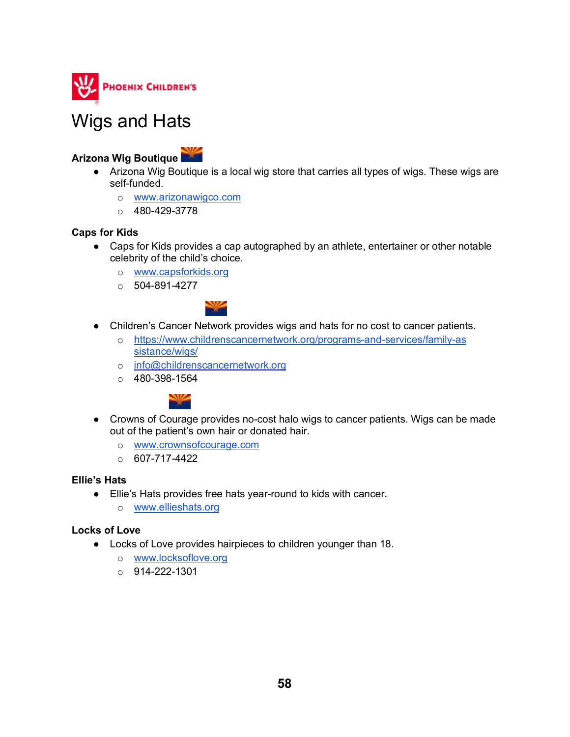Phoenix Children's

# Wigs and Hats

**Arizona Wig Boutique**

- Arizona Wig Boutique is a local wig store that carries all types of wigs. These wigs are self-funded.
  - www.arizonawigco.com
  - 480-429-3778

**Caps for Kids**

- Caps for Kids provides a cap autographed by an athlete, entertainer or other notable celebrity of the child's choice.
  - www.capsforkids.org
  - 504-891-4277

- Children's Cancer Network provides wigs and hats for no cost to cancer patients.
  - https://www.childrenscancernetwork.org/programs-and-services/family-assistance/wigs/
  - info@childrenscancernetwork.org
  - 480-398-1564

- Crowns of Courage provides no-cost halo wigs to cancer patients. Wigs can be made out of the patient's own hair or donated hair.
  - www.crownsofcourage.com
  - 607-717-4422

**Ellie's Hats**

- Ellie's Hats provides free hats year-round to kids with cancer.
  - www.ellieshats.org

**Locks of Love**

- Locks of Love provides hairpieces to children younger than 18.
  - www.locksoflove.org
  - 914-222-1301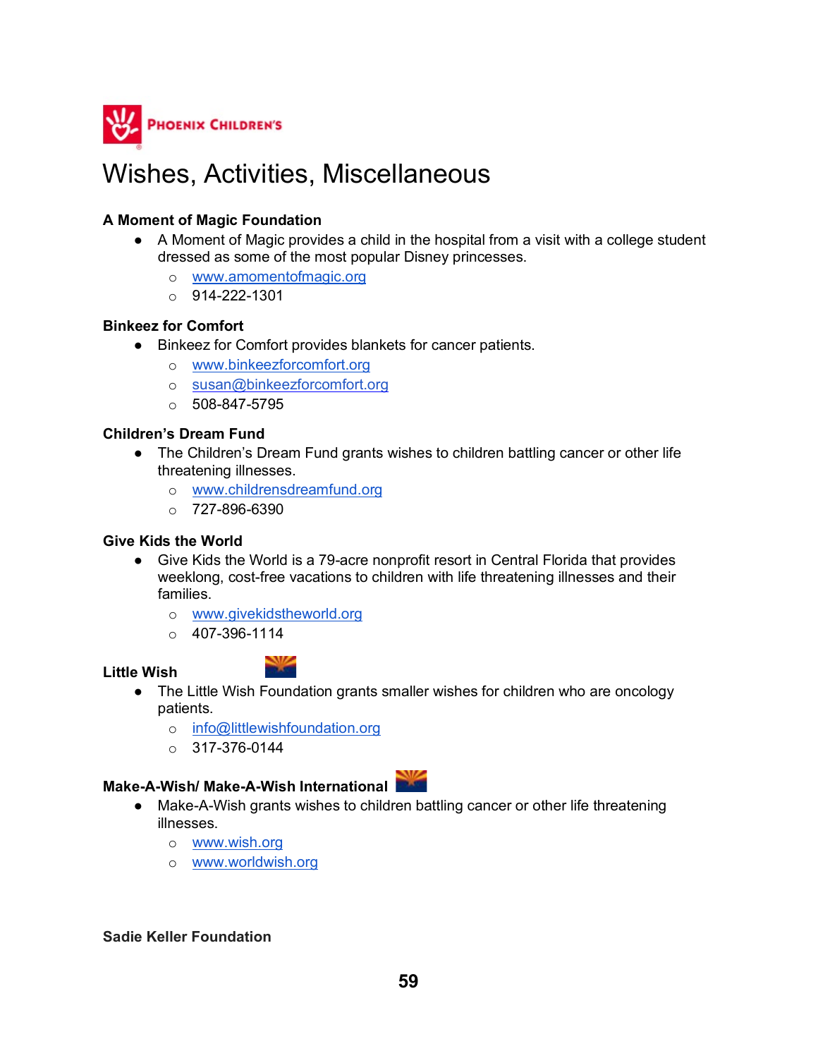PHOENIX CHILDREN'S

# Wishes, Activities, Miscellaneous

**A Moment of Magic Foundation**

- A Moment of Magic provides a child in the hospital from a visit with a college student dressed as some of the most popular Disney princesses.
  - www.amomentofmagic.org
  - 914-222-1301

**Binkeez for Comfort**

- Binkeez for Comfort provides blankets for cancer patients.
  - www.binkeezforcomfort.org
  - susan@binkeezforcomfort.org
  - 508-847-5795

**Children's Dream Fund**

- The Children's Dream Fund grants wishes to children battling cancer or other life threatening illnesses.
  - www.childrensdreamfund.org
  - 727-896-6390

**Give Kids the World**

- Give Kids the World is a 79-acre nonprofit resort in Central Florida that provides weeklong, cost-free vacations to children with life threatening illnesses and their families.
  - www.givekidstheworld.org
  - 407-396-1114

**Little Wish**

- The Little Wish Foundation grants smaller wishes for children who are oncology patients.
  - info@littlewishfoundation.org
  - 317-376-0144

**Make-A-Wish/ Make-A-Wish International**

- Make-A-Wish grants wishes to children battling cancer or other life threatening illnesses.
  - www.wish.org
  - www.worldwish.org

**Sadie Keller Foundation**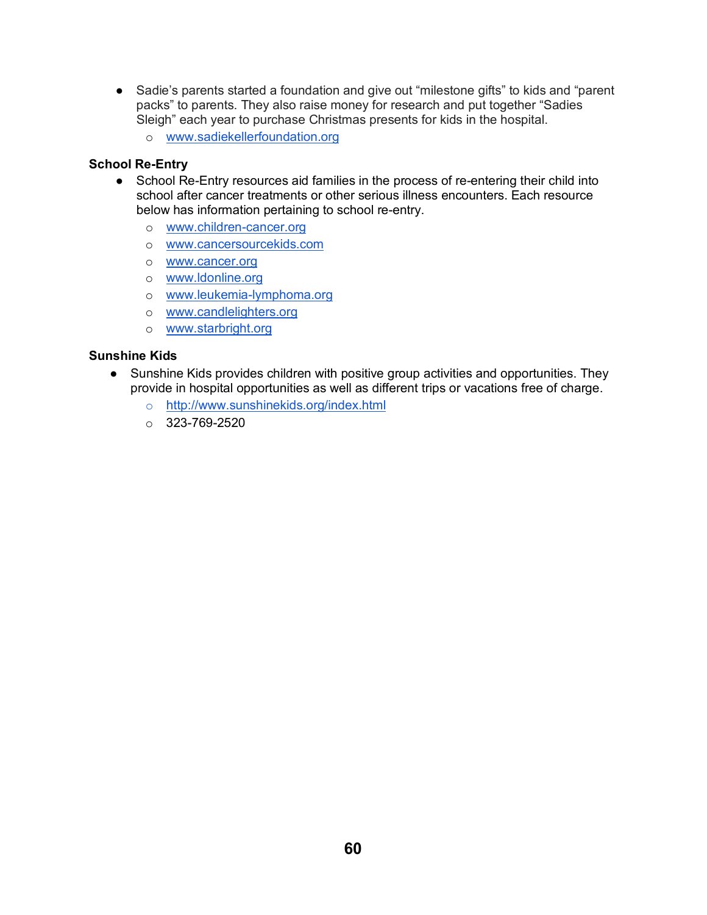- Sadie's parents started a foundation and give out "milestone gifts" to kids and "parent packs" to parents. They also raise money for research and put together "Sadies Sleigh" each year to purchase Christmas presents for kids in the hospital.
  - www.sadiekellerfoundation.org

**School Re-Entry**

- School Re-Entry resources aid families in the process of re-entering their child into school after cancer treatments or other serious illness encounters. Each resource below has information pertaining to school re-entry.
  - www.children-cancer.org
  - www.cancersourcekids.com
  - www.cancer.org
  - www.ldonline.org
  - www.leukemia-lymphoma.org
  - www.candlelighters.org
  - www.starbright.org

**Sunshine Kids**

- Sunshine Kids provides children with positive group activities and opportunities. They provide in hospital opportunities as well as different trips or vacations free of charge.
  - http://www.sunshinekids.org/index.html
  - 323-769-2520